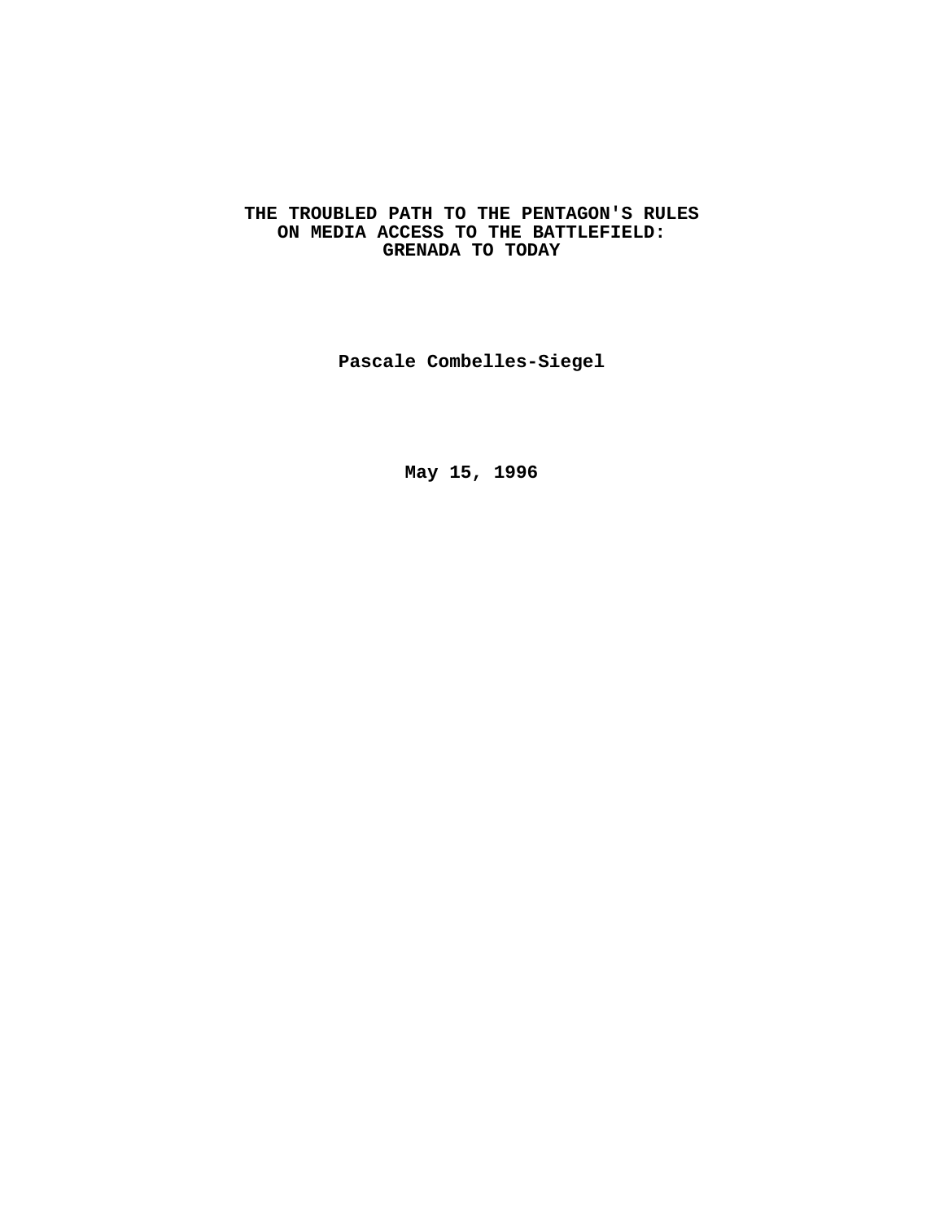# THE TROUBLED PATH TO THE PENTAGON'S RULES ON MEDIA ACCESS TO THE BATTLEFIELD: GRENADA TO TODAY

**Pascale Combelles-Siegel**

**May 15, 1996**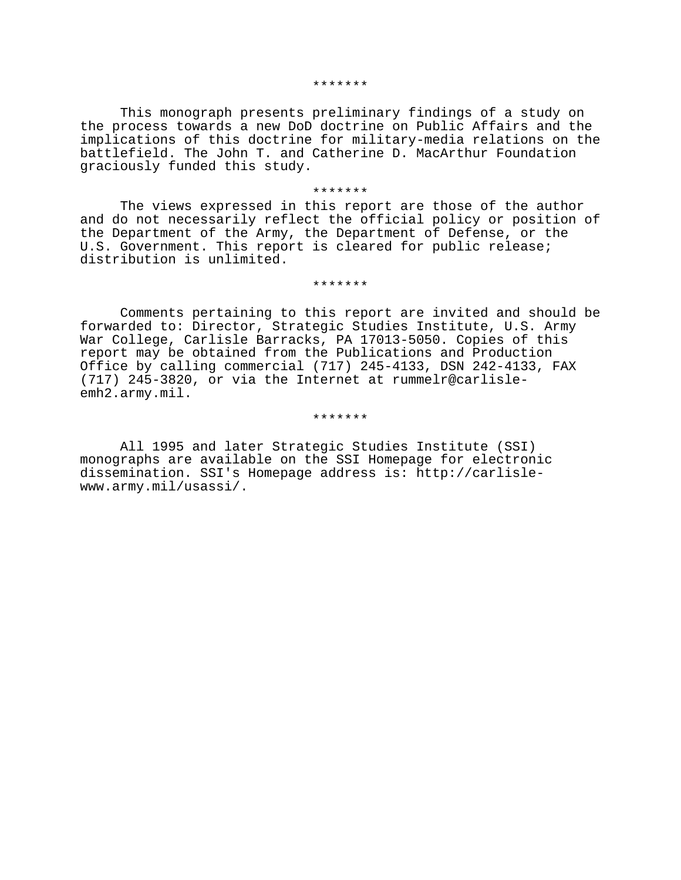*******

This monograph presents preliminary findings of a study on the process towards a new DoD doctrine on Public Affairs and the implications of this doctrine for military-media relations on the battlefield. The John T. and Catherine D. MacArthur Foundation graciously funded this study.

*******

The views expressed in this report are those of the author and do not necessarily reflect the official policy or position of the Department of the Army, the Department of Defense, or the U.S. Government. This report is cleared for public release; distribution is unlimited.

*******

Comments pertaining to this report are invited and should be forwarded to: Director, Strategic Studies Institute, U.S. Army War College, Carlisle Barracks, PA 17013-5050. Copies of this report may be obtained from the Publications and Production Office by calling commercial (717) 245-4133, DSN 242-4133, FAX (717) 245-3820, or via the Internet at rummelr@carlisle-emh2.army.mil.

*******

All 1995 and later Strategic Studies Institute (SSI) monographs are available on the SSI Homepage for electronic dissemination. SSI's Homepage address is: http://carlisle-www.army.mil/usassi/.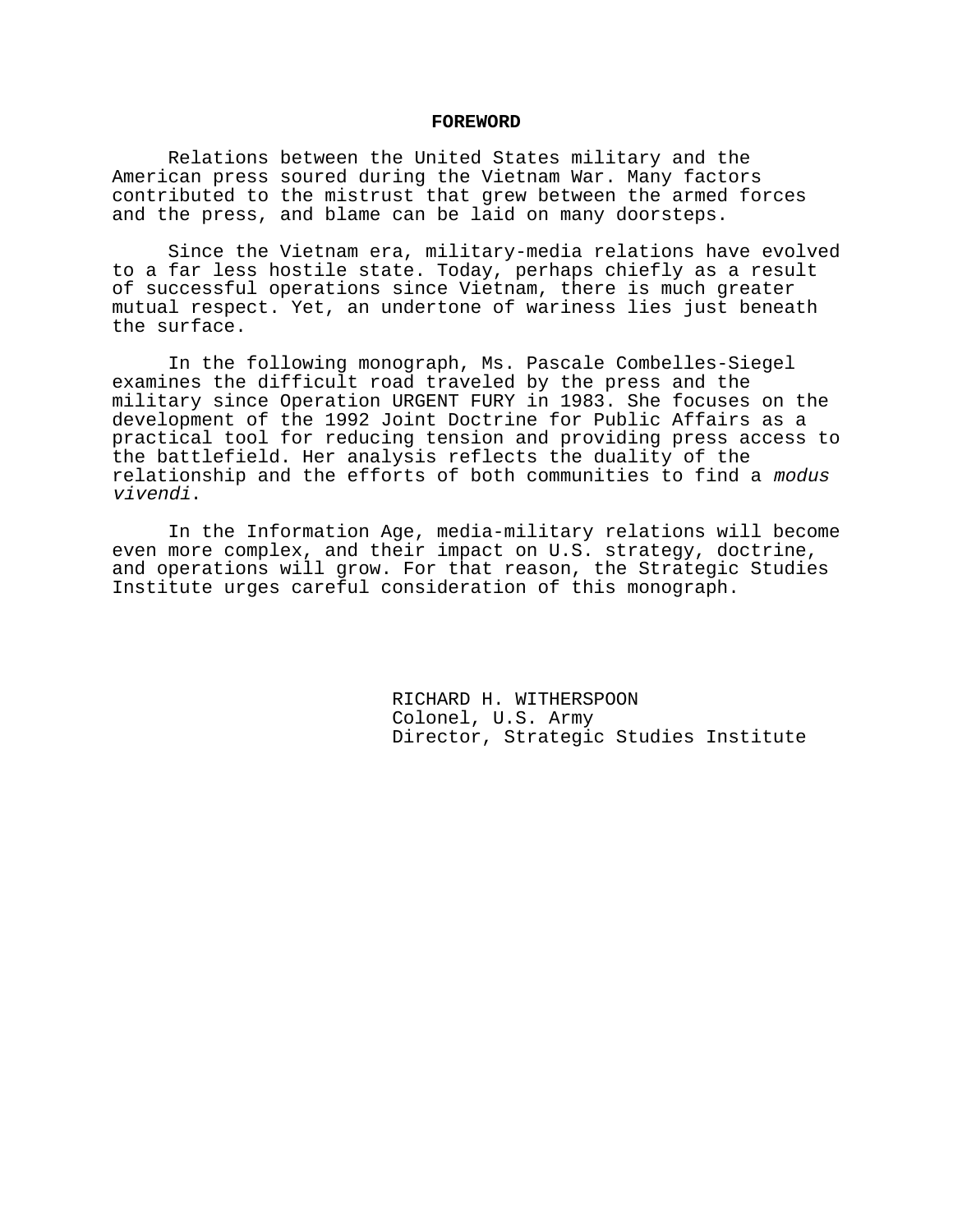# FOREWORD

Relations between the United States military and the American press soured during the Vietnam War. Many factors contributed to the mistrust that grew between the armed forces and the press, and blame can be laid on many doorsteps.

Since the Vietnam era, military-media relations have evolved to a far less hostile state. Today, perhaps chiefly as a result of successful operations since Vietnam, there is much greater mutual respect. Yet, an undertone of wariness lies just beneath the surface.

In the following monograph, Ms. Pascale Combelles-Siegel examines the difficult road traveled by the press and the military since Operation URGENT FURY in 1983. She focuses on the development of the 1992 Joint Doctrine for Public Affairs as a practical tool for reducing tension and providing press access to the battlefield. Her analysis reflects the duality of the relationship and the efforts of both communities to find a *modus vivendi*.

In the Information Age, media-military relations will become even more complex, and their impact on U.S. strategy, doctrine, and operations will grow. For that reason, the Strategic Studies Institute urges careful consideration of this monograph.

RICHARD H. WITHERSPOON
Colonel, U.S. Army
Director, Strategic Studies Institute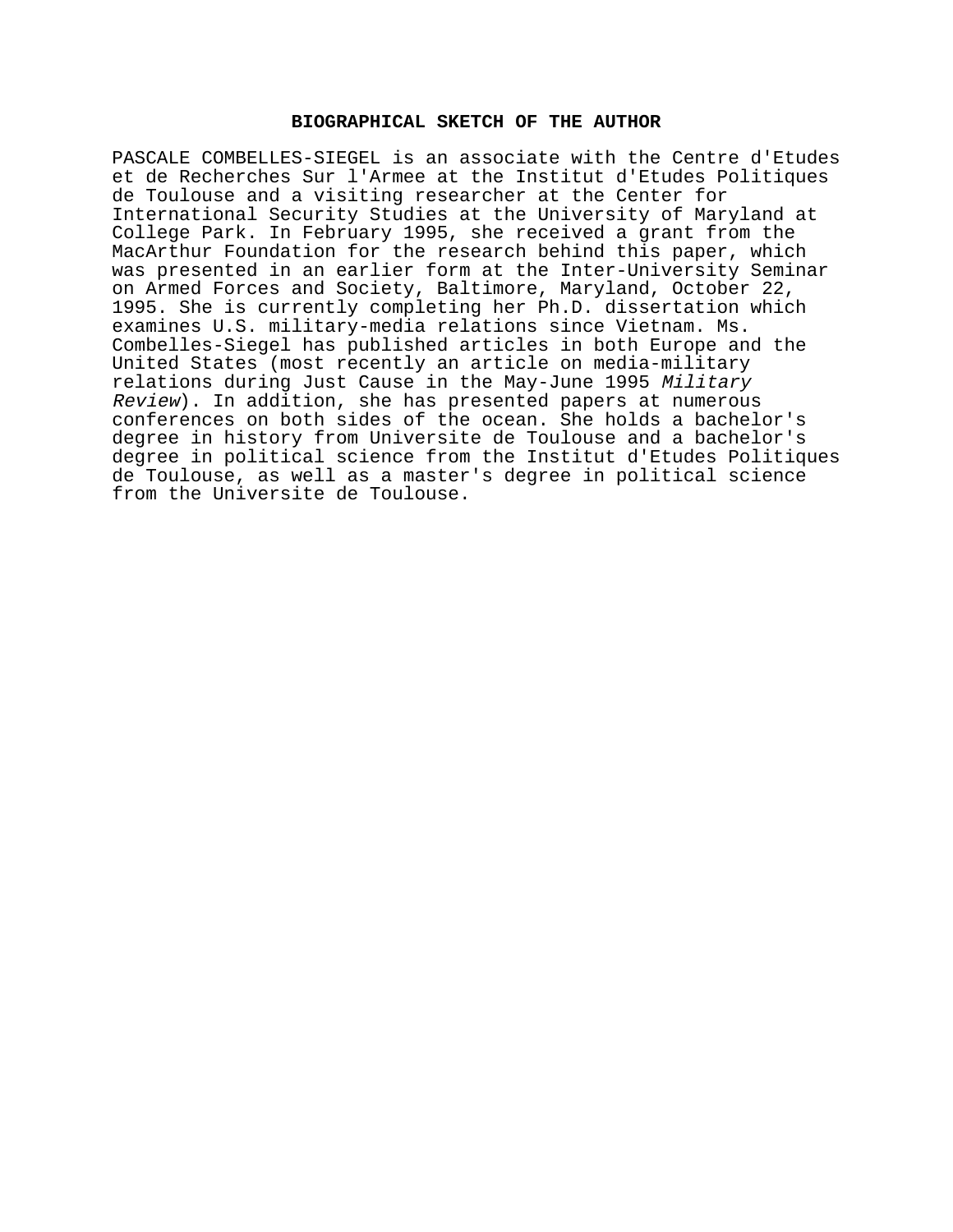## BIOGRAPHICAL SKETCH OF THE AUTHOR

PASCALE COMBELLES-SIEGEL is an associate with the Centre d'Etudes et de Recherches Sur l'Armee at the Institut d'Etudes Politiques de Toulouse and a visiting researcher at the Center for International Security Studies at the University of Maryland at College Park. In February 1995, she received a grant from the MacArthur Foundation for the research behind this paper, which was presented in an earlier form at the Inter-University Seminar on Armed Forces and Society, Baltimore, Maryland, October 22, 1995. She is currently completing her Ph.D. dissertation which examines U.S. military-media relations since Vietnam. Ms. Combelles-Siegel has published articles in both Europe and the United States (most recently an article on media-military relations during Just Cause in the May-June 1995 *Military Review*). In addition, she has presented papers at numerous conferences on both sides of the ocean. She holds a bachelor's degree in history from Universite de Toulouse and a bachelor's degree in political science from the Institut d'Etudes Politiques de Toulouse, as well as a master's degree in political science from the Universite de Toulouse.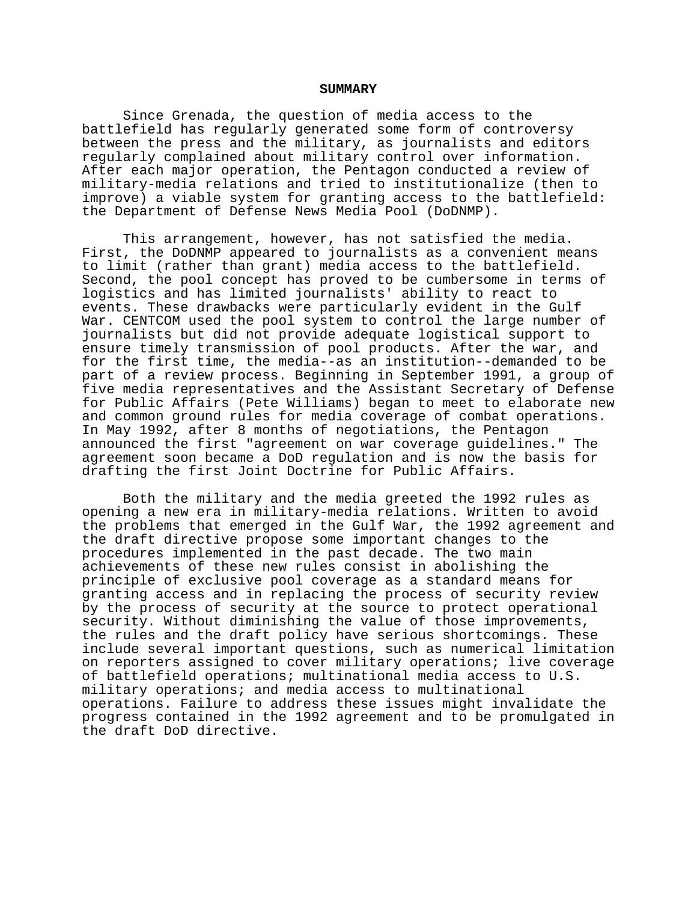# SUMMARY

Since Grenada, the question of media access to the battlefield has regularly generated some form of controversy between the press and the military, as journalists and editors regularly complained about military control over information. After each major operation, the Pentagon conducted a review of military-media relations and tried to institutionalize (then to improve) a viable system for granting access to the battlefield: the Department of Defense News Media Pool (DoDNMP).

This arrangement, however, has not satisfied the media. First, the DoDNMP appeared to journalists as a convenient means to limit (rather than grant) media access to the battlefield. Second, the pool concept has proved to be cumbersome in terms of logistics and has limited journalists' ability to react to events. These drawbacks were particularly evident in the Gulf War. CENTCOM used the pool system to control the large number of journalists but did not provide adequate logistical support to ensure timely transmission of pool products. After the war, and for the first time, the media--as an institution--demanded to be part of a review process. Beginning in September 1991, a group of five media representatives and the Assistant Secretary of Defense for Public Affairs (Pete Williams) began to meet to elaborate new and common ground rules for media coverage of combat operations. In May 1992, after 8 months of negotiations, the Pentagon announced the first "agreement on war coverage guidelines." The agreement soon became a DoD regulation and is now the basis for drafting the first Joint Doctrine for Public Affairs.

Both the military and the media greeted the 1992 rules as opening a new era in military-media relations. Written to avoid the problems that emerged in the Gulf War, the 1992 agreement and the draft directive propose some important changes to the procedures implemented in the past decade. The two main achievements of these new rules consist in abolishing the principle of exclusive pool coverage as a standard means for granting access and in replacing the process of security review by the process of security at the source to protect operational security. Without diminishing the value of those improvements, the rules and the draft policy have serious shortcomings. These include several important questions, such as numerical limitation on reporters assigned to cover military operations; live coverage of battlefield operations; multinational media access to U.S. military operations; and media access to multinational operations. Failure to address these issues might invalidate the progress contained in the 1992 agreement and to be promulgated in the draft DoD directive.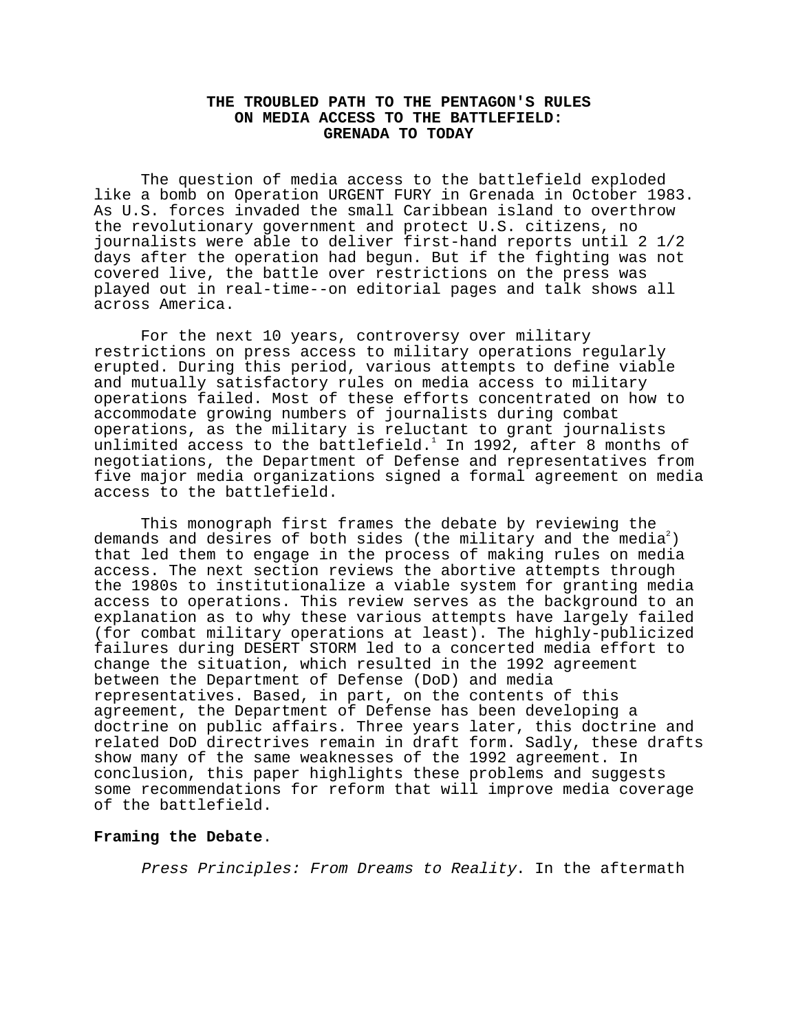# THE TROUBLED PATH TO THE PENTAGON'S RULES ON MEDIA ACCESS TO THE BATTLEFIELD: GRENADA TO TODAY

The question of media access to the battlefield exploded like a bomb on Operation URGENT FURY in Grenada in October 1983. As U.S. forces invaded the small Caribbean island to overthrow the revolutionary government and protect U.S. citizens, no journalists were able to deliver first-hand reports until 2 1/2 days after the operation had begun. But if the fighting was not covered live, the battle over restrictions on the press was played out in real-time--on editorial pages and talk shows all across America.

For the next 10 years, controversy over military restrictions on press access to military operations regularly erupted. During this period, various attempts to define viable and mutually satisfactory rules on media access to military operations failed. Most of these efforts concentrated on how to accommodate growing numbers of journalists during combat operations, as the military is reluctant to grant journalists unlimited access to the battlefield.[1] In 1992, after 8 months of negotiations, the Department of Defense and representatives from five major media organizations signed a formal agreement on media access to the battlefield.

This monograph first frames the debate by reviewing the demands and desires of both sides (the military and the media[2]) that led them to engage in the process of making rules on media access. The next section reviews the abortive attempts through the 1980s to institutionalize a viable system for granting media access to operations. This review serves as the background to an explanation as to why these various attempts have largely failed (for combat military operations at least). The highly-publicized failures during DESERT STORM led to a concerted media effort to change the situation, which resulted in the 1992 agreement between the Department of Defense (DoD) and media representatives. Based, in part, on the contents of this agreement, the Department of Defense has been developing a doctrine on public affairs. Three years later, this doctrine and related DoD directrives remain in draft form. Sadly, these drafts show many of the same weaknesses of the 1992 agreement. In conclusion, this paper highlights these problems and suggests some recommendations for reform that will improve media coverage of the battlefield.

**Framing the Debate**.

*Press Principles: From Dreams to Reality*. In the aftermath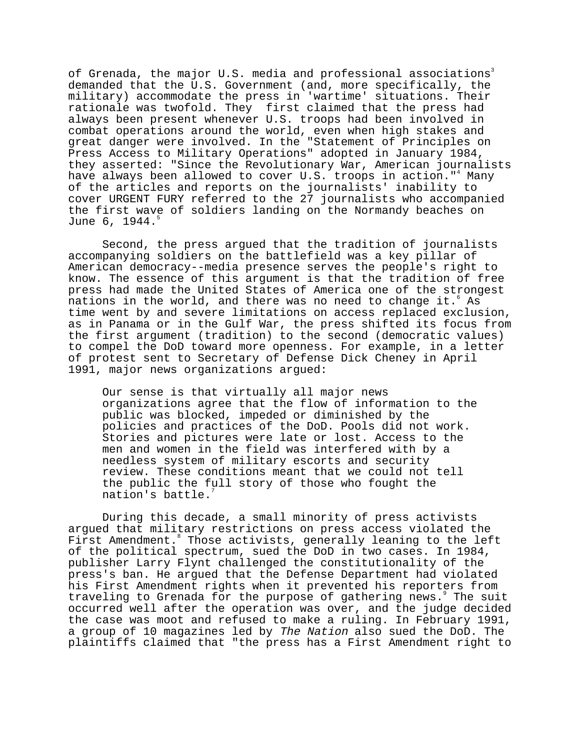of Grenada, the major U.S. media and professional associations[3] demanded that the U.S. Government (and, more specifically, the military) accommodate the press in 'wartime' situations. Their rationale was twofold. They first claimed that the press had always been present whenever U.S. troops had been involved in combat operations around the world, even when high stakes and great danger were involved. In the "Statement of Principles on Press Access to Military Operations" adopted in January 1984, they asserted: "Since the Revolutionary War, American journalists have always been allowed to cover U.S. troops in action."[4] Many of the articles and reports on the journalists' inability to cover URGENT FURY referred to the 27 journalists who accompanied the first wave of soldiers landing on the Normandy beaches on June 6, 1944.[5]

Second, the press argued that the tradition of journalists accompanying soldiers on the battlefield was a key pillar of American democracy--media presence serves the people's right to know. The essence of this argument is that the tradition of free press had made the United States of America one of the strongest nations in the world, and there was no need to change it.[6] As time went by and severe limitations on access replaced exclusion, as in Panama or in the Gulf War, the press shifted its focus from the first argument (tradition) to the second (democratic values) to compel the DoD toward more openness. For example, in a letter of protest sent to Secretary of Defense Dick Cheney in April 1991, major news organizations argued:

> Our sense is that virtually all major news organizations agree that the flow of information to the public was blocked, impeded or diminished by the policies and practices of the DoD. Pools did not work. Stories and pictures were late or lost. Access to the men and women in the field was interfered with by a needless system of military escorts and security review. These conditions meant that we could not tell the public the full story of those who fought the nation's battle.[7]

During this decade, a small minority of press activists argued that military restrictions on press access violated the First Amendment.[8] Those activists, generally leaning to the left of the political spectrum, sued the DoD in two cases. In 1984, publisher Larry Flynt challenged the constitutionality of the press's ban. He argued that the Defense Department had violated his First Amendment rights when it prevented his reporters from traveling to Grenada for the purpose of gathering news.[9] The suit occurred well after the operation was over, and the judge decided the case was moot and refused to make a ruling. In February 1991, a group of 10 magazines led by *The Nation* also sued the DoD. The plaintiffs claimed that "the press has a First Amendment right to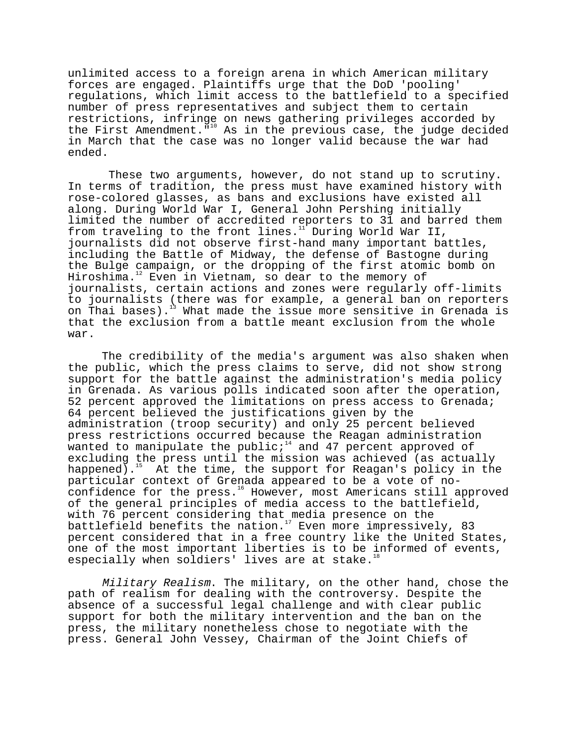unlimited access to a foreign arena in which American military forces are engaged. Plaintiffs urge that the DoD 'pooling' regulations, which limit access to the battlefield to a specified number of press representatives and subject them to certain restrictions, infringe on news gathering privileges accorded by the First Amendment."[10] As in the previous case, the judge decided in March that the case was no longer valid because the war had ended.

These two arguments, however, do not stand up to scrutiny. In terms of tradition, the press must have examined history with rose-colored glasses, as bans and exclusions have existed all along. During World War I, General John Pershing initially limited the number of accredited reporters to 31 and barred them from traveling to the front lines.[11] During World War II, journalists did not observe first-hand many important battles, including the Battle of Midway, the defense of Bastogne during the Bulge campaign, or the dropping of the first atomic bomb on Hiroshima.[12] Even in Vietnam, so dear to the memory of journalists, certain actions and zones were regularly off-limits to journalists (there was for example, a general ban on reporters on Thai bases).[13] What made the issue more sensitive in Grenada is that the exclusion from a battle meant exclusion from the whole war.

The credibility of the media's argument was also shaken when the public, which the press claims to serve, did not show strong support for the battle against the administration's media policy in Grenada. As various polls indicated soon after the operation, 52 percent approved the limitations on press access to Grenada; 64 percent believed the justifications given by the administration (troop security) and only 25 percent believed press restrictions occurred because the Reagan administration wanted to manipulate the public;[14] and 47 percent approved of excluding the press until the mission was achieved (as actually happened).[15] At the time, the support for Reagan's policy in the particular context of Grenada appeared to be a vote of no-confidence for the press.[16] However, most Americans still approved of the general principles of media access to the battlefield, with 76 percent considering that media presence on the battlefield benefits the nation.[17] Even more impressively, 83 percent considered that in a free country like the United States, one of the most important liberties is to be informed of events, especially when soldiers' lives are at stake.[18]

*Military Realism*. The military, on the other hand, chose the path of realism for dealing with the controversy. Despite the absence of a successful legal challenge and with clear public support for both the military intervention and the ban on the press, the military nonetheless chose to negotiate with the press. General John Vessey, Chairman of the Joint Chiefs of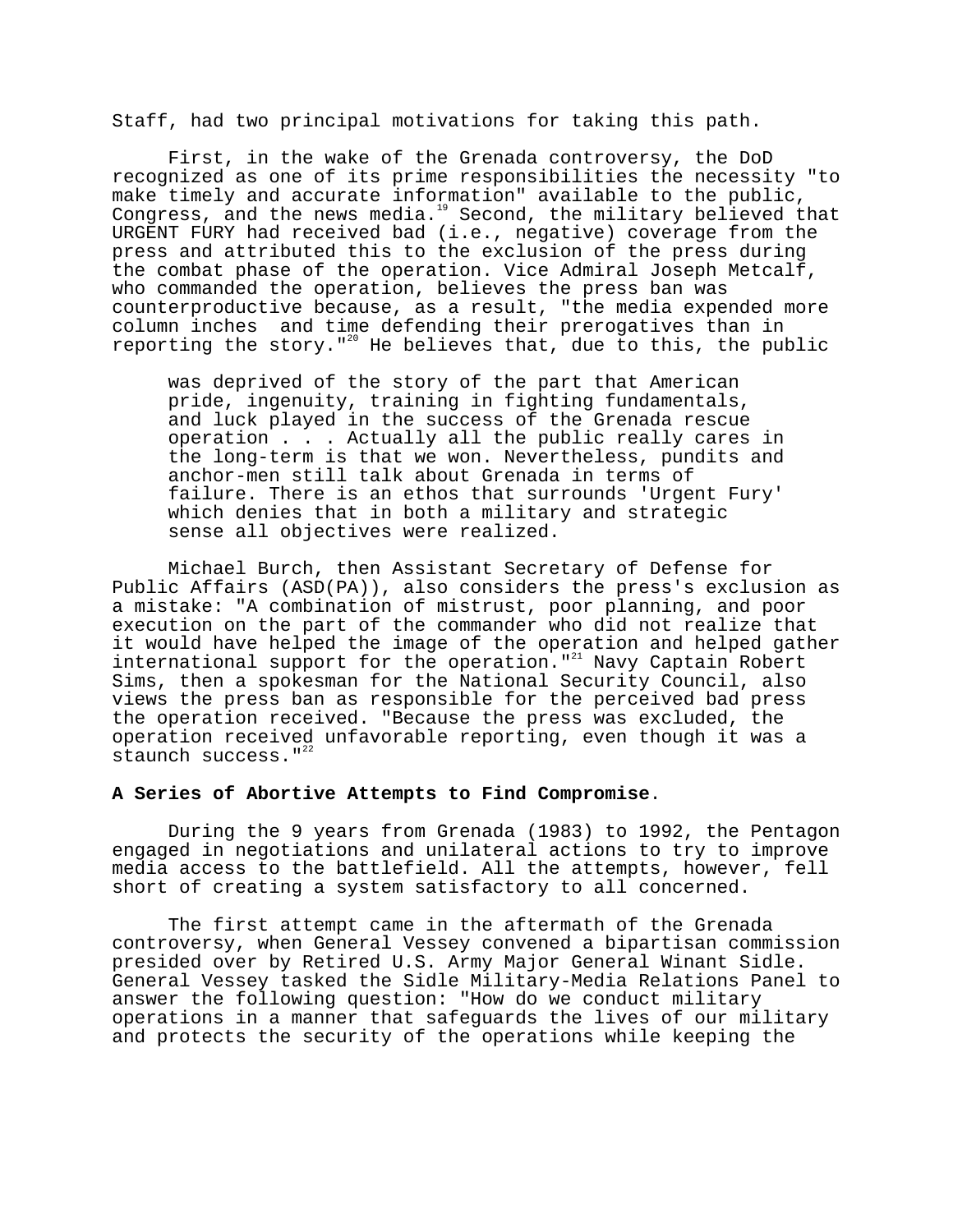Staff, had two principal motivations for taking this path.

First, in the wake of the Grenada controversy, the DoD recognized as one of its prime responsibilities the necessity "to make timely and accurate information" available to the public, Congress, and the news media.[19] Second, the military believed that URGENT FURY had received bad (i.e., negative) coverage from the press and attributed this to the exclusion of the press during the combat phase of the operation. Vice Admiral Joseph Metcalf, who commanded the operation, believes the press ban was counterproductive because, as a result, "the media expended more column inches and time defending their prerogatives than in reporting the story."[20] He believes that, due to this, the public

> was deprived of the story of the part that American pride, ingenuity, training in fighting fundamentals, and luck played in the success of the Grenada rescue operation . . . Actually all the public really cares in the long-term is that we won. Nevertheless, pundits and anchor-men still talk about Grenada in terms of failure. There is an ethos that surrounds 'Urgent Fury' which denies that in both a military and strategic sense all objectives were realized.

Michael Burch, then Assistant Secretary of Defense for Public Affairs (ASD(PA)), also considers the press's exclusion as a mistake: "A combination of mistrust, poor planning, and poor execution on the part of the commander who did not realize that it would have helped the image of the operation and helped gather international support for the operation."[21] Navy Captain Robert Sims, then a spokesman for the National Security Council, also views the press ban as responsible for the perceived bad press the operation received. "Because the press was excluded, the operation received unfavorable reporting, even though it was a staunch success."[22]

**A Series of Abortive Attempts to Find Compromise.**

During the 9 years from Grenada (1983) to 1992, the Pentagon engaged in negotiations and unilateral actions to try to improve media access to the battlefield. All the attempts, however, fell short of creating a system satisfactory to all concerned.

The first attempt came in the aftermath of the Grenada controversy, when General Vessey convened a bipartisan commission presided over by Retired U.S. Army Major General Winant Sidle. General Vessey tasked the Sidle Military-Media Relations Panel to answer the following question: "How do we conduct military operations in a manner that safeguards the lives of our military and protects the security of the operations while keeping the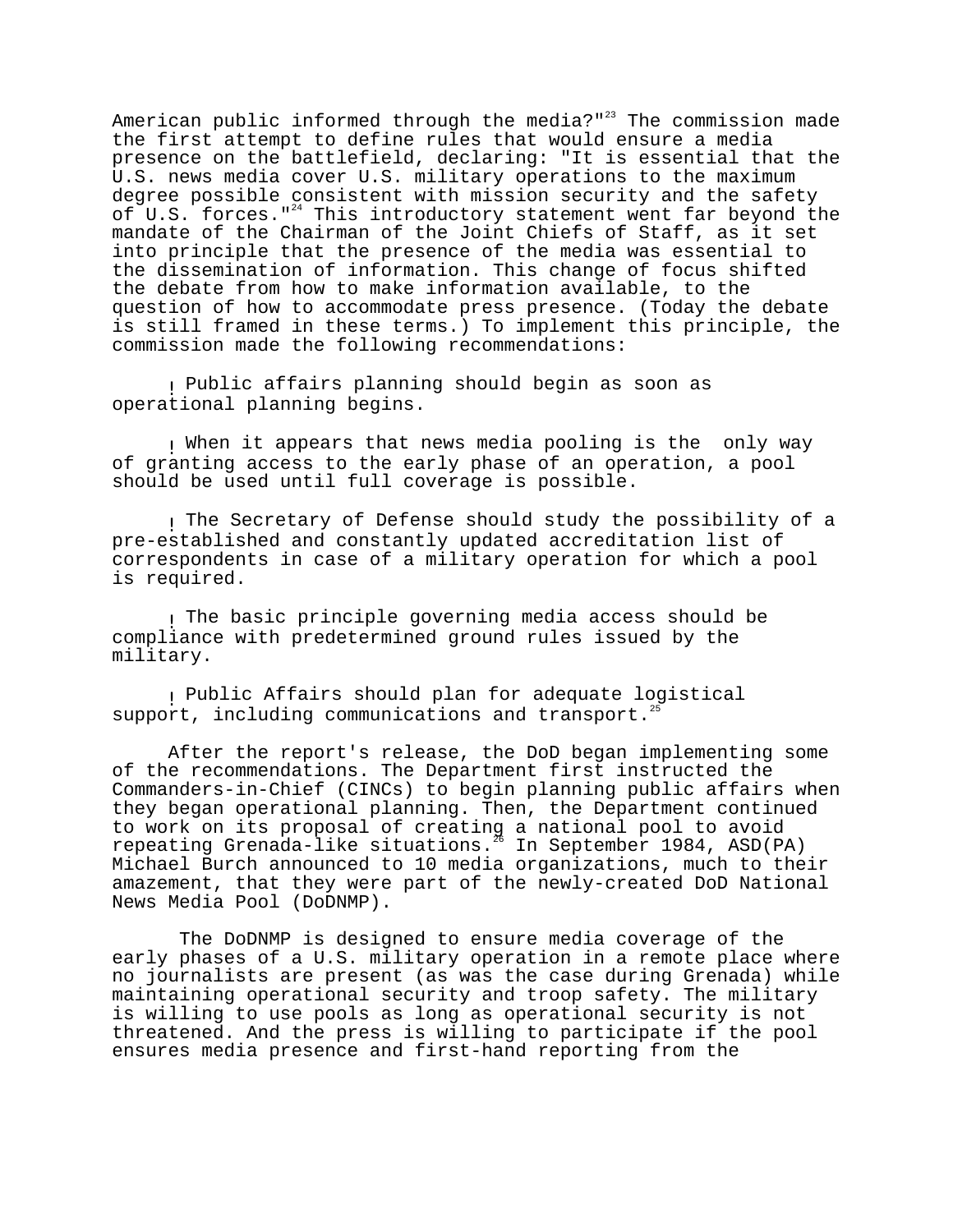American public informed through the media?"[23] The commission made the first attempt to define rules that would ensure a media presence on the battlefield, declaring: "It is essential that the U.S. news media cover U.S. military operations to the maximum degree possible consistent with mission security and the safety of U.S. forces."[24] This introductory statement went far beyond the mandate of the Chairman of the Joint Chiefs of Staff, as it set into principle that the presence of the media was essential to the dissemination of information. This change of focus shifted the debate from how to make information available, to the question of how to accommodate press presence. (Today the debate is still framed in these terms.) To implement this principle, the commission made the following recommendations:

- Public affairs planning should begin as soon as operational planning begins.

- When it appears that news media pooling is the only way of granting access to the early phase of an operation, a pool should be used until full coverage is possible.

- The Secretary of Defense should study the possibility of a pre-established and constantly updated accreditation list of correspondents in case of a military operation for which a pool is required.

- The basic principle governing media access should be compliance with predetermined ground rules issued by the military.

- Public Affairs should plan for adequate logistical support, including communications and transport.[25]

After the report's release, the DoD began implementing some of the recommendations. The Department first instructed the Commanders-in-Chief (CINCs) to begin planning public affairs when they began operational planning. Then, the Department continued to work on its proposal of creating a national pool to avoid repeating Grenada-like situations.[26] In September 1984, ASD(PA) Michael Burch announced to 10 media organizations, much to their amazement, that they were part of the newly-created DoD National News Media Pool (DoDNMP).

The DoDNMP is designed to ensure media coverage of the early phases of a U.S. military operation in a remote place where no journalists are present (as was the case during Grenada) while maintaining operational security and troop safety. The military is willing to use pools as long as operational security is not threatened. And the press is willing to participate if the pool ensures media presence and first-hand reporting from the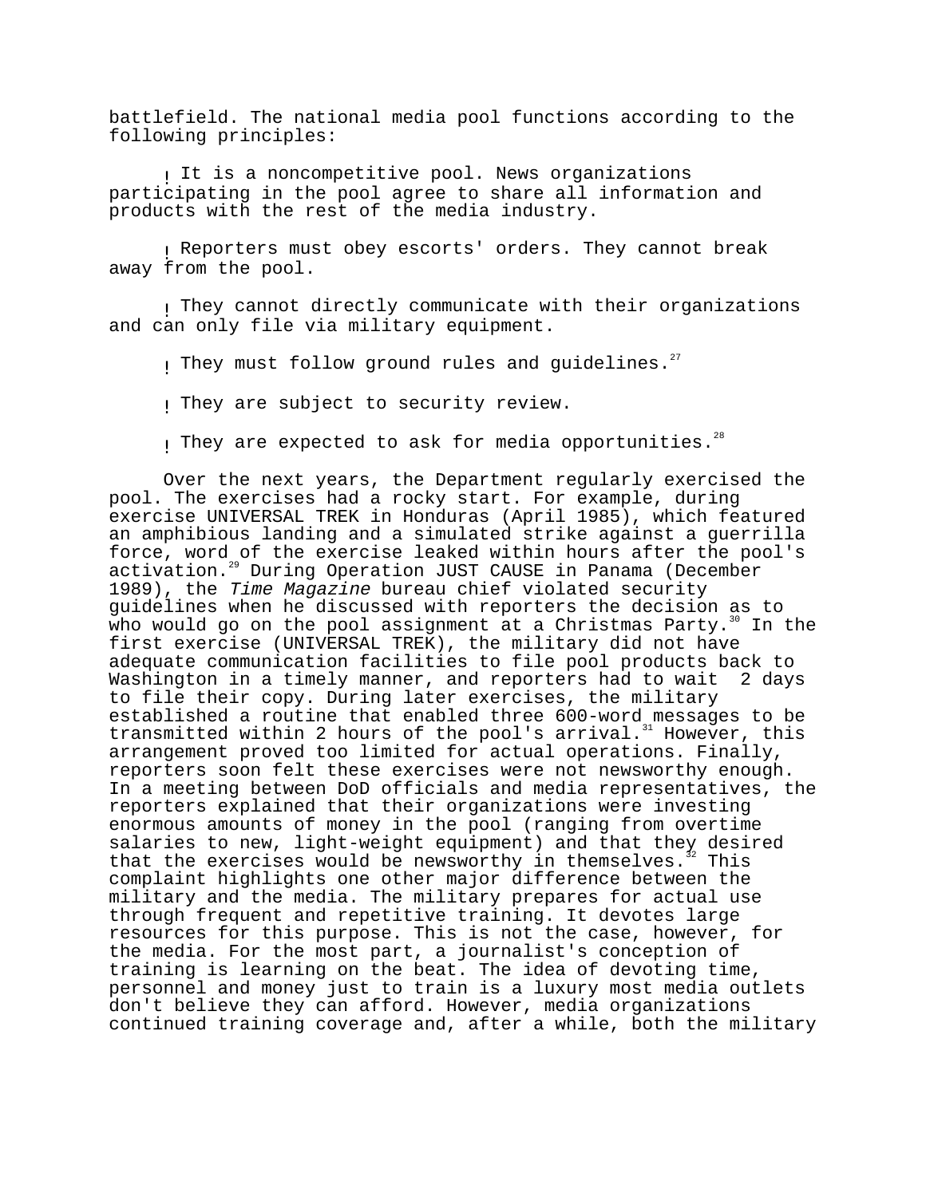battlefield. The national media pool functions according to the following principles:

- It is a noncompetitive pool. News organizations participating in the pool agree to share all information and products with the rest of the media industry.
- Reporters must obey escorts' orders. They cannot break away from the pool.
- They cannot directly communicate with their organizations and can only file via military equipment.
- They must follow ground rules and guidelines.[27]
- They are subject to security review.
- They are expected to ask for media opportunities.[28]

Over the next years, the Department regularly exercised the pool. The exercises had a rocky start. For example, during exercise UNIVERSAL TREK in Honduras (April 1985), which featured an amphibious landing and a simulated strike against a guerrilla force, word of the exercise leaked within hours after the pool's activation.[29] During Operation JUST CAUSE in Panama (December 1989), the *Time Magazine* bureau chief violated security guidelines when he discussed with reporters the decision as to who would go on the pool assignment at a Christmas Party.[30] In the first exercise (UNIVERSAL TREK), the military did not have adequate communication facilities to file pool products back to Washington in a timely manner, and reporters had to wait 2 days to file their copy. During later exercises, the military established a routine that enabled three 600-word messages to be transmitted within 2 hours of the pool's arrival.[31] However, this arrangement proved too limited for actual operations. Finally, reporters soon felt these exercises were not newsworthy enough. In a meeting between DoD officials and media representatives, the reporters explained that their organizations were investing enormous amounts of money in the pool (ranging from overtime salaries to new, light-weight equipment) and that they desired that the exercises would be newsworthy in themselves.[32] This complaint highlights one other major difference between the military and the media. The military prepares for actual use through frequent and repetitive training. It devotes large resources for this purpose. This is not the case, however, for the media. For the most part, a journalist's conception of training is learning on the beat. The idea of devoting time, personnel and money just to train is a luxury most media outlets don't believe they can afford. However, media organizations continued training coverage and, after a while, both the military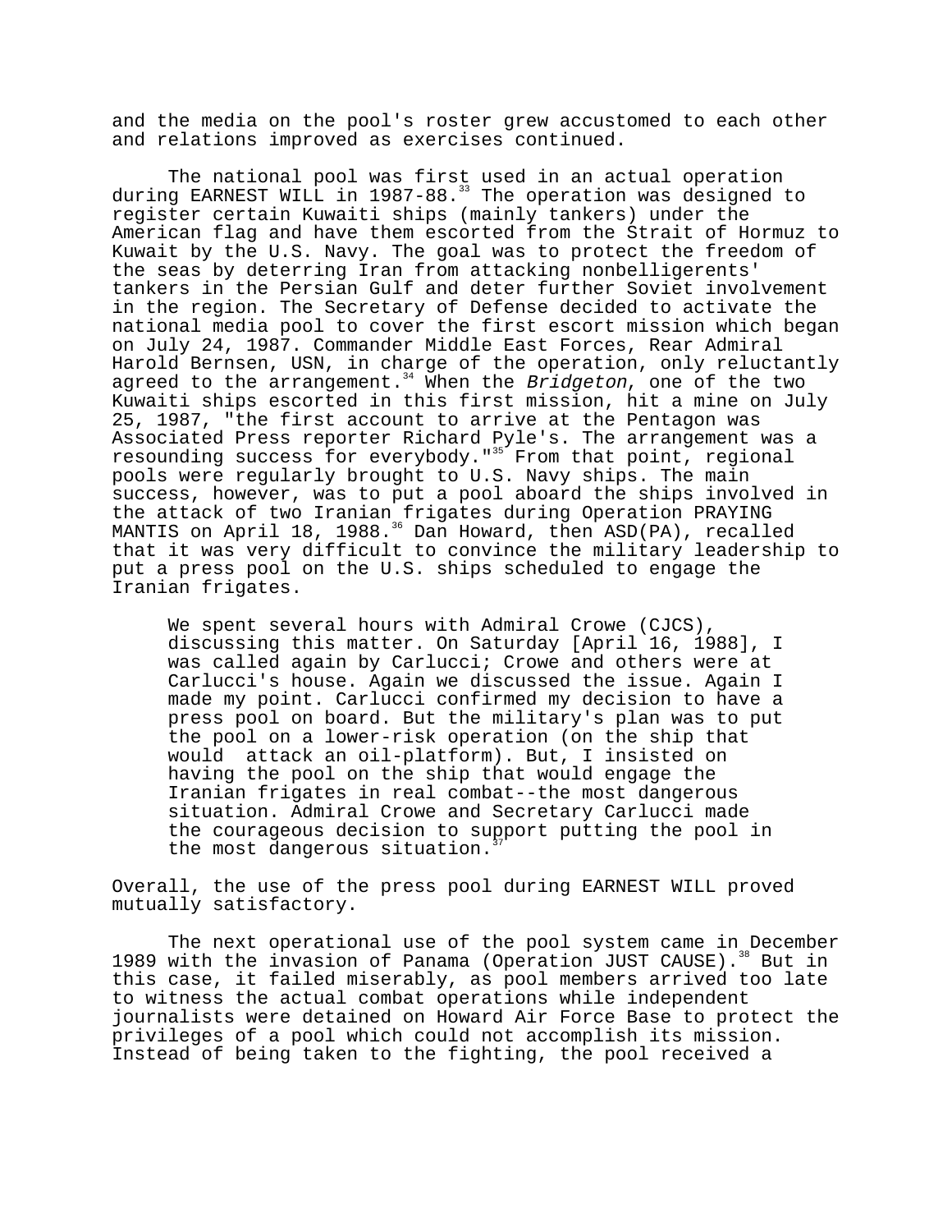and the media on the pool's roster grew accustomed to each other and relations improved as exercises continued.

The national pool was first used in an actual operation during EARNEST WILL in 1987-88.[33] The operation was designed to register certain Kuwaiti ships (mainly tankers) under the American flag and have them escorted from the Strait of Hormuz to Kuwait by the U.S. Navy. The goal was to protect the freedom of the seas by deterring Iran from attacking nonbelligerents' tankers in the Persian Gulf and deter further Soviet involvement in the region. The Secretary of Defense decided to activate the national media pool to cover the first escort mission which began on July 24, 1987. Commander Middle East Forces, Rear Admiral Harold Bernsen, USN, in charge of the operation, only reluctantly agreed to the arrangement.[34] When the *Bridgeton*, one of the two Kuwaiti ships escorted in this first mission, hit a mine on July 25, 1987, "the first account to arrive at the Pentagon was Associated Press reporter Richard Pyle's. The arrangement was a resounding success for everybody."[35] From that point, regional pools were regularly brought to U.S. Navy ships. The main success, however, was to put a pool aboard the ships involved in the attack of two Iranian frigates during Operation PRAYING MANTIS on April 18, 1988.[36] Dan Howard, then ASD(PA), recalled that it was very difficult to convince the military leadership to put a press pool on the U.S. ships scheduled to engage the Iranian frigates.

> We spent several hours with Admiral Crowe (CJCS), discussing this matter. On Saturday [April 16, 1988], I was called again by Carlucci; Crowe and others were at Carlucci's house. Again we discussed the issue. Again I made my point. Carlucci confirmed my decision to have a press pool on board. But the military's plan was to put the pool on a lower-risk operation (on the ship that would attack an oil-platform). But, I insisted on having the pool on the ship that would engage the Iranian frigates in real combat--the most dangerous situation. Admiral Crowe and Secretary Carlucci made the courageous decision to support putting the pool in the most dangerous situation.[37]

Overall, the use of the press pool during EARNEST WILL proved mutually satisfactory.

The next operational use of the pool system came in December 1989 with the invasion of Panama (Operation JUST CAUSE).[38] But in this case, it failed miserably, as pool members arrived too late to witness the actual combat operations while independent journalists were detained on Howard Air Force Base to protect the privileges of a pool which could not accomplish its mission. Instead of being taken to the fighting, the pool received a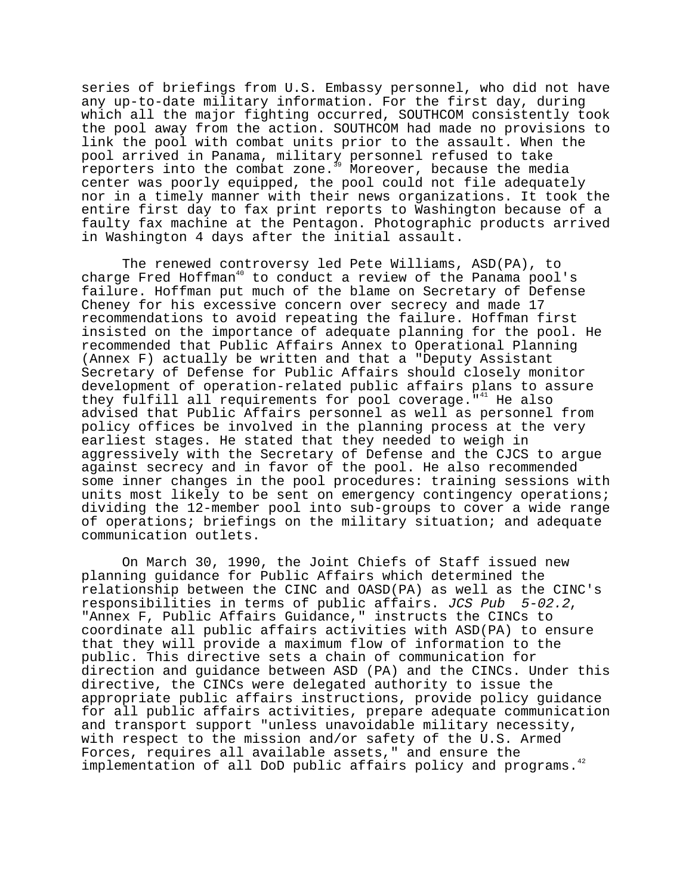series of briefings from U.S. Embassy personnel, who did not have any up-to-date military information. For the first day, during which all the major fighting occurred, SOUTHCOM consistently took the pool away from the action. SOUTHCOM had made no provisions to link the pool with combat units prior to the assault. When the pool arrived in Panama, military personnel refused to take reporters into the combat zone.[39] Moreover, because the media center was poorly equipped, the pool could not file adequately nor in a timely manner with their news organizations. It took the entire first day to fax print reports to Washington because of a faulty fax machine at the Pentagon. Photographic products arrived in Washington 4 days after the initial assault.

The renewed controversy led Pete Williams, ASD(PA), to charge Fred Hoffman[40] to conduct a review of the Panama pool's failure. Hoffman put much of the blame on Secretary of Defense Cheney for his excessive concern over secrecy and made 17 recommendations to avoid repeating the failure. Hoffman first insisted on the importance of adequate planning for the pool. He recommended that Public Affairs Annex to Operational Planning (Annex F) actually be written and that a "Deputy Assistant Secretary of Defense for Public Affairs should closely monitor development of operation-related public affairs plans to assure they fulfill all requirements for pool coverage."[41] He also advised that Public Affairs personnel as well as personnel from policy offices be involved in the planning process at the very earliest stages. He stated that they needed to weigh in aggressively with the Secretary of Defense and the CJCS to argue against secrecy and in favor of the pool. He also recommended some inner changes in the pool procedures: training sessions with units most likely to be sent on emergency contingency operations; dividing the 12-member pool into sub-groups to cover a wide range of operations; briefings on the military situation; and adequate communication outlets.

On March 30, 1990, the Joint Chiefs of Staff issued new planning guidance for Public Affairs which determined the relationship between the CINC and OASD(PA) as well as the CINC's responsibilities in terms of public affairs. *JCS Pub 5-02.2*, "Annex F, Public Affairs Guidance," instructs the CINCs to coordinate all public affairs activities with ASD(PA) to ensure that they will provide a maximum flow of information to the public. This directive sets a chain of communication for direction and guidance between ASD (PA) and the CINCs. Under this directive, the CINCs were delegated authority to issue the appropriate public affairs instructions, provide policy guidance for all public affairs activities, prepare adequate communication and transport support "unless unavoidable military necessity, with respect to the mission and/or safety of the U.S. Armed Forces, requires all available assets," and ensure the implementation of all DoD public affairs policy and programs.[42]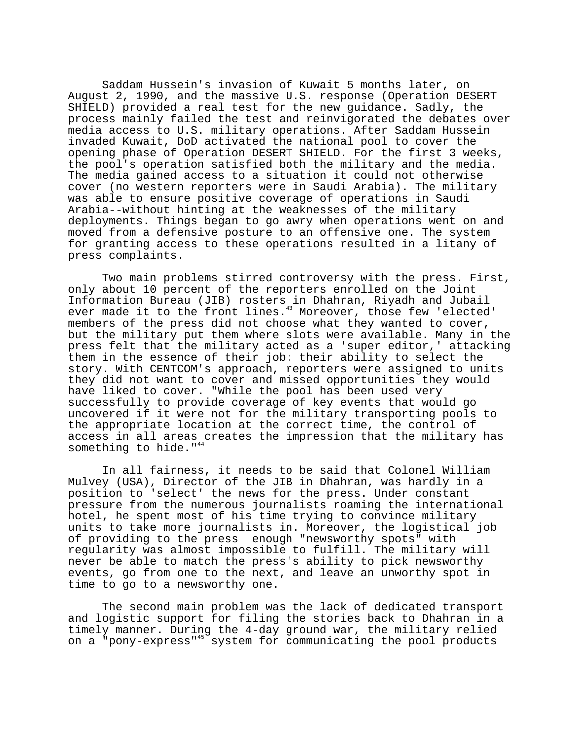Saddam Hussein's invasion of Kuwait 5 months later, on August 2, 1990, and the massive U.S. response (Operation DESERT SHIELD) provided a real test for the new guidance. Sadly, the process mainly failed the test and reinvigorated the debates over media access to U.S. military operations. After Saddam Hussein invaded Kuwait, DoD activated the national pool to cover the opening phase of Operation DESERT SHIELD. For the first 3 weeks, the pool's operation satisfied both the military and the media. The media gained access to a situation it could not otherwise cover (no western reporters were in Saudi Arabia). The military was able to ensure positive coverage of operations in Saudi Arabia--without hinting at the weaknesses of the military deployments. Things began to go awry when operations went on and moved from a defensive posture to an offensive one. The system for granting access to these operations resulted in a litany of press complaints.

Two main problems stirred controversy with the press. First, only about 10 percent of the reporters enrolled on the Joint Information Bureau (JIB) rosters in Dhahran, Riyadh and Jubail ever made it to the front lines.[43] Moreover, those few 'elected' members of the press did not choose what they wanted to cover, but the military put them where slots were available. Many in the press felt that the military acted as a 'super editor,' attacking them in the essence of their job: their ability to select the story. With CENTCOM's approach, reporters were assigned to units they did not want to cover and missed opportunities they would have liked to cover. "While the pool has been used very successfully to provide coverage of key events that would go uncovered if it were not for the military transporting pools to the appropriate location at the correct time, the control of access in all areas creates the impression that the military has something to hide."[44]

In all fairness, it needs to be said that Colonel William Mulvey (USA), Director of the JIB in Dhahran, was hardly in a position to 'select' the news for the press. Under constant pressure from the numerous journalists roaming the international hotel, he spent most of his time trying to convince military units to take more journalists in. Moreover, the logistical job of providing to the press enough "newsworthy spots" with regularity was almost impossible to fulfill. The military will never be able to match the press's ability to pick newsworthy events, go from one to the next, and leave an unworthy spot in time to go to a newsworthy one.

The second main problem was the lack of dedicated transport and logistic support for filing the stories back to Dhahran in a timely manner. During the 4-day ground war, the military relied on a "pony-express"[45] system for communicating the pool products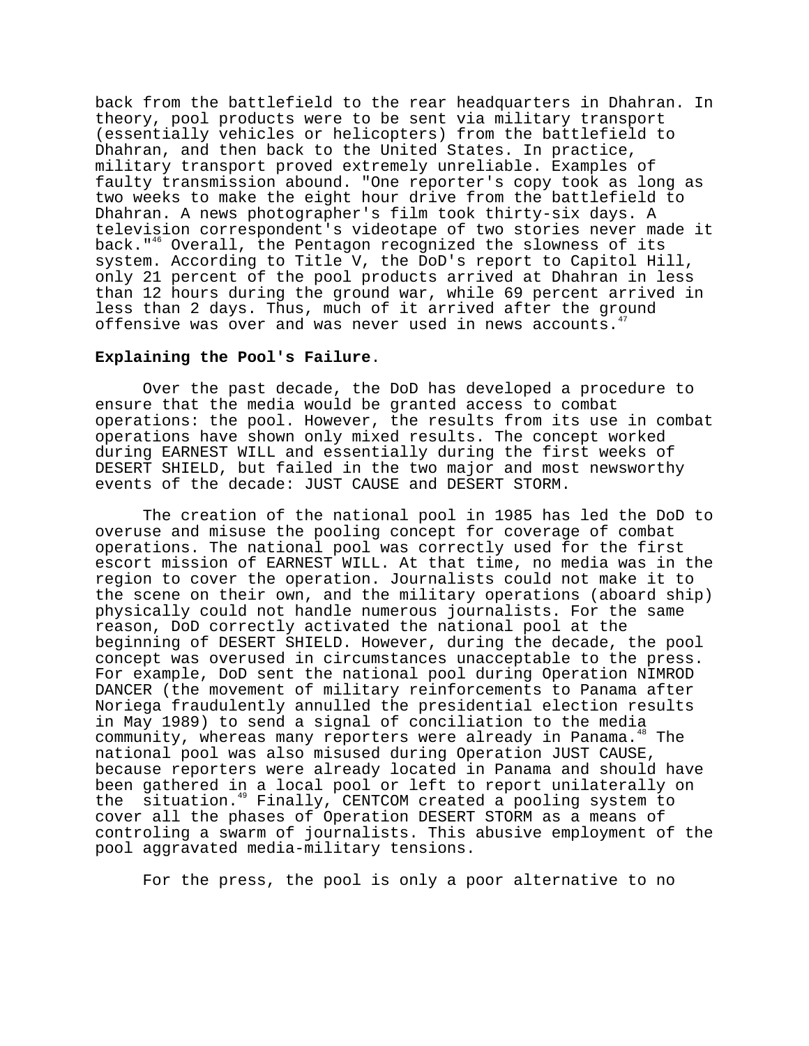back from the battlefield to the rear headquarters in Dhahran. In theory, pool products were to be sent via military transport (essentially vehicles or helicopters) from the battlefield to Dhahran, and then back to the United States. In practice, military transport proved extremely unreliable. Examples of faulty transmission abound. "One reporter's copy took as long as two weeks to make the eight hour drive from the battlefield to Dhahran. A news photographer's film took thirty-six days. A television correspondent's videotape of two stories never made it back."[46] Overall, the Pentagon recognized the slowness of its system. According to Title V, the DoD's report to Capitol Hill, only 21 percent of the pool products arrived at Dhahran in less than 12 hours during the ground war, while 69 percent arrived in less than 2 days. Thus, much of it arrived after the ground offensive was over and was never used in news accounts.[47]

**Explaining the Pool's Failure**.

Over the past decade, the DoD has developed a procedure to ensure that the media would be granted access to combat operations: the pool. However, the results from its use in combat operations have shown only mixed results. The concept worked during EARNEST WILL and essentially during the first weeks of DESERT SHIELD, but failed in the two major and most newsworthy events of the decade: JUST CAUSE and DESERT STORM.

The creation of the national pool in 1985 has led the DoD to overuse and misuse the pooling concept for coverage of combat operations. The national pool was correctly used for the first escort mission of EARNEST WILL. At that time, no media was in the region to cover the operation. Journalists could not make it to the scene on their own, and the military operations (aboard ship) physically could not handle numerous journalists. For the same reason, DoD correctly activated the national pool at the beginning of DESERT SHIELD. However, during the decade, the pool concept was overused in circumstances unacceptable to the press. For example, DoD sent the national pool during Operation NIMROD DANCER (the movement of military reinforcements to Panama after Noriega fraudulently annulled the presidential election results in May 1989) to send a signal of conciliation to the media community, whereas many reporters were already in Panama.[48] The national pool was also misused during Operation JUST CAUSE, because reporters were already located in Panama and should have been gathered in a local pool or left to report unilaterally on the situation.[49] Finally, CENTCOM created a pooling system to cover all the phases of Operation DESERT STORM as a means of controling a swarm of journalists. This abusive employment of the pool aggravated media-military tensions.

For the press, the pool is only a poor alternative to no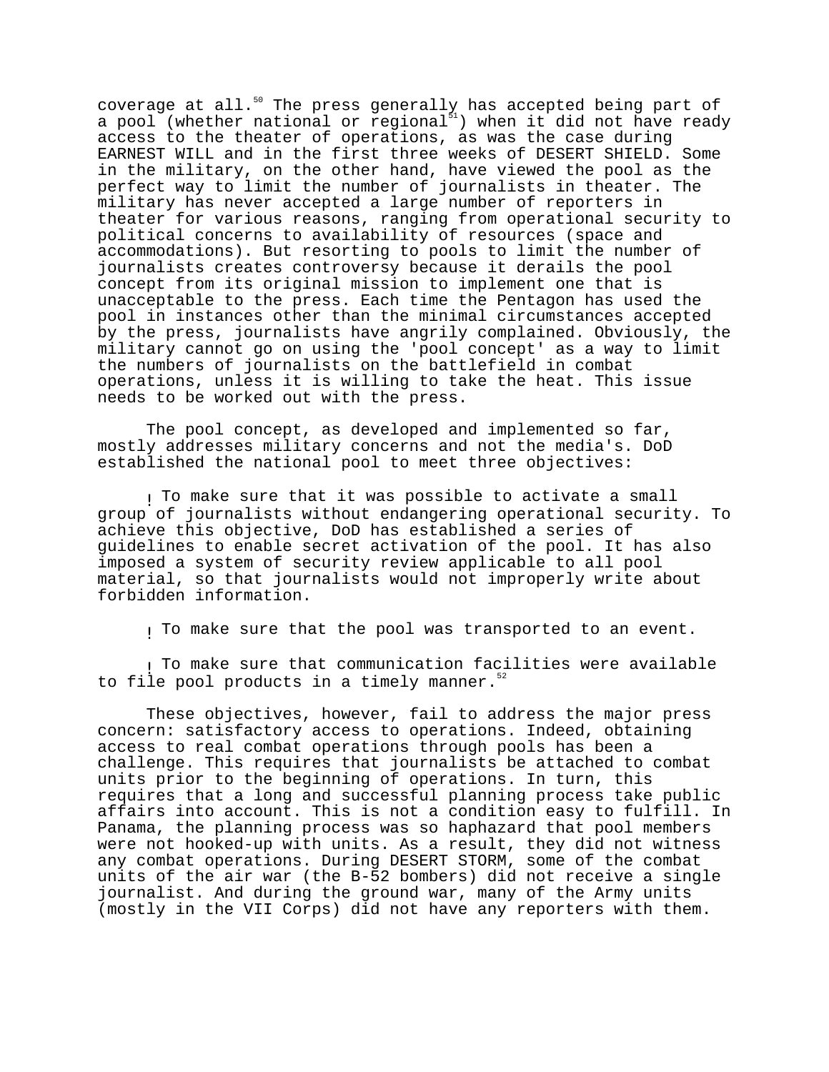coverage at all.[50] The press generally has accepted being part of a pool (whether national or regional[51]) when it did not have ready access to the theater of operations, as was the case during EARNEST WILL and in the first three weeks of DESERT SHIELD. Some in the military, on the other hand, have viewed the pool as the perfect way to limit the number of journalists in theater. The military has never accepted a large number of reporters in theater for various reasons, ranging from operational security to political concerns to availability of resources (space and accommodations). But resorting to pools to limit the number of journalists creates controversy because it derails the pool concept from its original mission to implement one that is unacceptable to the press. Each time the Pentagon has used the pool in instances other than the minimal circumstances accepted by the press, journalists have angrily complained. Obviously, the military cannot go on using the 'pool concept' as a way to limit the numbers of journalists on the battlefield in combat operations, unless it is willing to take the heat. This issue needs to be worked out with the press.

The pool concept, as developed and implemented so far, mostly addresses military concerns and not the media's. DoD established the national pool to meet three objectives:

- To make sure that it was possible to activate a small group of journalists without endangering operational security. To achieve this objective, DoD has established a series of guidelines to enable secret activation of the pool. It has also imposed a system of security review applicable to all pool material, so that journalists would not improperly write about forbidden information.

- To make sure that the pool was transported to an event.

- To make sure that communication facilities were available to file pool products in a timely manner.[52]

These objectives, however, fail to address the major press concern: satisfactory access to operations. Indeed, obtaining access to real combat operations through pools has been a challenge. This requires that journalists be attached to combat units prior to the beginning of operations. In turn, this requires that a long and successful planning process take public affairs into account. This is not a condition easy to fulfill. In Panama, the planning process was so haphazard that pool members were not hooked-up with units. As a result, they did not witness any combat operations. During DESERT STORM, some of the combat units of the air war (the B-52 bombers) did not receive a single journalist. And during the ground war, many of the Army units (mostly in the VII Corps) did not have any reporters with them.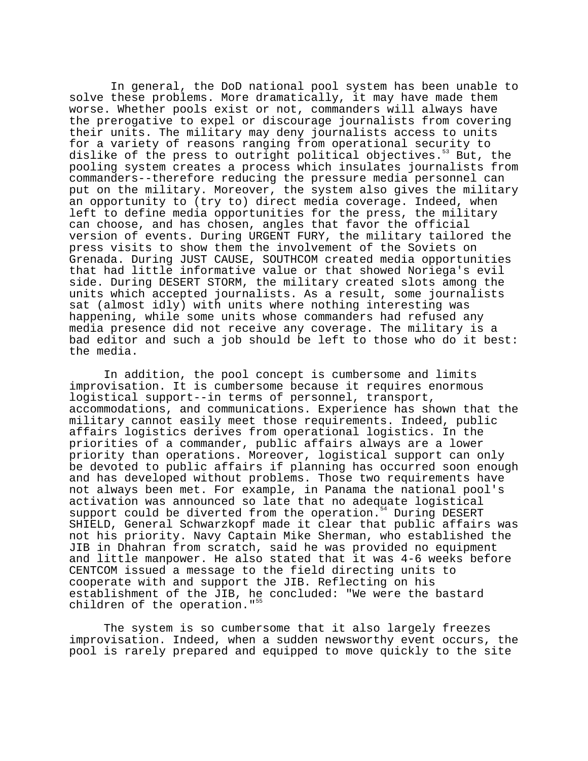In general, the DoD national pool system has been unable to solve these problems. More dramatically, it may have made them worse. Whether pools exist or not, commanders will always have the prerogative to expel or discourage journalists from covering their units. The military may deny journalists access to units for a variety of reasons ranging from operational security to dislike of the press to outright political objectives.[53] But, the pooling system creates a process which insulates journalists from commanders--therefore reducing the pressure media personnel can put on the military. Moreover, the system also gives the military an opportunity to (try to) direct media coverage. Indeed, when left to define media opportunities for the press, the military can choose, and has chosen, angles that favor the official version of events. During URGENT FURY, the military tailored the press visits to show them the involvement of the Soviets on Grenada. During JUST CAUSE, SOUTHCOM created media opportunities that had little informative value or that showed Noriega's evil side. During DESERT STORM, the military created slots among the units which accepted journalists. As a result, some journalists sat (almost idly) with units where nothing interesting was happening, while some units whose commanders had refused any media presence did not receive any coverage. The military is a bad editor and such a job should be left to those who do it best: the media.

In addition, the pool concept is cumbersome and limits improvisation. It is cumbersome because it requires enormous logistical support--in terms of personnel, transport, accommodations, and communications. Experience has shown that the military cannot easily meet those requirements. Indeed, public affairs logistics derives from operational logistics. In the priorities of a commander, public affairs always are a lower priority than operations. Moreover, logistical support can only be devoted to public affairs if planning has occurred soon enough and has developed without problems. Those two requirements have not always been met. For example, in Panama the national pool's activation was announced so late that no adequate logistical support could be diverted from the operation.[54] During DESERT SHIELD, General Schwarzkopf made it clear that public affairs was not his priority. Navy Captain Mike Sherman, who established the JIB in Dhahran from scratch, said he was provided no equipment and little manpower. He also stated that it was 4-6 weeks before CENTCOM issued a message to the field directing units to cooperate with and support the JIB. Reflecting on his establishment of the JIB, he concluded: "We were the bastard children of the operation."[55]

The system is so cumbersome that it also largely freezes improvisation. Indeed, when a sudden newsworthy event occurs, the pool is rarely prepared and equipped to move quickly to the site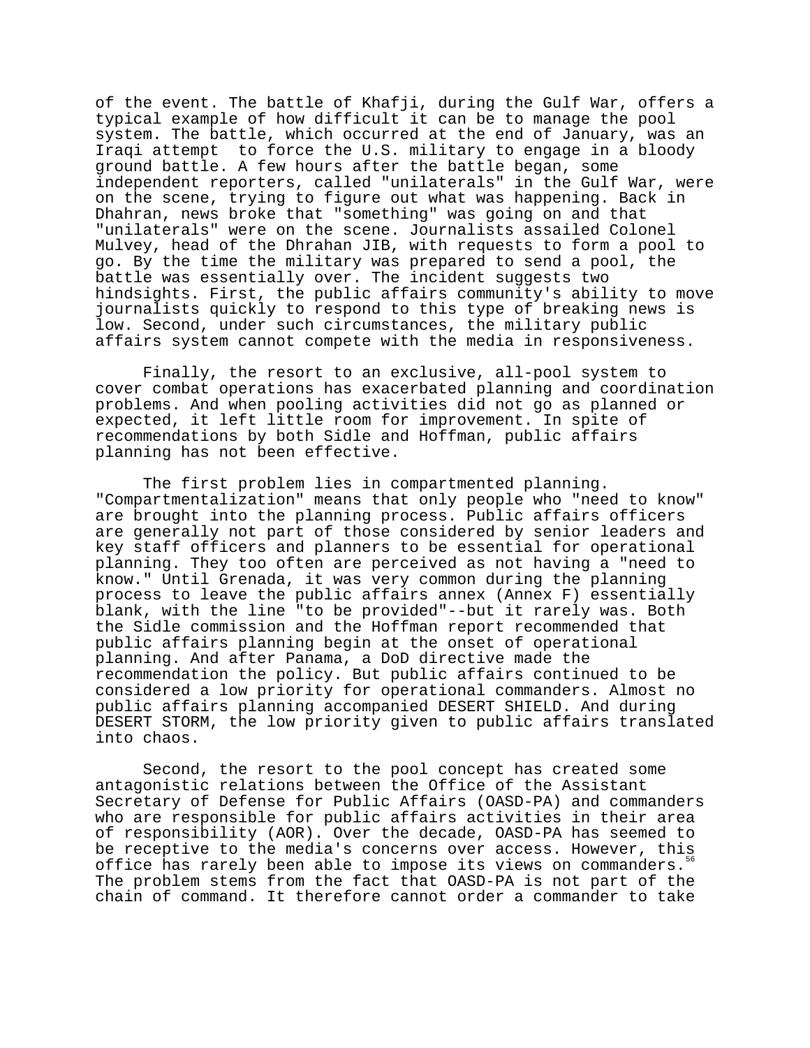of the event. The battle of Khafji, during the Gulf War, offers a typical example of how difficult it can be to manage the pool system. The battle, which occurred at the end of January, was an Iraqi attempt to force the U.S. military to engage in a bloody ground battle. A few hours after the battle began, some independent reporters, called "unilaterals" in the Gulf War, were on the scene, trying to figure out what was happening. Back in Dhahran, news broke that "something" was going on and that "unilaterals" were on the scene. Journalists assailed Colonel Mulvey, head of the Dhrahan JIB, with requests to form a pool to go. By the time the military was prepared to send a pool, the battle was essentially over. The incident suggests two hindsights. First, the public affairs community's ability to move journalists quickly to respond to this type of breaking news is low. Second, under such circumstances, the military public affairs system cannot compete with the media in responsiveness.

Finally, the resort to an exclusive, all-pool system to cover combat operations has exacerbated planning and coordination problems. And when pooling activities did not go as planned or expected, it left little room for improvement. In spite of recommendations by both Sidle and Hoffman, public affairs planning has not been effective.

The first problem lies in compartmented planning. "Compartmentalization" means that only people who "need to know" are brought into the planning process. Public affairs officers are generally not part of those considered by senior leaders and key staff officers and planners to be essential for operational planning. They too often are perceived as not having a "need to know." Until Grenada, it was very common during the planning process to leave the public affairs annex (Annex F) essentially blank, with the line "to be provided"--but it rarely was. Both the Sidle commission and the Hoffman report recommended that public affairs planning begin at the onset of operational planning. And after Panama, a DoD directive made the recommendation the policy. But public affairs continued to be considered a low priority for operational commanders. Almost no public affairs planning accompanied DESERT SHIELD. And during DESERT STORM, the low priority given to public affairs translated into chaos.

Second, the resort to the pool concept has created some antagonistic relations between the Office of the Assistant Secretary of Defense for Public Affairs (OASD-PA) and commanders who are responsible for public affairs activities in their area of responsibility (AOR). Over the decade, OASD-PA has seemed to be receptive to the media's concerns over access. However, this office has rarely been able to impose its views on commanders.[56] The problem stems from the fact that OASD-PA is not part of the chain of command. It therefore cannot order a commander to take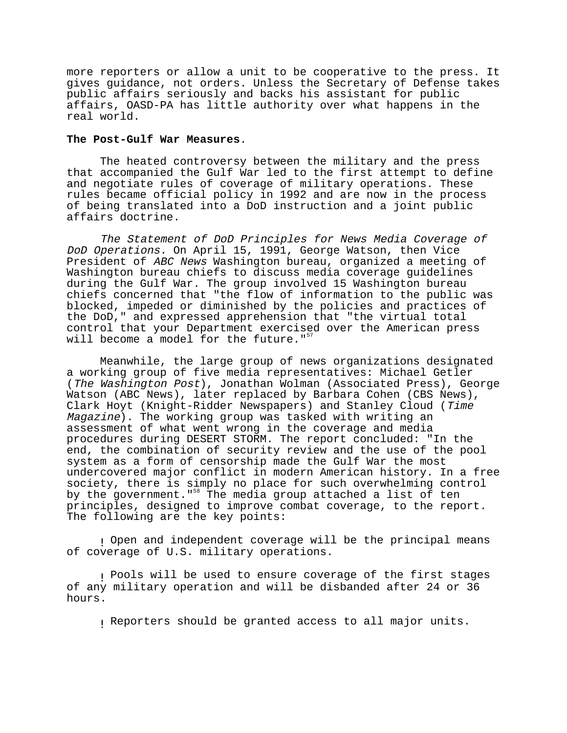more reporters or allow a unit to be cooperative to the press. It gives guidance, not orders. Unless the Secretary of Defense takes public affairs seriously and backs his assistant for public affairs, OASD-PA has little authority over what happens in the real world.

**The Post-Gulf War Measures**.

The heated controversy between the military and the press that accompanied the Gulf War led to the first attempt to define and negotiate rules of coverage of military operations. These rules became official policy in 1992 and are now in the process of being translated into a DoD instruction and a joint public affairs doctrine.

*The Statement of DoD Principles for News Media Coverage of DoD Operations.* On April 15, 1991, George Watson, then Vice President of *ABC News* Washington bureau, organized a meeting of Washington bureau chiefs to discuss media coverage guidelines during the Gulf War. The group involved 15 Washington bureau chiefs concerned that "the flow of information to the public was blocked, impeded or diminished by the policies and practices of the DoD," and expressed apprehension that "the virtual total control that your Department exercised over the American press will become a model for the future."[57]

Meanwhile, the large group of news organizations designated a working group of five media representatives: Michael Getler (*The Washington Post*), Jonathan Wolman (Associated Press), George Watson (ABC News), later replaced by Barbara Cohen (CBS News), Clark Hoyt (Knight-Ridder Newspapers) and Stanley Cloud (*Time Magazine*). The working group was tasked with writing an assessment of what went wrong in the coverage and media procedures during DESERT STORM. The report concluded: "In the end, the combination of security review and the use of the pool system as a form of censorship made the Gulf War the most undercovered major conflict in modern American history. In a free society, there is simply no place for such overwhelming control by the government."[58] The media group attached a list of ten principles, designed to improve combat coverage, to the report. The following are the key points:

- Open and independent coverage will be the principal means of coverage of U.S. military operations.

- Pools will be used to ensure coverage of the first stages of any military operation and will be disbanded after 24 or 36 hours.

- Reporters should be granted access to all major units.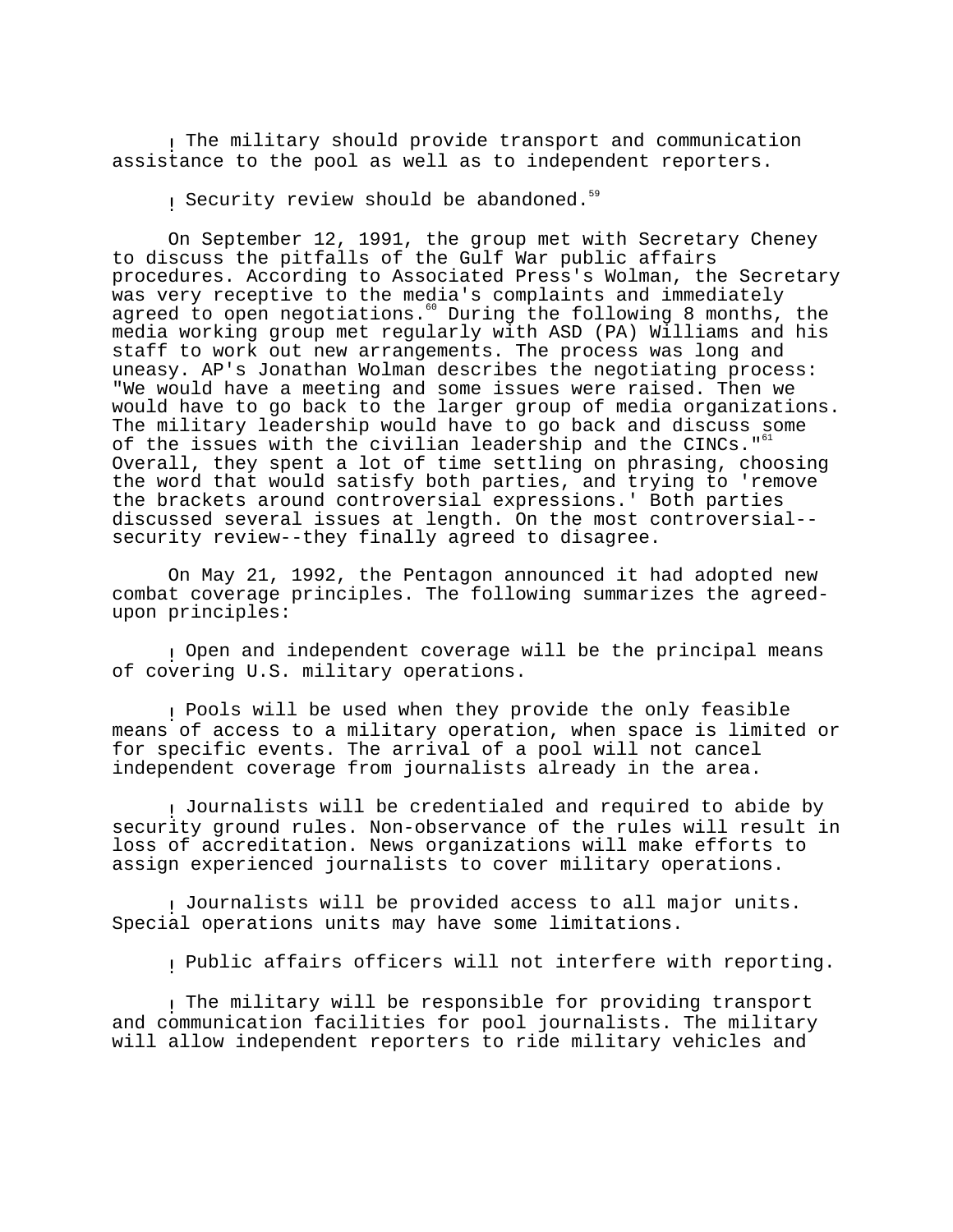- The military should provide transport and communication assistance to the pool as well as to independent reporters.

- Security review should be abandoned.[59]

On September 12, 1991, the group met with Secretary Cheney to discuss the pitfalls of the Gulf War public affairs procedures. According to Associated Press's Wolman, the Secretary was very receptive to the media's complaints and immediately agreed to open negotiations.[60] During the following 8 months, the media working group met regularly with ASD (PA) Williams and his staff to work out new arrangements. The process was long and uneasy. AP's Jonathan Wolman describes the negotiating process: "We would have a meeting and some issues were raised. Then we would have to go back to the larger group of media organizations. The military leadership would have to go back and discuss some of the issues with the civilian leadership and the CINCs."[61] Overall, they spent a lot of time settling on phrasing, choosing the word that would satisfy both parties, and trying to 'remove the brackets around controversial expressions.' Both parties discussed several issues at length. On the most controversial--security review--they finally agreed to disagree.

On May 21, 1992, the Pentagon announced it had adopted new combat coverage principles. The following summarizes the agreed-upon principles:

- Open and independent coverage will be the principal means of covering U.S. military operations.

- Pools will be used when they provide the only feasible means of access to a military operation, when space is limited or for specific events. The arrival of a pool will not cancel independent coverage from journalists already in the area.

- Journalists will be credentialed and required to abide by security ground rules. Non-observance of the rules will result in loss of accreditation. News organizations will make efforts to assign experienced journalists to cover military operations.

- Journalists will be provided access to all major units. Special operations units may have some limitations.

- Public affairs officers will not interfere with reporting.

- The military will be responsible for providing transport and communication facilities for pool journalists. The military will allow independent reporters to ride military vehicles and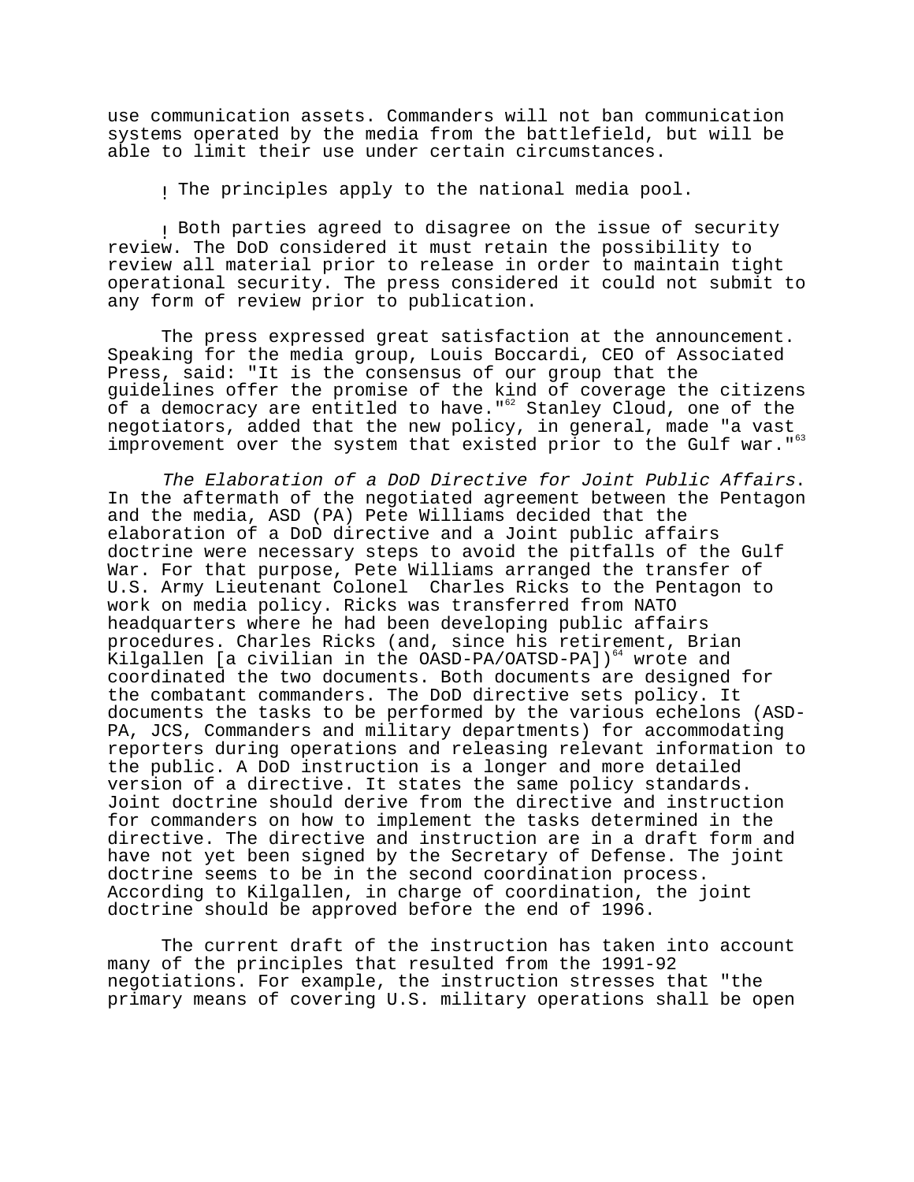use communication assets. Commanders will not ban communication systems operated by the media from the battlefield, but will be able to limit their use under certain circumstances.

- The principles apply to the national media pool.

- Both parties agreed to disagree on the issue of security review. The DoD considered it must retain the possibility to review all material prior to release in order to maintain tight operational security. The press considered it could not submit to any form of review prior to publication.

The press expressed great satisfaction at the announcement. Speaking for the media group, Louis Boccardi, CEO of Associated Press, said: "It is the consensus of our group that the guidelines offer the promise of the kind of coverage the citizens of a democracy are entitled to have."[62] Stanley Cloud, one of the negotiators, added that the new policy, in general, made "a vast improvement over the system that existed prior to the Gulf war."[63]

*The Elaboration of a DoD Directive for Joint Public Affairs*. In the aftermath of the negotiated agreement between the Pentagon and the media, ASD (PA) Pete Williams decided that the elaboration of a DoD directive and a Joint public affairs doctrine were necessary steps to avoid the pitfalls of the Gulf War. For that purpose, Pete Williams arranged the transfer of U.S. Army Lieutenant Colonel Charles Ricks to the Pentagon to work on media policy. Ricks was transferred from NATO headquarters where he had been developing public affairs procedures. Charles Ricks (and, since his retirement, Brian Kilgallen [a civilian in the OASD-PA/OATSD-PA])[64] wrote and coordinated the two documents. Both documents are designed for the combatant commanders. The DoD directive sets policy. It documents the tasks to be performed by the various echelons (ASD-PA, JCS, Commanders and military departments) for accommodating reporters during operations and releasing relevant information to the public. A DoD instruction is a longer and more detailed version of a directive. It states the same policy standards. Joint doctrine should derive from the directive and instruction for commanders on how to implement the tasks determined in the directive. The directive and instruction are in a draft form and have not yet been signed by the Secretary of Defense. The joint doctrine seems to be in the second coordination process. According to Kilgallen, in charge of coordination, the joint doctrine should be approved before the end of 1996.

The current draft of the instruction has taken into account many of the principles that resulted from the 1991-92 negotiations. For example, the instruction stresses that "the primary means of covering U.S. military operations shall be open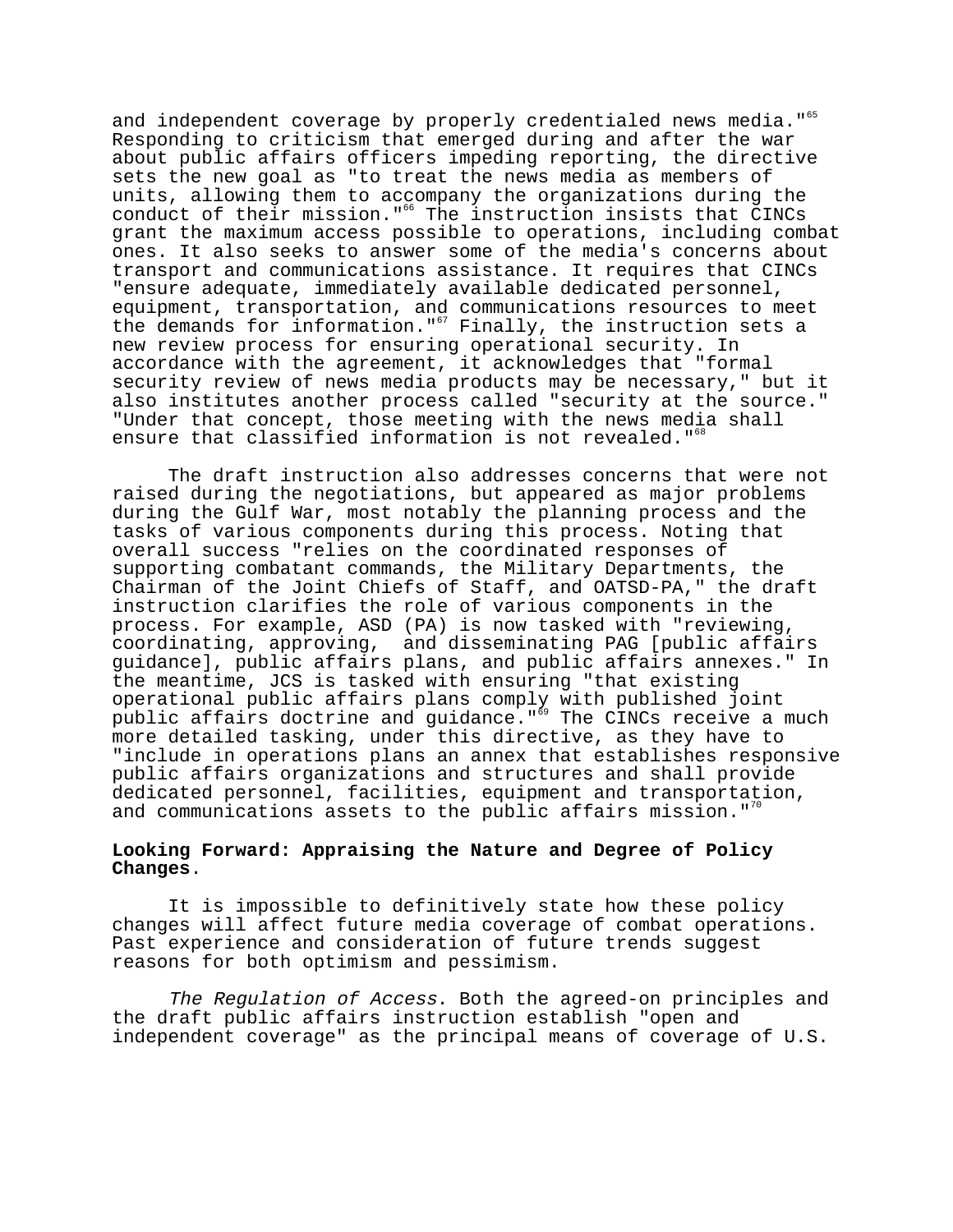and independent coverage by properly credentialed news media."[65] Responding to criticism that emerged during and after the war about public affairs officers impeding reporting, the directive sets the new goal as "to treat the news media as members of units, allowing them to accompany the organizations during the conduct of their mission."[66] The instruction insists that CINCs grant the maximum access possible to operations, including combat ones. It also seeks to answer some of the media's concerns about transport and communications assistance. It requires that CINCs "ensure adequate, immediately available dedicated personnel, equipment, transportation, and communications resources to meet the demands for information."[67] Finally, the instruction sets a new review process for ensuring operational security. In accordance with the agreement, it acknowledges that "formal security review of news media products may be necessary," but it also institutes another process called "security at the source." "Under that concept, those meeting with the news media shall ensure that classified information is not revealed."[68]

The draft instruction also addresses concerns that were not raised during the negotiations, but appeared as major problems during the Gulf War, most notably the planning process and the tasks of various components during this process. Noting that overall success "relies on the coordinated responses of supporting combatant commands, the Military Departments, the Chairman of the Joint Chiefs of Staff, and OATSD-PA," the draft instruction clarifies the role of various components in the process. For example, ASD (PA) is now tasked with "reviewing, coordinating, approving, and disseminating PAG [public affairs guidance], public affairs plans, and public affairs annexes." In the meantime, JCS is tasked with ensuring "that existing operational public affairs plans comply with published joint public affairs doctrine and guidance."[69] The CINCs receive a much more detailed tasking, under this directive, as they have to "include in operations plans an annex that establishes responsive public affairs organizations and structures and shall provide dedicated personnel, facilities, equipment and transportation, and communications assets to the public affairs mission."[70]

**Looking Forward: Appraising the Nature and Degree of Policy Changes.**

It is impossible to definitively state how these policy changes will affect future media coverage of combat operations. Past experience and consideration of future trends suggest reasons for both optimism and pessimism.

*The Regulation of Access*. Both the agreed-on principles and the draft public affairs instruction establish "open and independent coverage" as the principal means of coverage of U.S.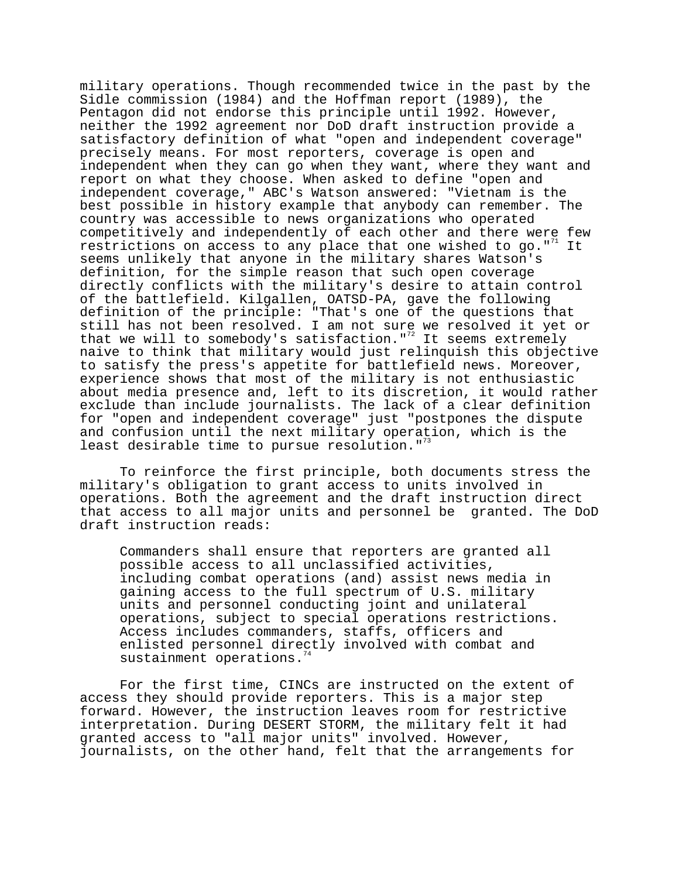military operations. Though recommended twice in the past by the Sidle commission (1984) and the Hoffman report (1989), the Pentagon did not endorse this principle until 1992. However, neither the 1992 agreement nor DoD draft instruction provide a satisfactory definition of what "open and independent coverage" precisely means. For most reporters, coverage is open and independent when they can go when they want, where they want and report on what they choose. When asked to define "open and independent coverage," ABC's Watson answered: "Vietnam is the best possible in history example that anybody can remember. The country was accessible to news organizations who operated competitively and independently of each other and there were few restrictions on access to any place that one wished to go."[71] It seems unlikely that anyone in the military shares Watson's definition, for the simple reason that such open coverage directly conflicts with the military's desire to attain control of the battlefield. Kilgallen, OATSD-PA, gave the following definition of the principle: "That's one of the questions that still has not been resolved. I am not sure we resolved it yet or that we will to somebody's satisfaction."[72] It seems extremely naive to think that military would just relinquish this objective to satisfy the press's appetite for battlefield news. Moreover, experience shows that most of the military is not enthusiastic about media presence and, left to its discretion, it would rather exclude than include journalists. The lack of a clear definition for "open and independent coverage" just "postpones the dispute and confusion until the next military operation, which is the least desirable time to pursue resolution."[73]

To reinforce the first principle, both documents stress the military's obligation to grant access to units involved in operations. Both the agreement and the draft instruction direct that access to all major units and personnel be granted. The DoD draft instruction reads:

> Commanders shall ensure that reporters are granted all possible access to all unclassified activities, including combat operations (and) assist news media in gaining access to the full spectrum of U.S. military units and personnel conducting joint and unilateral operations, subject to special operations restrictions. Access includes commanders, staffs, officers and enlisted personnel directly involved with combat and sustainment operations.[74]

For the first time, CINCs are instructed on the extent of access they should provide reporters. This is a major step forward. However, the instruction leaves room for restrictive interpretation. During DESERT STORM, the military felt it had granted access to "all major units" involved. However, journalists, on the other hand, felt that the arrangements for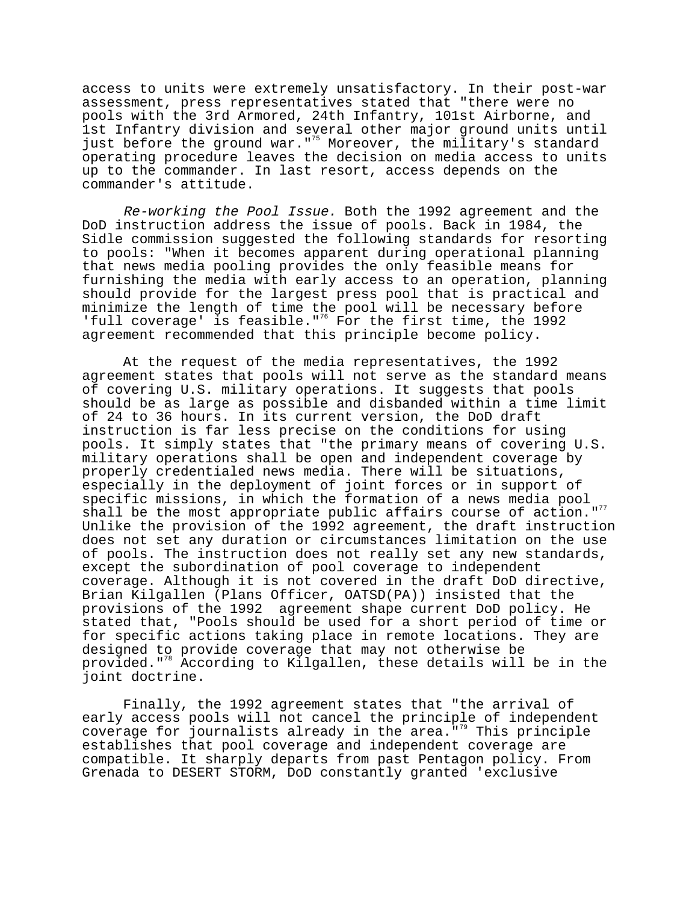access to units were extremely unsatisfactory. In their post-war assessment, press representatives stated that "there were no pools with the 3rd Armored, 24th Infantry, 101st Airborne, and 1st Infantry division and several other major ground units until just before the ground war."[75] Moreover, the military's standard operating procedure leaves the decision on media access to units up to the commander. In last resort, access depends on the commander's attitude.

*Re-working the Pool Issue.* Both the 1992 agreement and the DoD instruction address the issue of pools. Back in 1984, the Sidle commission suggested the following standards for resorting to pools: "When it becomes apparent during operational planning that news media pooling provides the only feasible means for furnishing the media with early access to an operation, planning should provide for the largest press pool that is practical and minimize the length of time the pool will be necessary before 'full coverage' is feasible."[76] For the first time, the 1992 agreement recommended that this principle become policy.

At the request of the media representatives, the 1992 agreement states that pools will not serve as the standard means of covering U.S. military operations. It suggests that pools should be as large as possible and disbanded within a time limit of 24 to 36 hours. In its current version, the DoD draft instruction is far less precise on the conditions for using pools. It simply states that "the primary means of covering U.S. military operations shall be open and independent coverage by properly credentialed news media. There will be situations, especially in the deployment of joint forces or in support of specific missions, in which the formation of a news media pool shall be the most appropriate public affairs course of action."[77] Unlike the provision of the 1992 agreement, the draft instruction does not set any duration or circumstances limitation on the use of pools. The instruction does not really set any new standards, except the subordination of pool coverage to independent coverage. Although it is not covered in the draft DoD directive, Brian Kilgallen (Plans Officer, OATSD(PA)) insisted that the provisions of the 1992 agreement shape current DoD policy. He stated that, "Pools should be used for a short period of time or for specific actions taking place in remote locations. They are designed to provide coverage that may not otherwise be provided."[78] According to Kilgallen, these details will be in the joint doctrine.

Finally, the 1992 agreement states that "the arrival of early access pools will not cancel the principle of independent coverage for journalists already in the area."[79] This principle establishes that pool coverage and independent coverage are compatible. It sharply departs from past Pentagon policy. From Grenada to DESERT STORM, DoD constantly granted 'exclusive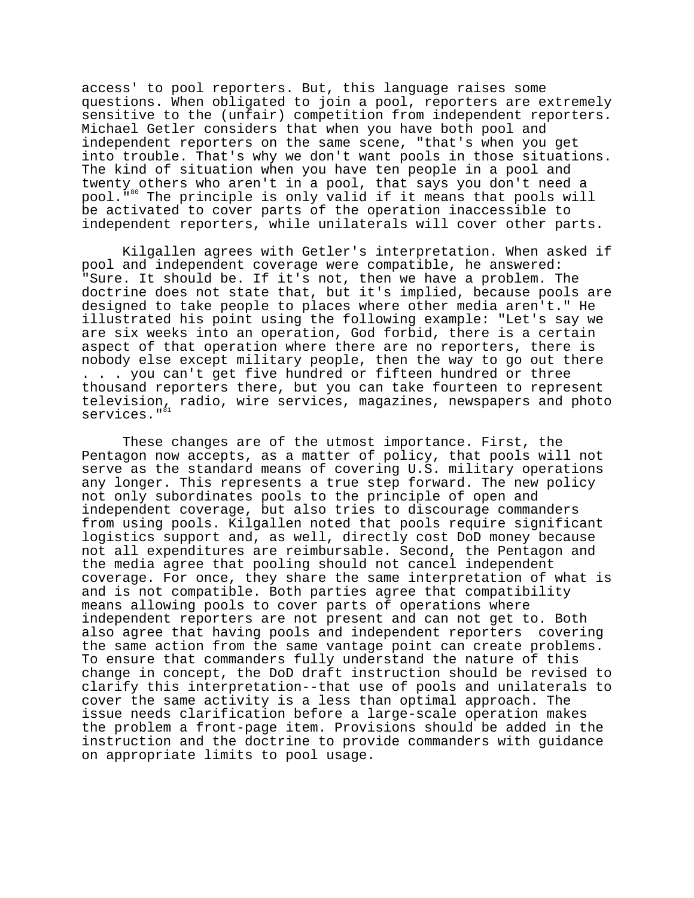access' to pool reporters. But, this language raises some questions. When obligated to join a pool, reporters are extremely sensitive to the (unfair) competition from independent reporters. Michael Getler considers that when you have both pool and independent reporters on the same scene, "that's when you get into trouble. That's why we don't want pools in those situations. The kind of situation when you have ten people in a pool and twenty others who aren't in a pool, that says you don't need a pool."[80] The principle is only valid if it means that pools will be activated to cover parts of the operation inaccessible to independent reporters, while unilaterals will cover other parts.

Kilgallen agrees with Getler's interpretation. When asked if pool and independent coverage were compatible, he answered: "Sure. It should be. If it's not, then we have a problem. The doctrine does not state that, but it's implied, because pools are designed to take people to places where other media aren't." He illustrated his point using the following example: "Let's say we are six weeks into an operation, God forbid, there is a certain aspect of that operation where there are no reporters, there is nobody else except military people, then the way to go out there . . . you can't get five hundred or fifteen hundred or three thousand reporters there, but you can take fourteen to represent television, radio, wire services, magazines, newspapers and photo services."[81]

These changes are of the utmost importance. First, the Pentagon now accepts, as a matter of policy, that pools will not serve as the standard means of covering U.S. military operations any longer. This represents a true step forward. The new policy not only subordinates pools to the principle of open and independent coverage, but also tries to discourage commanders from using pools. Kilgallen noted that pools require significant logistics support and, as well, directly cost DoD money because not all expenditures are reimbursable. Second, the Pentagon and the media agree that pooling should not cancel independent coverage. For once, they share the same interpretation of what is and is not compatible. Both parties agree that compatibility means allowing pools to cover parts of operations where independent reporters are not present and can not get to. Both also agree that having pools and independent reporters covering the same action from the same vantage point can create problems. To ensure that commanders fully understand the nature of this change in concept, the DoD draft instruction should be revised to clarify this interpretation--that use of pools and unilaterals to cover the same activity is a less than optimal approach. The issue needs clarification before a large-scale operation makes the problem a front-page item. Provisions should be added in the instruction and the doctrine to provide commanders with guidance on appropriate limits to pool usage.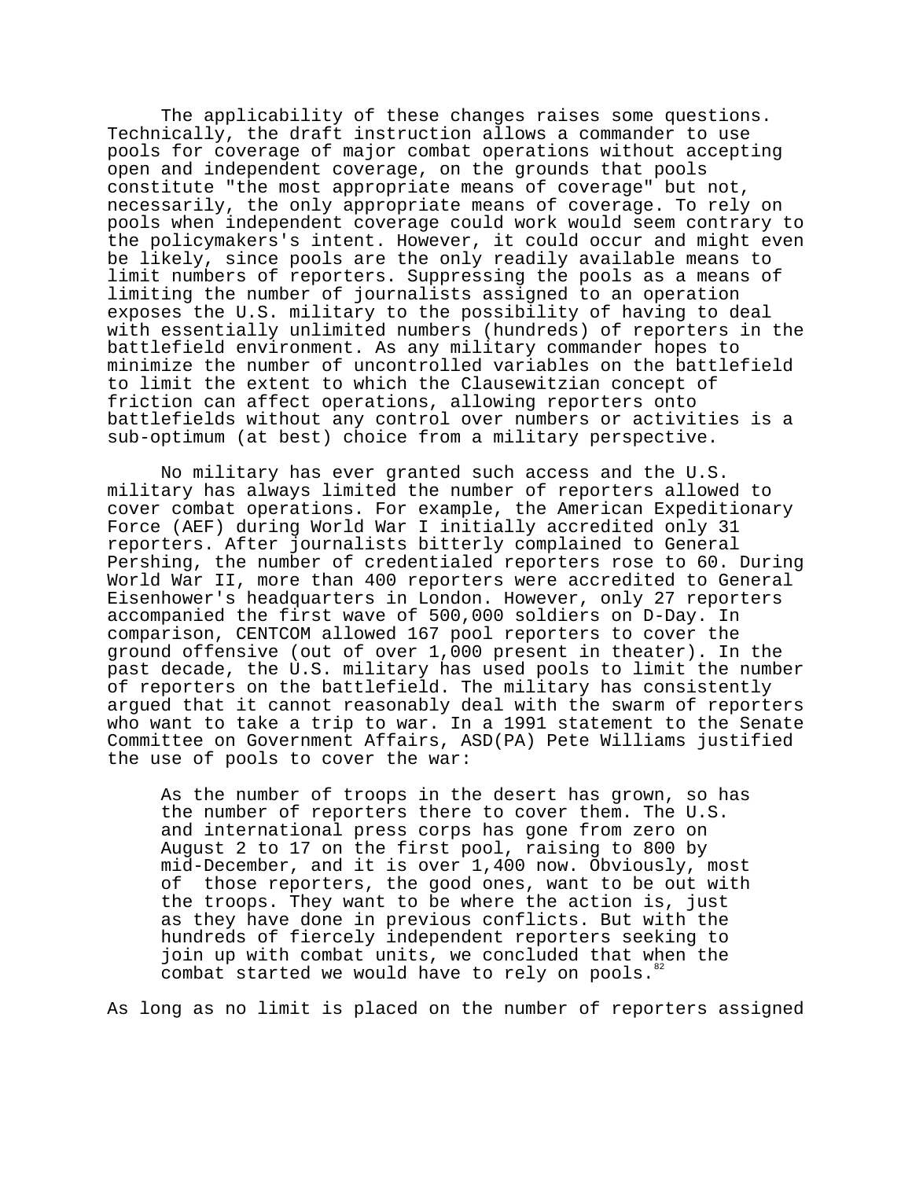The applicability of these changes raises some questions. Technically, the draft instruction allows a commander to use pools for coverage of major combat operations without accepting open and independent coverage, on the grounds that pools constitute "the most appropriate means of coverage" but not, necessarily, the only appropriate means of coverage. To rely on pools when independent coverage could work would seem contrary to the policymakers's intent. However, it could occur and might even be likely, since pools are the only readily available means to limit numbers of reporters. Suppressing the pools as a means of limiting the number of journalists assigned to an operation exposes the U.S. military to the possibility of having to deal with essentially unlimited numbers (hundreds) of reporters in the battlefield environment. As any military commander hopes to minimize the number of uncontrolled variables on the battlefield to limit the extent to which the Clausewitzian concept of friction can affect operations, allowing reporters onto battlefields without any control over numbers or activities is a sub-optimum (at best) choice from a military perspective.

No military has ever granted such access and the U.S. military has always limited the number of reporters allowed to cover combat operations. For example, the American Expeditionary Force (AEF) during World War I initially accredited only 31 reporters. After journalists bitterly complained to General Pershing, the number of credentialed reporters rose to 60. During World War II, more than 400 reporters were accredited to General Eisenhower's headquarters in London. However, only 27 reporters accompanied the first wave of 500,000 soldiers on D-Day. In comparison, CENTCOM allowed 167 pool reporters to cover the ground offensive (out of over 1,000 present in theater). In the past decade, the U.S. military has used pools to limit the number of reporters on the battlefield. The military has consistently argued that it cannot reasonably deal with the swarm of reporters who want to take a trip to war. In a 1991 statement to the Senate Committee on Government Affairs, ASD(PA) Pete Williams justified the use of pools to cover the war:

> As the number of troops in the desert has grown, so has the number of reporters there to cover them. The U.S. and international press corps has gone from zero on August 2 to 17 on the first pool, raising to 800 by mid-December, and it is over 1,400 now. Obviously, most of those reporters, the good ones, want to be out with the troops. They want to be where the action is, just as they have done in previous conflicts. But with the hundreds of fiercely independent reporters seeking to join up with combat units, we concluded that when the combat started we would have to rely on pools.[82]

As long as no limit is placed on the number of reporters assigned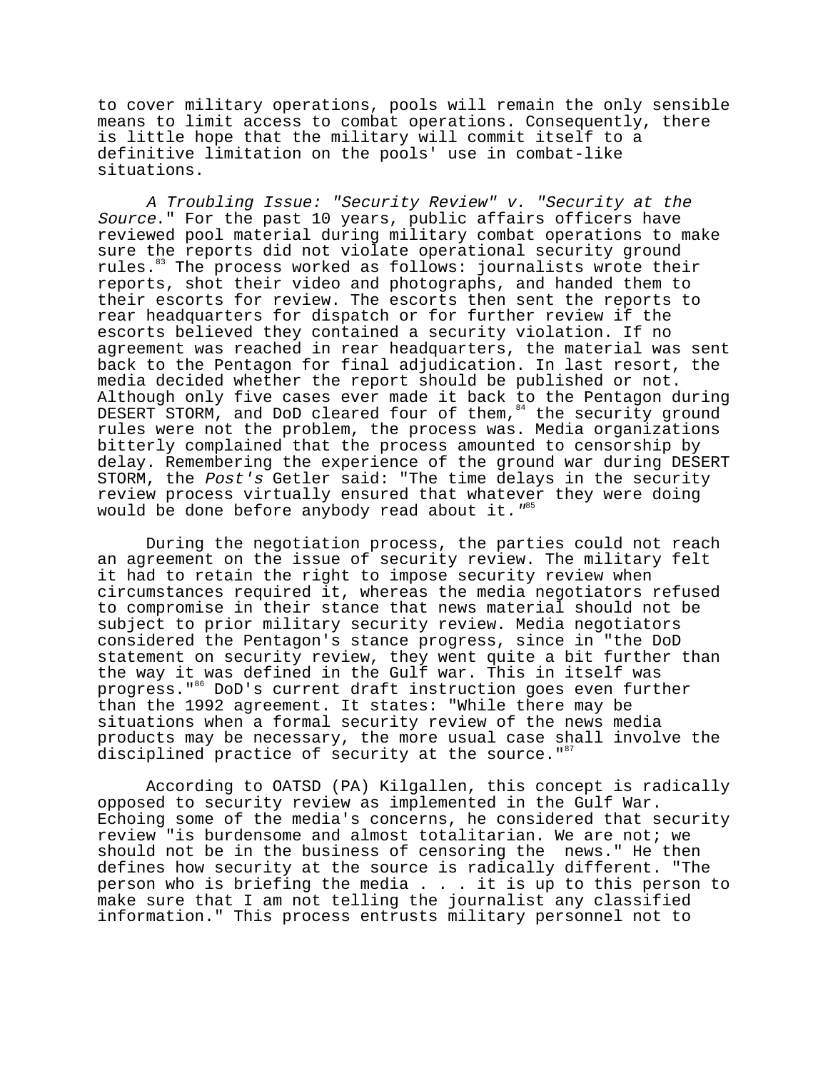to cover military operations, pools will remain the only sensible means to limit access to combat operations. Consequently, there is little hope that the military will commit itself to a definitive limitation on the pools' use in combat-like situations.

*A Troubling Issue: "Security Review" v. "Security at the Source*." For the past 10 years, public affairs officers have reviewed pool material during military combat operations to make sure the reports did not violate operational security ground rules.[83] The process worked as follows: journalists wrote their reports, shot their video and photographs, and handed them to their escorts for review. The escorts then sent the reports to rear headquarters for dispatch or for further review if the escorts believed they contained a security violation. If no agreement was reached in rear headquarters, the material was sent back to the Pentagon for final adjudication. In last resort, the media decided whether the report should be published or not. Although only five cases ever made it back to the Pentagon during DESERT STORM, and DoD cleared four of them,[84] the security ground rules were not the problem, the process was. Media organizations bitterly complained that the process amounted to censorship by delay. Remembering the experience of the ground war during DESERT STORM, the *Post's* Getler said: "The time delays in the security review process virtually ensured that whatever they were doing would be done before anybody read about it."[85]

During the negotiation process, the parties could not reach an agreement on the issue of security review. The military felt it had to retain the right to impose security review when circumstances required it, whereas the media negotiators refused to compromise in their stance that news material should not be subject to prior military security review. Media negotiators considered the Pentagon's stance progress, since in "the DoD statement on security review, they went quite a bit further than the way it was defined in the Gulf war. This in itself was progress."[86] DoD's current draft instruction goes even further than the 1992 agreement. It states: "While there may be situations when a formal security review of the news media products may be necessary, the more usual case shall involve the disciplined practice of security at the source."[87]

According to OATSD (PA) Kilgallen, this concept is radically opposed to security review as implemented in the Gulf War. Echoing some of the media's concerns, he considered that security review "is burdensome and almost totalitarian. We are not; we should not be in the business of censoring the news." He then defines how security at the source is radically different. "The person who is briefing the media . . . it is up to this person to make sure that I am not telling the journalist any classified information." This process entrusts military personnel not to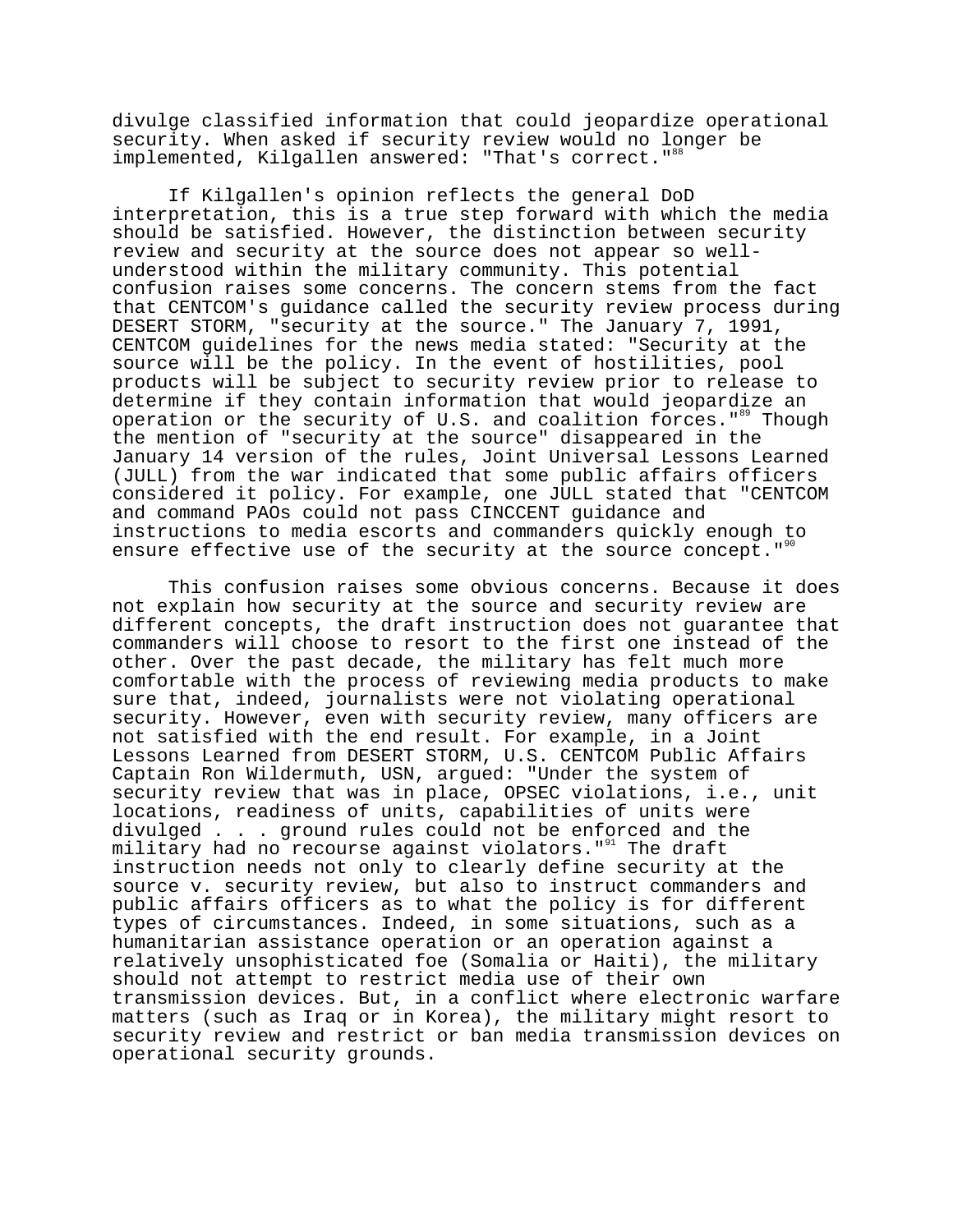divulge classified information that could jeopardize operational security. When asked if security review would no longer be implemented, Kilgallen answered: "That's correct."[88]

If Kilgallen's opinion reflects the general DoD interpretation, this is a true step forward with which the media should be satisfied. However, the distinction between security review and security at the source does not appear so well-understood within the military community. This potential confusion raises some concerns. The concern stems from the fact that CENTCOM's guidance called the security review process during DESERT STORM, "security at the source." The January 7, 1991, CENTCOM guidelines for the news media stated: "Security at the source will be the policy. In the event of hostilities, pool products will be subject to security review prior to release to determine if they contain information that would jeopardize an operation or the security of U.S. and coalition forces."[89] Though the mention of "security at the source" disappeared in the January 14 version of the rules, Joint Universal Lessons Learned (JULL) from the war indicated that some public affairs officers considered it policy. For example, one JULL stated that "CENTCOM and command PAOs could not pass CINCCENT guidance and instructions to media escorts and commanders quickly enough to ensure effective use of the security at the source concept."[90]

This confusion raises some obvious concerns. Because it does not explain how security at the source and security review are different concepts, the draft instruction does not guarantee that commanders will choose to resort to the first one instead of the other. Over the past decade, the military has felt much more comfortable with the process of reviewing media products to make sure that, indeed, journalists were not violating operational security. However, even with security review, many officers are not satisfied with the end result. For example, in a Joint Lessons Learned from DESERT STORM, U.S. CENTCOM Public Affairs Captain Ron Wildermuth, USN, argued: "Under the system of security review that was in place, OPSEC violations, i.e., unit locations, readiness of units, capabilities of units were divulged . . . ground rules could not be enforced and the military had no recourse against violators."[91] The draft instruction needs not only to clearly define security at the source v. security review, but also to instruct commanders and public affairs officers as to what the policy is for different types of circumstances. Indeed, in some situations, such as a humanitarian assistance operation or an operation against a relatively unsophisticated foe (Somalia or Haiti), the military should not attempt to restrict media use of their own transmission devices. But, in a conflict where electronic warfare matters (such as Iraq or in Korea), the military might resort to security review and restrict or ban media transmission devices on operational security grounds.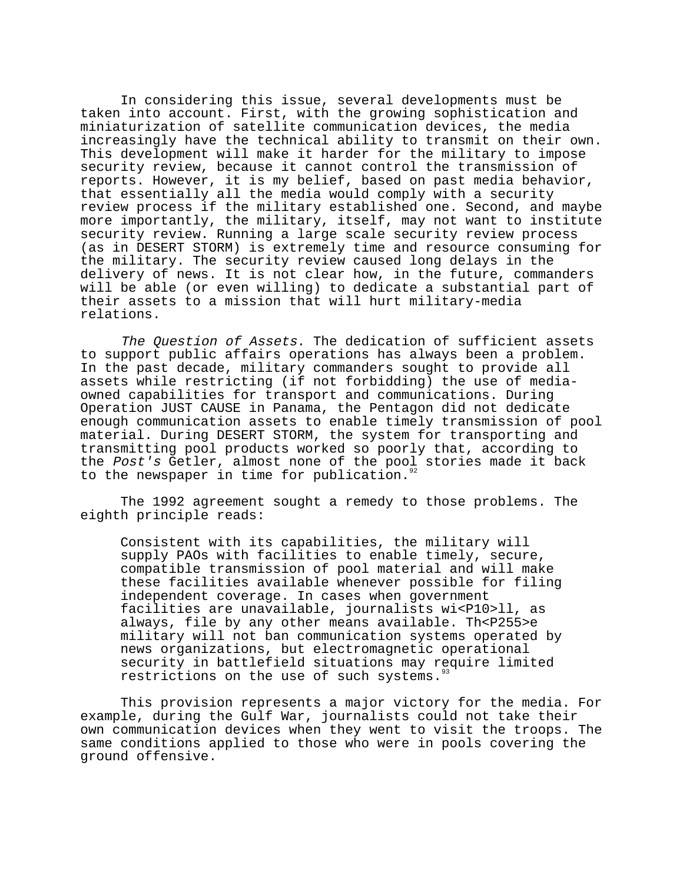In considering this issue, several developments must be taken into account. First, with the growing sophistication and miniaturization of satellite communication devices, the media increasingly have the technical ability to transmit on their own. This development will make it harder for the military to impose security review, because it cannot control the transmission of reports. However, it is my belief, based on past media behavior, that essentially all the media would comply with a security review process if the military established one. Second, and maybe more importantly, the military, itself, may not want to institute security review. Running a large scale security review process (as in DESERT STORM) is extremely time and resource consuming for the military. The security review caused long delays in the delivery of news. It is not clear how, in the future, commanders will be able (or even willing) to dedicate a substantial part of their assets to a mission that will hurt military-media relations.

*The Question of Assets*. The dedication of sufficient assets to support public affairs operations has always been a problem. In the past decade, military commanders sought to provide all assets while restricting (if not forbidding) the use of media-owned capabilities for transport and communications. During Operation JUST CAUSE in Panama, the Pentagon did not dedicate enough communication assets to enable timely transmission of pool material. During DESERT STORM, the system for transporting and transmitting pool products worked so poorly that, according to the *Post's* Getler, almost none of the pool stories made it back to the newspaper in time for publication.[92]

The 1992 agreement sought a remedy to those problems. The eighth principle reads:

> Consistent with its capabilities, the military will supply PAOs with facilities to enable timely, secure, compatible transmission of pool material and will make these facilities available whenever possible for filing independent coverage. In cases when government facilities are unavailable, journalists will, as always, file by any other means available. The military will not ban communication systems operated by news organizations, but electromagnetic operational security in battlefield situations may require limited restrictions on the use of such systems.[93]

This provision represents a major victory for the media. For example, during the Gulf War, journalists could not take their own communication devices when they went to visit the troops. The same conditions applied to those who were in pools covering the ground offensive.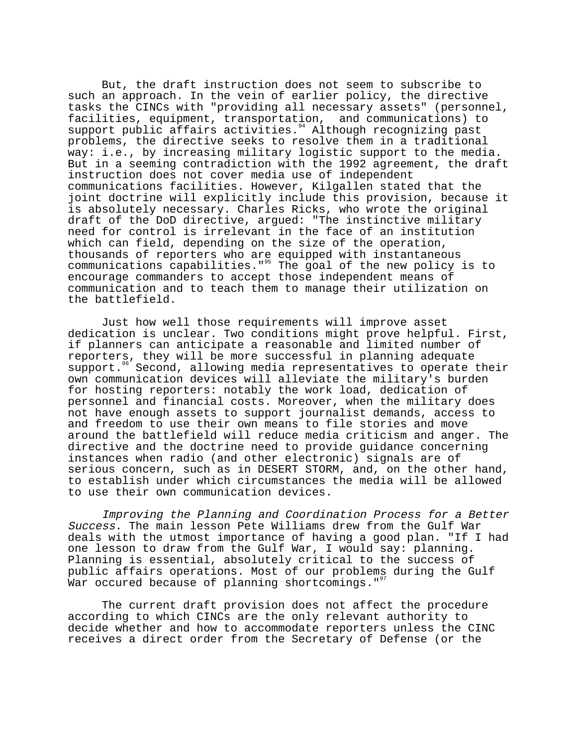But, the draft instruction does not seem to subscribe to such an approach. In the vein of earlier policy, the directive tasks the CINCs with "providing all necessary assets" (personnel, facilities, equipment, transportation, and communications) to support public affairs activities.[94] Although recognizing past problems, the directive seeks to resolve them in a traditional way: i.e., by increasing military logistic support to the media. But in a seeming contradiction with the 1992 agreement, the draft instruction does not cover media use of independent communications facilities. However, Kilgallen stated that the joint doctrine will explicitly include this provision, because it is absolutely necessary. Charles Ricks, who wrote the original draft of the DoD directive, argued: "The instinctive military need for control is irrelevant in the face of an institution which can field, depending on the size of the operation, thousands of reporters who are equipped with instantaneous communications capabilities."[95] The goal of the new policy is to encourage commanders to accept those independent means of communication and to teach them to manage their utilization on the battlefield.

Just how well those requirements will improve asset dedication is unclear. Two conditions might prove helpful. First, if planners can anticipate a reasonable and limited number of reporters, they will be more successful in planning adequate support.[96] Second, allowing media representatives to operate their own communication devices will alleviate the military's burden for hosting reporters: notably the work load, dedication of personnel and financial costs. Moreover, when the military does not have enough assets to support journalist demands, access to and freedom to use their own means to file stories and move around the battlefield will reduce media criticism and anger. The directive and the doctrine need to provide guidance concerning instances when radio (and other electronic) signals are of serious concern, such as in DESERT STORM, and, on the other hand, to establish under which circumstances the media will be allowed to use their own communication devices.

*Improving the Planning and Coordination Process for a Better Success*. The main lesson Pete Williams drew from the Gulf War deals with the utmost importance of having a good plan. "If I had one lesson to draw from the Gulf War, I would say: planning. Planning is essential, absolutely critical to the success of public affairs operations. Most of our problems during the Gulf War occured because of planning shortcomings."[97]

The current draft provision does not affect the procedure according to which CINCs are the only relevant authority to decide whether and how to accommodate reporters unless the CINC receives a direct order from the Secretary of Defense (or the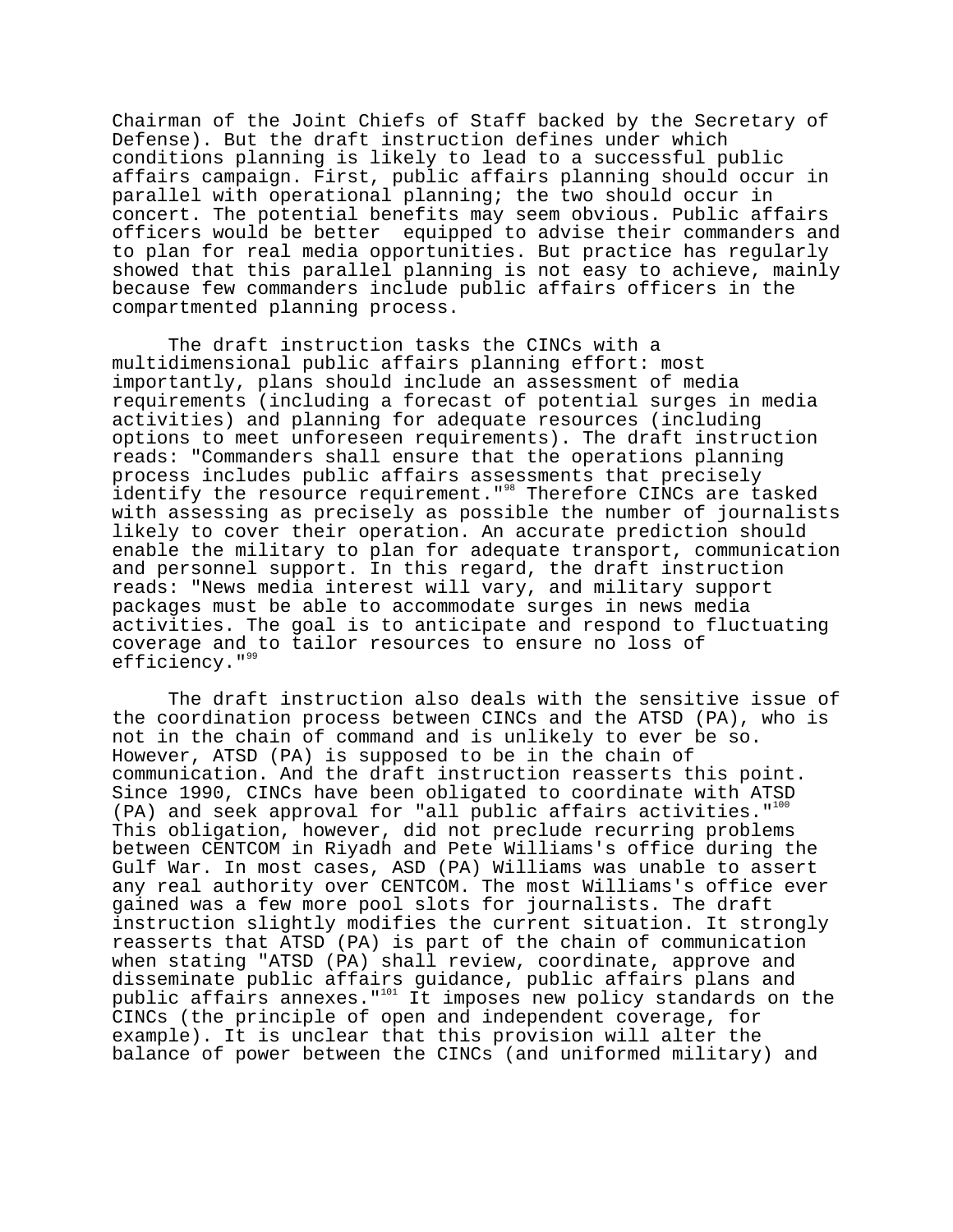Chairman of the Joint Chiefs of Staff backed by the Secretary of Defense). But the draft instruction defines under which conditions planning is likely to lead to a successful public affairs campaign. First, public affairs planning should occur in parallel with operational planning; the two should occur in concert. The potential benefits may seem obvious. Public affairs officers would be better equipped to advise their commanders and to plan for real media opportunities. But practice has regularly showed that this parallel planning is not easy to achieve, mainly because few commanders include public affairs officers in the compartmented planning process.

The draft instruction tasks the CINCs with a multidimensional public affairs planning effort: most importantly, plans should include an assessment of media requirements (including a forecast of potential surges in media activities) and planning for adequate resources (including options to meet unforeseen requirements). The draft instruction reads: "Commanders shall ensure that the operations planning process includes public affairs assessments that precisely identify the resource requirement."[98] Therefore CINCs are tasked with assessing as precisely as possible the number of journalists likely to cover their operation. An accurate prediction should enable the military to plan for adequate transport, communication and personnel support. In this regard, the draft instruction reads: "News media interest will vary, and military support packages must be able to accommodate surges in news media activities. The goal is to anticipate and respond to fluctuating coverage and to tailor resources to ensure no loss of efficiency."[99]

The draft instruction also deals with the sensitive issue of the coordination process between CINCs and the ATSD (PA), who is not in the chain of command and is unlikely to ever be so. However, ATSD (PA) is supposed to be in the chain of communication. And the draft instruction reasserts this point. Since 1990, CINCs have been obligated to coordinate with ATSD (PA) and seek approval for "all public affairs activities."[100] This obligation, however, did not preclude recurring problems between CENTCOM in Riyadh and Pete Williams's office during the Gulf War. In most cases, ASD (PA) Williams was unable to assert any real authority over CENTCOM. The most Williams's office ever gained was a few more pool slots for journalists. The draft instruction slightly modifies the current situation. It strongly reasserts that ATSD (PA) is part of the chain of communication when stating "ATSD (PA) shall review, coordinate, approve and disseminate public affairs guidance, public affairs plans and public affairs annexes."[101] It imposes new policy standards on the CINCs (the principle of open and independent coverage, for example). It is unclear that this provision will alter the balance of power between the CINCs (and uniformed military) and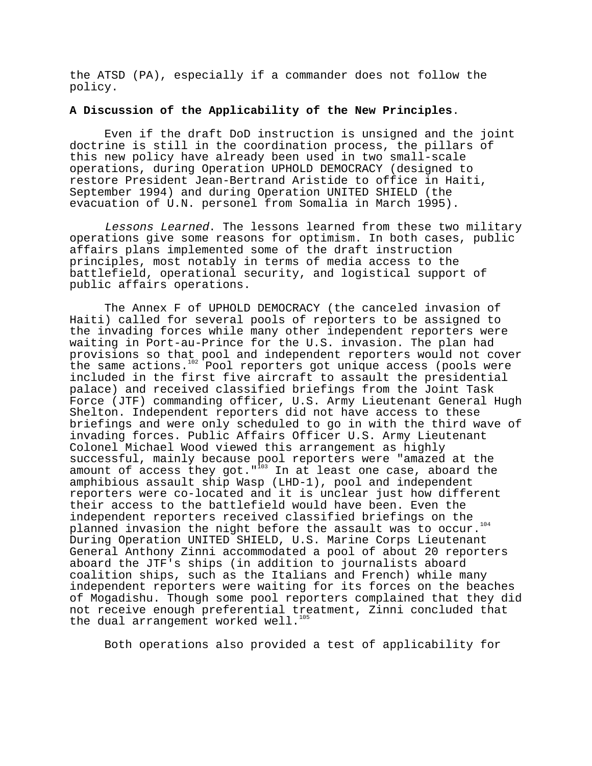the ATSD (PA), especially if a commander does not follow the policy.

**A Discussion of the Applicability of the New Principles**.

Even if the draft DoD instruction is unsigned and the joint doctrine is still in the coordination process, the pillars of this new policy have already been used in two small-scale operations, during Operation UPHOLD DEMOCRACY (designed to restore President Jean-Bertrand Aristide to office in Haiti, September 1994) and during Operation UNITED SHIELD (the evacuation of U.N. personel from Somalia in March 1995).

*Lessons Learned*. The lessons learned from these two military operations give some reasons for optimism. In both cases, public affairs plans implemented some of the draft instruction principles, most notably in terms of media access to the battlefield, operational security, and logistical support of public affairs operations.

The Annex F of UPHOLD DEMOCRACY (the canceled invasion of Haiti) called for several pools of reporters to be assigned to the invading forces while many other independent reporters were waiting in Port-au-Prince for the U.S. invasion. The plan had provisions so that pool and independent reporters would not cover the same actions.[102] Pool reporters got unique access (pools were included in the first five aircraft to assault the presidential palace) and received classified briefings from the Joint Task Force (JTF) commanding officer, U.S. Army Lieutenant General Hugh Shelton. Independent reporters did not have access to these briefings and were only scheduled to go in with the third wave of invading forces. Public Affairs Officer U.S. Army Lieutenant Colonel Michael Wood viewed this arrangement as highly successful, mainly because pool reporters were "amazed at the amount of access they got."[103] In at least one case, aboard the amphibious assault ship Wasp (LHD-1), pool and independent reporters were co-located and it is unclear just how different their access to the battlefield would have been. Even the independent reporters received classified briefings on the planned invasion the night before the assault was to occur.[104] During Operation UNITED SHIELD, U.S. Marine Corps Lieutenant General Anthony Zinni accommodated a pool of about 20 reporters aboard the JTF's ships (in addition to journalists aboard coalition ships, such as the Italians and French) while many independent reporters were waiting for its forces on the beaches of Mogadishu. Though some pool reporters complained that they did not receive enough preferential treatment, Zinni concluded that the dual arrangement worked well.[105]

Both operations also provided a test of applicability for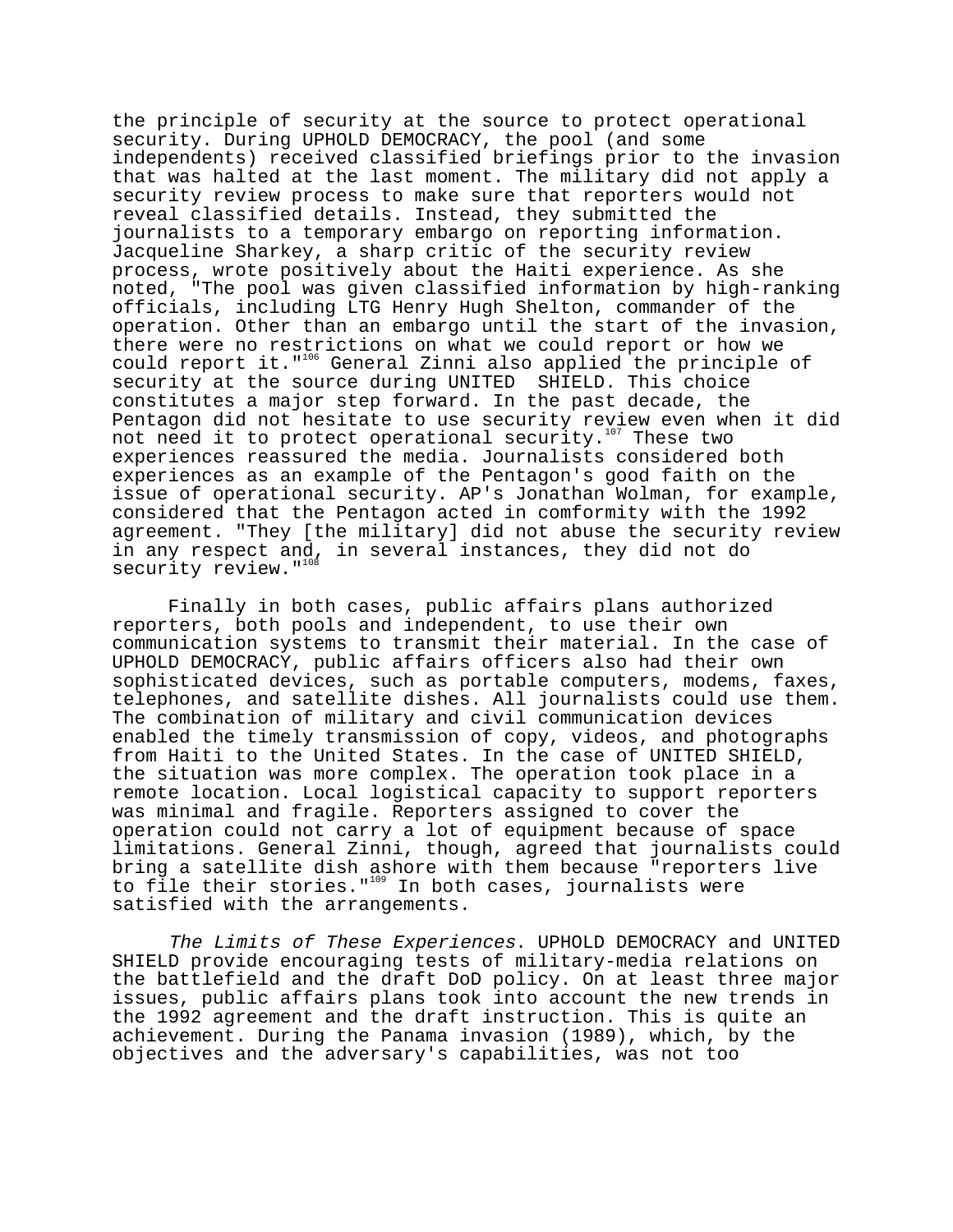the principle of security at the source to protect operational security. During UPHOLD DEMOCRACY, the pool (and some independents) received classified briefings prior to the invasion that was halted at the last moment. The military did not apply a security review process to make sure that reporters would not reveal classified details. Instead, they submitted the journalists to a temporary embargo on reporting information. Jacqueline Sharkey, a sharp critic of the security review process, wrote positively about the Haiti experience. As she noted, "The pool was given classified information by high-ranking officials, including LTG Henry Hugh Shelton, commander of the operation. Other than an embargo until the start of the invasion, there were no restrictions on what we could report or how we could report it."[106] General Zinni also applied the principle of security at the source during UNITED SHIELD. This choice constitutes a major step forward. In the past decade, the Pentagon did not hesitate to use security review even when it did not need it to protect operational security.[107] These two experiences reassured the media. Journalists considered both experiences as an example of the Pentagon's good faith on the issue of operational security. AP's Jonathan Wolman, for example, considered that the Pentagon acted in comformity with the 1992 agreement. "They [the military] did not abuse the security review in any respect and, in several instances, they did not do security review."[108]

Finally in both cases, public affairs plans authorized reporters, both pools and independent, to use their own communication systems to transmit their material. In the case of UPHOLD DEMOCRACY, public affairs officers also had their own sophisticated devices, such as portable computers, modems, faxes, telephones, and satellite dishes. All journalists could use them. The combination of military and civil communication devices enabled the timely transmission of copy, videos, and photographs from Haiti to the United States. In the case of UNITED SHIELD, the situation was more complex. The operation took place in a remote location. Local logistical capacity to support reporters was minimal and fragile. Reporters assigned to cover the operation could not carry a lot of equipment because of space limitations. General Zinni, though, agreed that journalists could bring a satellite dish ashore with them because "reporters live to file their stories."[109] In both cases, journalists were satisfied with the arrangements.

*The Limits of These Experiences*. UPHOLD DEMOCRACY and UNITED SHIELD provide encouraging tests of military-media relations on the battlefield and the draft DoD policy. On at least three major issues, public affairs plans took into account the new trends in the 1992 agreement and the draft instruction. This is quite an achievement. During the Panama invasion (1989), which, by the objectives and the adversary's capabilities, was not too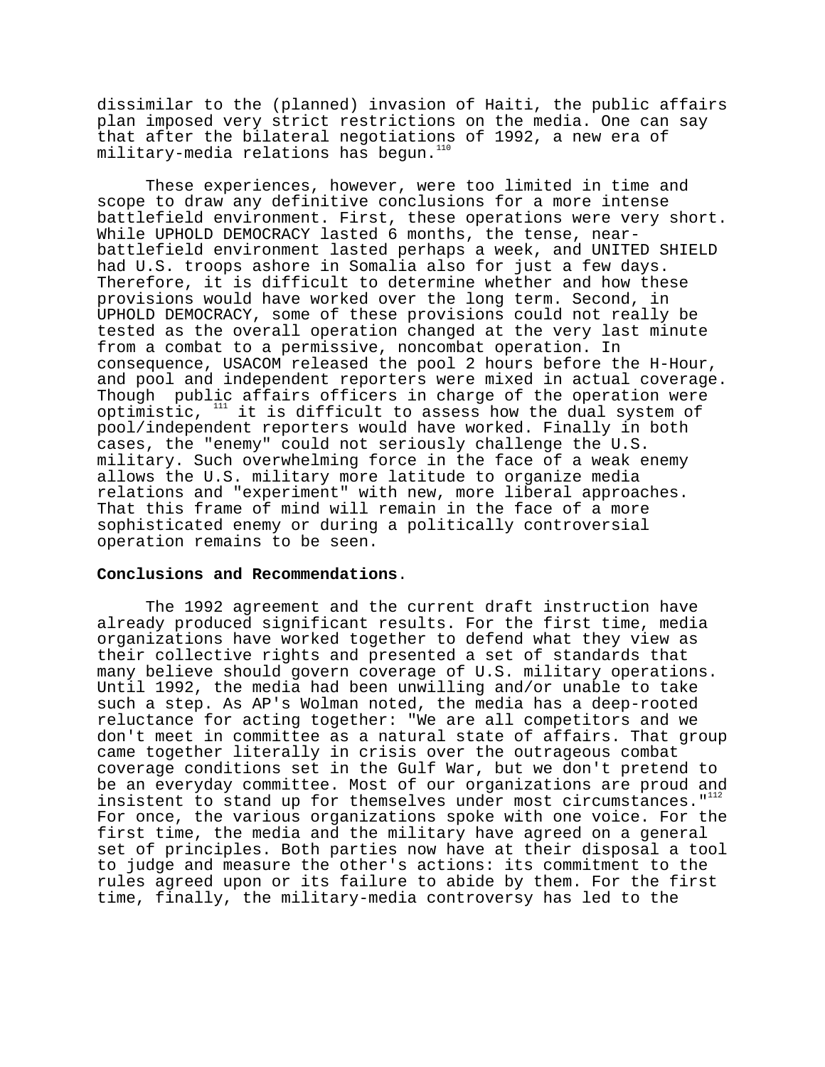dissimilar to the (planned) invasion of Haiti, the public affairs plan imposed very strict restrictions on the media. One can say that after the bilateral negotiations of 1992, a new era of military-media relations has begun.[110]

These experiences, however, were too limited in time and scope to draw any definitive conclusions for a more intense battlefield environment. First, these operations were very short. While UPHOLD DEMOCRACY lasted 6 months, the tense, near-battlefield environment lasted perhaps a week, and UNITED SHIELD had U.S. troops ashore in Somalia also for just a few days. Therefore, it is difficult to determine whether and how these provisions would have worked over the long term. Second, in UPHOLD DEMOCRACY, some of these provisions could not really be tested as the overall operation changed at the very last minute from a combat to a permissive, noncombat operation. In consequence, USACOM released the pool 2 hours before the H-Hour, and pool and independent reporters were mixed in actual coverage. Though public affairs officers in charge of the operation were optimistic, [111] it is difficult to assess how the dual system of pool/independent reporters would have worked. Finally in both cases, the "enemy" could not seriously challenge the U.S. military. Such overwhelming force in the face of a weak enemy allows the U.S. military more latitude to organize media relations and "experiment" with new, more liberal approaches. That this frame of mind will remain in the face of a more sophisticated enemy or during a politically controversial operation remains to be seen.

**Conclusions and Recommendations.**

The 1992 agreement and the current draft instruction have already produced significant results. For the first time, media organizations have worked together to defend what they view as their collective rights and presented a set of standards that many believe should govern coverage of U.S. military operations. Until 1992, the media had been unwilling and/or unable to take such a step. As AP's Wolman noted, the media has a deep-rooted reluctance for acting together: "We are all competitors and we don't meet in committee as a natural state of affairs. That group came together literally in crisis over the outrageous combat coverage conditions set in the Gulf War, but we don't pretend to be an everyday committee. Most of our organizations are proud and insistent to stand up for themselves under most circumstances."[112] For once, the various organizations spoke with one voice. For the first time, the media and the military have agreed on a general set of principles. Both parties now have at their disposal a tool to judge and measure the other's actions: its commitment to the rules agreed upon or its failure to abide by them. For the first time, finally, the military-media controversy has led to the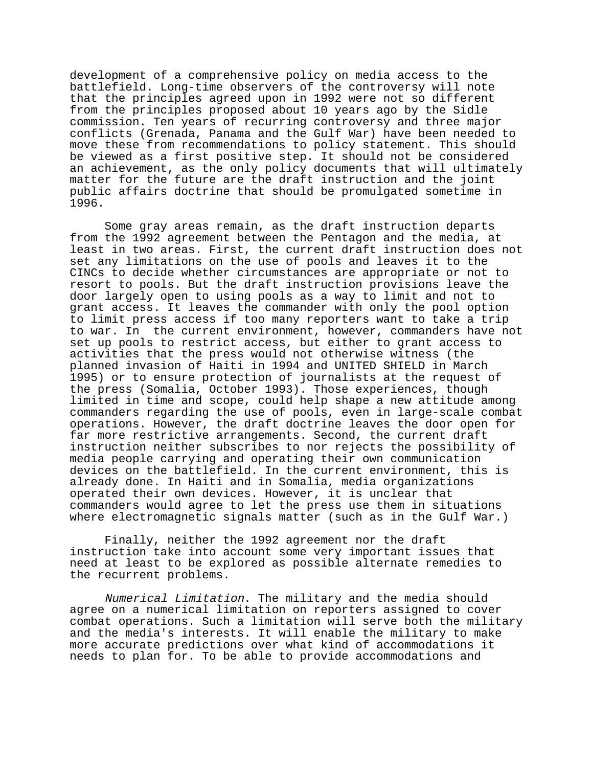development of a comprehensive policy on media access to the battlefield. Long-time observers of the controversy will note that the principles agreed upon in 1992 were not so different from the principles proposed about 10 years ago by the Sidle commission. Ten years of recurring controversy and three major conflicts (Grenada, Panama and the Gulf War) have been needed to move these from recommendations to policy statement. This should be viewed as a first positive step. It should not be considered an achievement, as the only policy documents that will ultimately matter for the future are the draft instruction and the joint public affairs doctrine that should be promulgated sometime in 1996.

Some gray areas remain, as the draft instruction departs from the 1992 agreement between the Pentagon and the media, at least in two areas. First, the current draft instruction does not set any limitations on the use of pools and leaves it to the CINCs to decide whether circumstances are appropriate or not to resort to pools. But the draft instruction provisions leave the door largely open to using pools as a way to limit and not to grant access. It leaves the commander with only the pool option to limit press access if too many reporters want to take a trip to war. In the current environment, however, commanders have not set up pools to restrict access, but either to grant access to activities that the press would not otherwise witness (the planned invasion of Haiti in 1994 and UNITED SHIELD in March 1995) or to ensure protection of journalists at the request of the press (Somalia, October 1993). Those experiences, though limited in time and scope, could help shape a new attitude among commanders regarding the use of pools, even in large-scale combat operations. However, the draft doctrine leaves the door open for far more restrictive arrangements. Second, the current draft instruction neither subscribes to nor rejects the possibility of media people carrying and operating their own communication devices on the battlefield. In the current environment, this is already done. In Haiti and in Somalia, media organizations operated their own devices. However, it is unclear that commanders would agree to let the press use them in situations where electromagnetic signals matter (such as in the Gulf War.)

Finally, neither the 1992 agreement nor the draft instruction take into account some very important issues that need at least to be explored as possible alternate remedies to the recurrent problems.

*Numerical Limitation*. The military and the media should agree on a numerical limitation on reporters assigned to cover combat operations. Such a limitation will serve both the military and the media's interests. It will enable the military to make more accurate predictions over what kind of accommodations it needs to plan for. To be able to provide accommodations and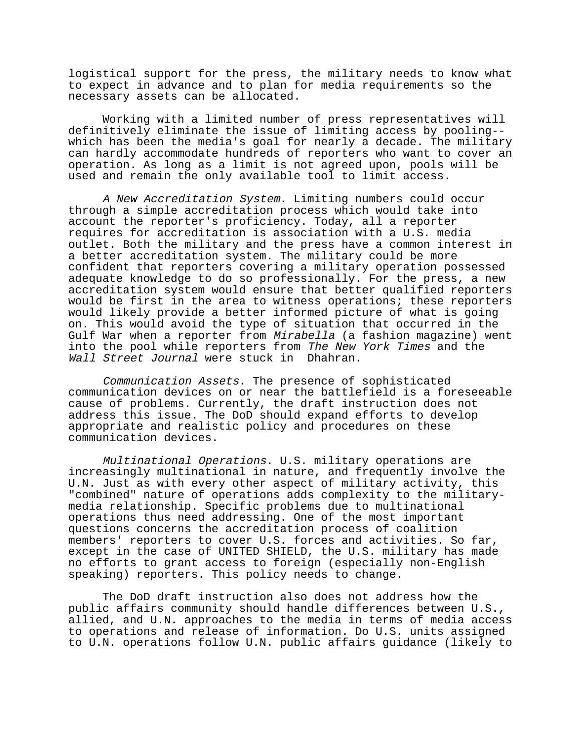logistical support for the press, the military needs to know what to expect in advance and to plan for media requirements so the necessary assets can be allocated.

Working with a limited number of press representatives will definitively eliminate the issue of limiting access by pooling--which has been the media's goal for nearly a decade. The military can hardly accommodate hundreds of reporters who want to cover an operation. As long as a limit is not agreed upon, pools will be used and remain the only available tool to limit access.

*A New Accreditation System*. Limiting numbers could occur through a simple accreditation process which would take into account the reporter's proficiency. Today, all a reporter requires for accreditation is association with a U.S. media outlet. Both the military and the press have a common interest in a better accreditation system. The military could be more confident that reporters covering a military operation possessed adequate knowledge to do so professionally. For the press, a new accreditation system would ensure that better qualified reporters would be first in the area to witness operations; these reporters would likely provide a better informed picture of what is going on. This would avoid the type of situation that occurred in the Gulf War when a reporter from *Mirabella* (a fashion magazine) went into the pool while reporters from *The New York Times* and the *Wall Street Journal* were stuck in Dhahran.

*Communication Assets*. The presence of sophisticated communication devices on or near the battlefield is a foreseeable cause of problems. Currently, the draft instruction does not address this issue. The DoD should expand efforts to develop appropriate and realistic policy and procedures on these communication devices.

*Multinational Operations*. U.S. military operations are increasingly multinational in nature, and frequently involve the U.N. Just as with every other aspect of military activity, this "combined" nature of operations adds complexity to the military-media relationship. Specific problems due to multinational operations thus need addressing. One of the most important questions concerns the accreditation process of coalition members' reporters to cover U.S. forces and activities. So far, except in the case of UNITED SHIELD, the U.S. military has made no efforts to grant access to foreign (especially non-English speaking) reporters. This policy needs to change.

The DoD draft instruction also does not address how the public affairs community should handle differences between U.S., allied, and U.N. approaches to the media in terms of media access to operations and release of information. Do U.S. units assigned to U.N. operations follow U.N. public affairs guidance (likely to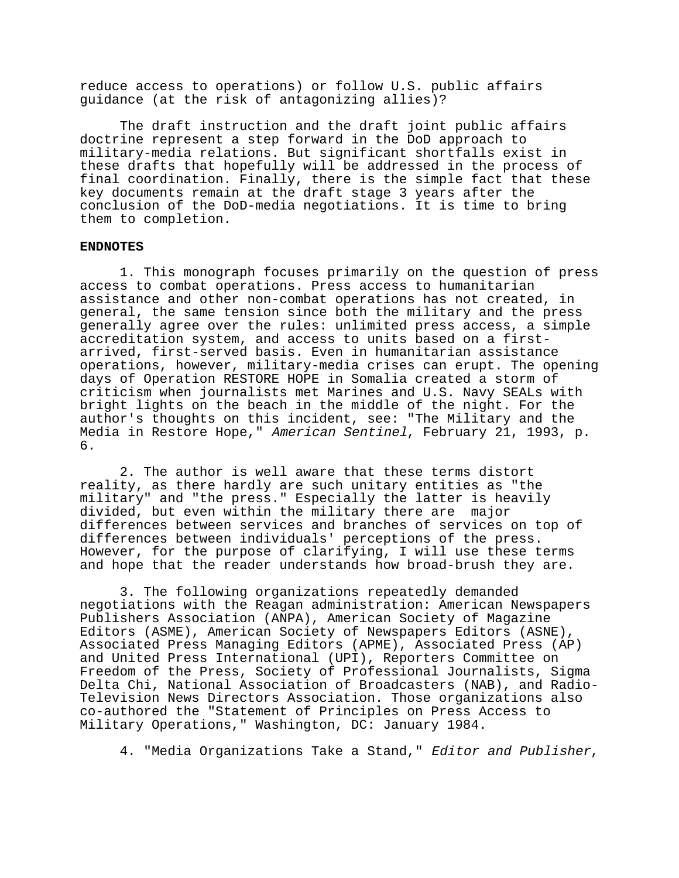reduce access to operations) or follow U.S. public affairs guidance (at the risk of antagonizing allies)?

The draft instruction and the draft joint public affairs doctrine represent a step forward in the DoD approach to military-media relations. But significant shortfalls exist in these drafts that hopefully will be addressed in the process of final coordination. Finally, there is the simple fact that these key documents remain at the draft stage 3 years after the conclusion of the DoD-media negotiations. It is time to bring them to completion.

**ENDNOTES**

1. This monograph focuses primarily on the question of press access to combat operations. Press access to humanitarian assistance and other non-combat operations has not created, in general, the same tension since both the military and the press generally agree over the rules: unlimited press access, a simple accreditation system, and access to units based on a first-arrived, first-served basis. Even in humanitarian assistance operations, however, military-media crises can erupt. The opening days of Operation RESTORE HOPE in Somalia created a storm of criticism when journalists met Marines and U.S. Navy SEALs with bright lights on the beach in the middle of the night. For the author's thoughts on this incident, see: "The Military and the Media in Restore Hope," *American Sentinel*, February 21, 1993, p. 6.

2. The author is well aware that these terms distort reality, as there hardly are such unitary entities as "the military" and "the press." Especially the latter is heavily divided, but even within the military there are major differences between services and branches of services on top of differences between individuals' perceptions of the press. However, for the purpose of clarifying, I will use these terms and hope that the reader understands how broad-brush they are.

3. The following organizations repeatedly demanded negotiations with the Reagan administration: American Newspapers Publishers Association (ANPA), American Society of Magazine Editors (ASME), American Society of Newspapers Editors (ASNE), Associated Press Managing Editors (APME), Associated Press (AP) and United Press International (UPI), Reporters Committee on Freedom of the Press, Society of Professional Journalists, Sigma Delta Chi, National Association of Broadcasters (NAB), and Radio-Television News Directors Association. Those organizations also co-authored the "Statement of Principles on Press Access to Military Operations," Washington, DC: January 1984.

4. "Media Organizations Take a Stand," *Editor and Publisher*,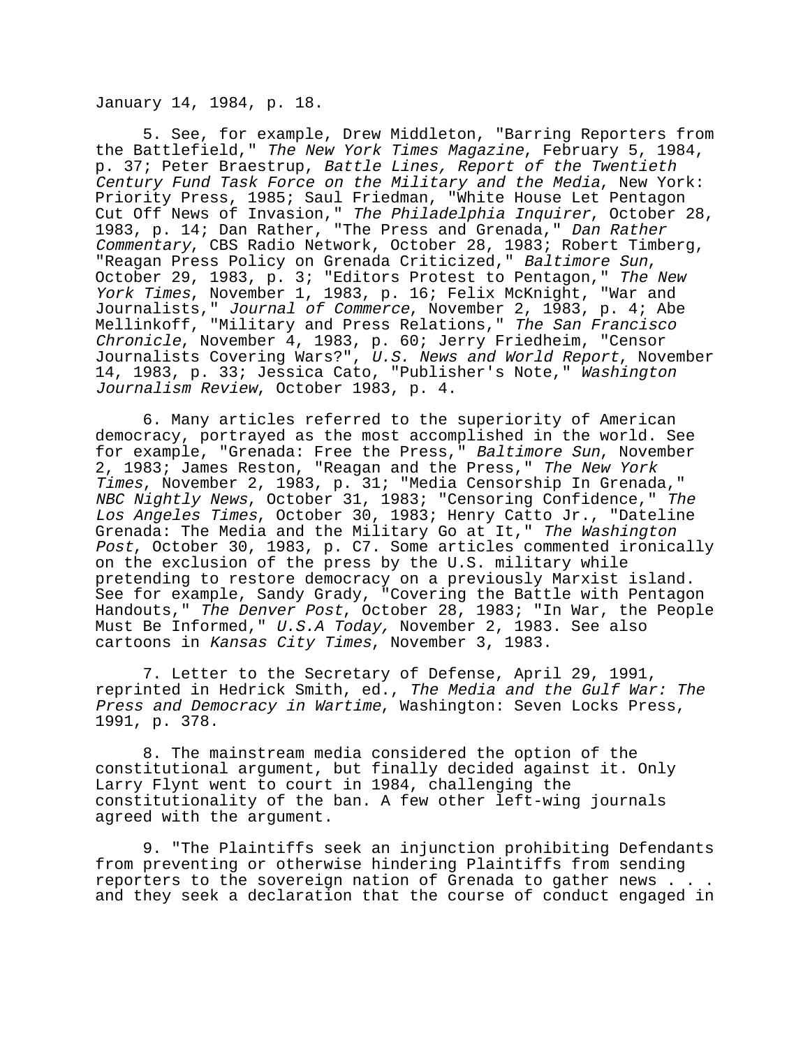January 14, 1984, p. 18.

5. See, for example, Drew Middleton, "Barring Reporters from the Battlefield," *The New York Times Magazine*, February 5, 1984, p. 37; Peter Braestrup, *Battle Lines, Report of the Twentieth Century Fund Task Force on the Military and the Media*, New York: Priority Press, 1985; Saul Friedman, "White House Let Pentagon Cut Off News of Invasion," *The Philadelphia Inquirer*, October 28, 1983, p. 14; Dan Rather, "The Press and Grenada," *Dan Rather Commentary*, CBS Radio Network, October 28, 1983; Robert Timberg, "Reagan Press Policy on Grenada Criticized," *Baltimore Sun*, October 29, 1983, p. 3; "Editors Protest to Pentagon," *The New York Times*, November 1, 1983, p. 16; Felix McKnight, "War and Journalists," *Journal of Commerce*, November 2, 1983, p. 4; Abe Mellinkoff, "Military and Press Relations," *The San Francisco Chronicle*, November 4, 1983, p. 60; Jerry Friedheim, "Censor Journalists Covering Wars?", *U.S. News and World Report*, November 14, 1983, p. 33; Jessica Cato, "Publisher's Note," *Washington Journalism Review*, October 1983, p. 4.

6. Many articles referred to the superiority of American democracy, portrayed as the most accomplished in the world. See for example, "Grenada: Free the Press," *Baltimore Sun*, November 2, 1983; James Reston, "Reagan and the Press," *The New York Times*, November 2, 1983, p. 31; "Media Censorship In Grenada," *NBC Nightly News*, October 31, 1983; "Censoring Confidence," *The Los Angeles Times*, October 30, 1983; Henry Catto Jr., "Dateline Grenada: The Media and the Military Go at It," *The Washington Post*, October 30, 1983, p. C7. Some articles commented ironically on the exclusion of the press by the U.S. military while pretending to restore democracy on a previously Marxist island. See for example, Sandy Grady, "Covering the Battle with Pentagon Handouts," *The Denver Post*, October 28, 1983; "In War, the People Must Be Informed," *U.S.A Today,* November 2, 1983. See also cartoons in *Kansas City Times*, November 3, 1983.

7. Letter to the Secretary of Defense, April 29, 1991, reprinted in Hedrick Smith, ed., *The Media and the Gulf War: The Press and Democracy in Wartime*, Washington: Seven Locks Press, 1991, p. 378.

8. The mainstream media considered the option of the constitutional argument, but finally decided against it. Only Larry Flynt went to court in 1984, challenging the constitutionality of the ban. A few other left-wing journals agreed with the argument.

9. "The Plaintiffs seek an injunction prohibiting Defendants from preventing or otherwise hindering Plaintiffs from sending reporters to the sovereign nation of Grenada to gather news . . . and they seek a declaration that the course of conduct engaged in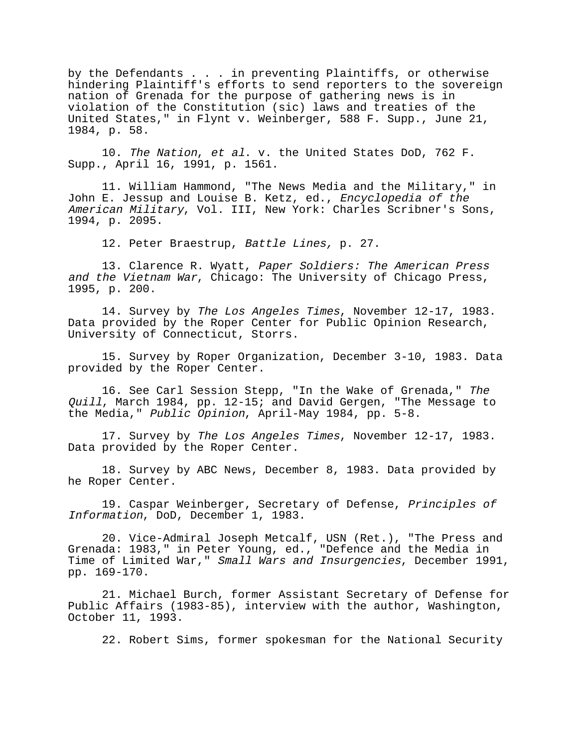by the Defendants . . . in preventing Plaintiffs, or otherwise hindering Plaintiff's efforts to send reporters to the sovereign nation of Grenada for the purpose of gathering news is in violation of the Constitution (sic) laws and treaties of the United States," in Flynt v. Weinberger, 588 F. Supp., June 21, 1984, p. 58.

10. *The Nation*, *et al*. v. the United States DoD, 762 F. Supp., April 16, 1991, p. 1561.

11. William Hammond, "The News Media and the Military," in John E. Jessup and Louise B. Ketz, ed., *Encyclopedia of the American Military*, Vol. III, New York: Charles Scribner's Sons, 1994, p. 2095.

12. Peter Braestrup, *Battle Lines,* p. 27.

13. Clarence R. Wyatt, *Paper Soldiers: The American Press and the Vietnam War*, Chicago: The University of Chicago Press, 1995, p. 200.

14. Survey by *The Los Angeles Times*, November 12-17, 1983. Data provided by the Roper Center for Public Opinion Research, University of Connecticut, Storrs.

15. Survey by Roper Organization, December 3-10, 1983. Data provided by the Roper Center.

16. See Carl Session Stepp, "In the Wake of Grenada," *The Quill*, March 1984, pp. 12-15; and David Gergen, "The Message to the Media," *Public Opinion*, April-May 1984, pp. 5-8.

17. Survey by *The Los Angeles Times*, November 12-17, 1983. Data provided by the Roper Center.

18. Survey by ABC News, December 8, 1983. Data provided by he Roper Center.

19. Caspar Weinberger, Secretary of Defense, *Principles of Information*, DoD, December 1, 1983.

20. Vice-Admiral Joseph Metcalf, USN (Ret.), "The Press and Grenada: 1983," in Peter Young, ed., "Defence and the Media in Time of Limited War," *Small Wars and Insurgencies*, December 1991, pp. 169-170.

21. Michael Burch, former Assistant Secretary of Defense for Public Affairs (1983-85), interview with the author, Washington, October 11, 1993.

22. Robert Sims, former spokesman for the National Security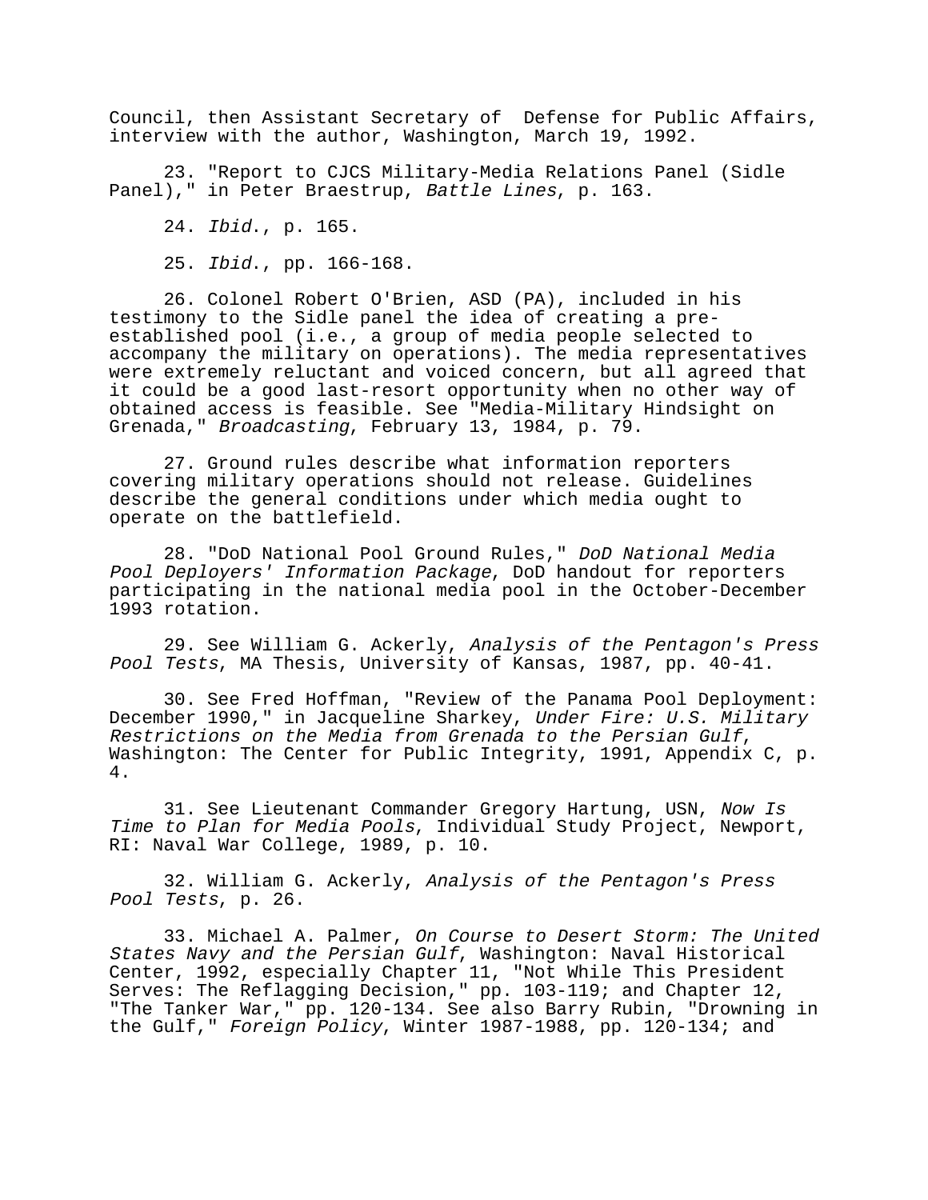Council, then Assistant Secretary of Defense for Public Affairs, interview with the author, Washington, March 19, 1992.

23. "Report to CJCS Military-Media Relations Panel (Sidle Panel)," in Peter Braestrup, *Battle Lines*, p. 163.

24. *Ibid*., p. 165.

25. *Ibid*., pp. 166-168.

26. Colonel Robert O'Brien, ASD (PA), included in his testimony to the Sidle panel the idea of creating a pre-established pool (i.e., a group of media people selected to accompany the military on operations). The media representatives were extremely reluctant and voiced concern, but all agreed that it could be a good last-resort opportunity when no other way of obtained access is feasible. See "Media-Military Hindsight on Grenada," *Broadcasting*, February 13, 1984, p. 79.

27. Ground rules describe what information reporters covering military operations should not release. Guidelines describe the general conditions under which media ought to operate on the battlefield.

28. "DoD National Pool Ground Rules," *DoD National Media Pool Deployers' Information Package*, DoD handout for reporters participating in the national media pool in the October-December 1993 rotation.

29. See William G. Ackerly, *Analysis of the Pentagon's Press Pool Tests*, MA Thesis, University of Kansas, 1987, pp. 40-41.

30. See Fred Hoffman, "Review of the Panama Pool Deployment: December 1990," in Jacqueline Sharkey, *Under Fire: U.S. Military Restrictions on the Media from Grenada to the Persian Gulf*, Washington: The Center for Public Integrity, 1991, Appendix C, p. 4.

31. See Lieutenant Commander Gregory Hartung, USN, *Now Is Time to Plan for Media Pools*, Individual Study Project, Newport, RI: Naval War College, 1989, p. 10.

32. William G. Ackerly, *Analysis of the Pentagon's Press Pool Tests*, p. 26.

33. Michael A. Palmer, *On Course to Desert Storm: The United States Navy and the Persian Gulf*, Washington: Naval Historical Center, 1992, especially Chapter 11, "Not While This President Serves: The Reflagging Decision," pp. 103-119; and Chapter 12, "The Tanker War," pp. 120-134. See also Barry Rubin, "Drowning in the Gulf," *Foreign Policy*, Winter 1987-1988, pp. 120-134; and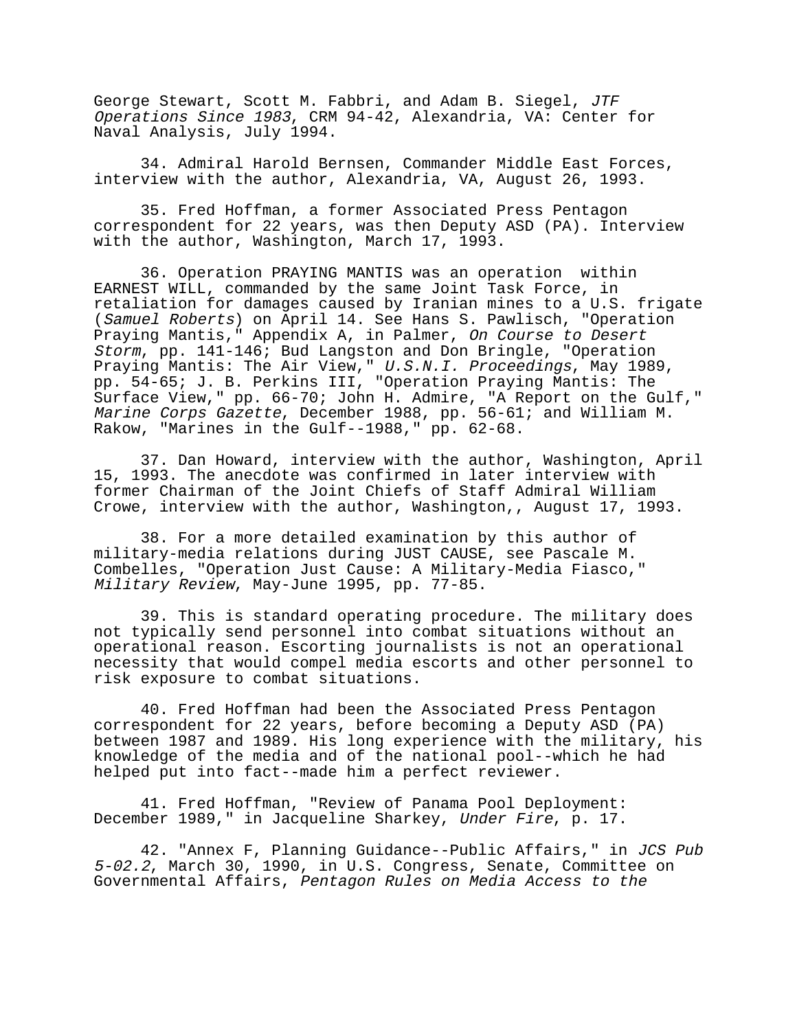George Stewart, Scott M. Fabbri, and Adam B. Siegel, *JTF Operations Since 1983*, CRM 94-42, Alexandria, VA: Center for Naval Analysis, July 1994.

34. Admiral Harold Bernsen, Commander Middle East Forces, interview with the author, Alexandria, VA, August 26, 1993.

35. Fred Hoffman, a former Associated Press Pentagon correspondent for 22 years, was then Deputy ASD (PA). Interview with the author, Washington, March 17, 1993.

36. Operation PRAYING MANTIS was an operation within EARNEST WILL, commanded by the same Joint Task Force, in retaliation for damages caused by Iranian mines to a U.S. frigate (*Samuel Roberts*) on April 14. See Hans S. Pawlisch, "Operation Praying Mantis," Appendix A, in Palmer, *On Course to Desert Storm*, pp. 141-146; Bud Langston and Don Bringle, "Operation Praying Mantis: The Air View," *U.S.N.I. Proceedings*, May 1989, pp. 54-65; J. B. Perkins III, "Operation Praying Mantis: The Surface View," pp. 66-70; John H. Admire, "A Report on the Gulf," *Marine Corps Gazette*, December 1988, pp. 56-61; and William M. Rakow, "Marines in the Gulf--1988," pp. 62-68.

37. Dan Howard, interview with the author, Washington, April 15, 1993. The anecdote was confirmed in later interview with former Chairman of the Joint Chiefs of Staff Admiral William Crowe, interview with the author, Washington,, August 17, 1993.

38. For a more detailed examination by this author of military-media relations during JUST CAUSE, see Pascale M. Combelles, "Operation Just Cause: A Military-Media Fiasco," *Military Review*, May-June 1995, pp. 77-85.

39. This is standard operating procedure. The military does not typically send personnel into combat situations without an operational reason. Escorting journalists is not an operational necessity that would compel media escorts and other personnel to risk exposure to combat situations.

40. Fred Hoffman had been the Associated Press Pentagon correspondent for 22 years, before becoming a Deputy ASD (PA) between 1987 and 1989. His long experience with the military, his knowledge of the media and of the national pool--which he had helped put into fact--made him a perfect reviewer.

41. Fred Hoffman, "Review of Panama Pool Deployment: December 1989," in Jacqueline Sharkey, *Under Fire*, p. 17.

42. "Annex F, Planning Guidance--Public Affairs," in *JCS Pub 5-02.2*, March 30, 1990, in U.S. Congress, Senate, Committee on Governmental Affairs, *Pentagon Rules on Media Access to the*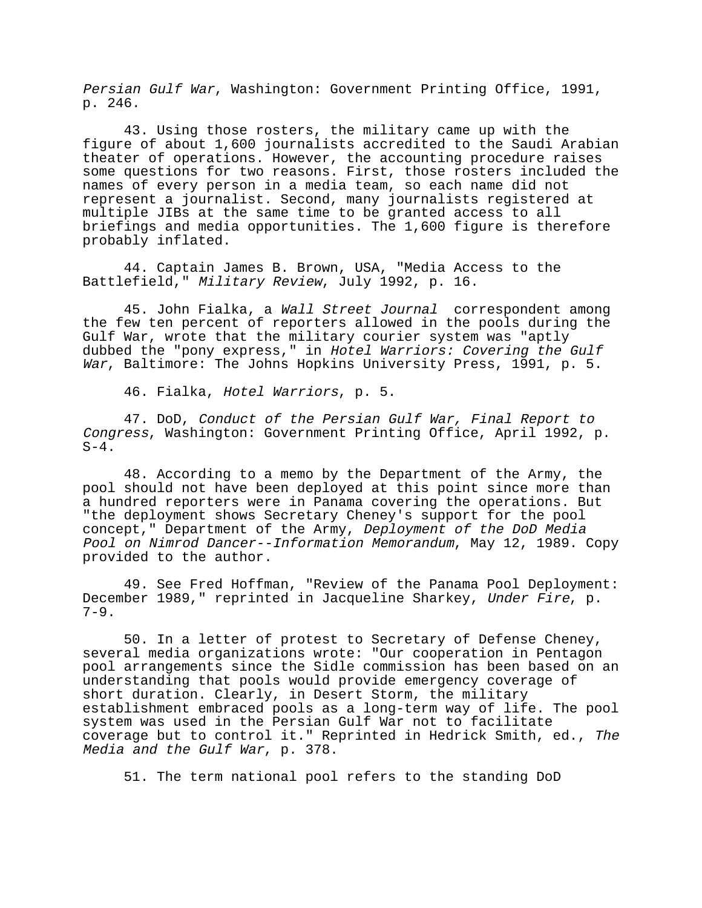*Persian Gulf War*, Washington: Government Printing Office, 1991, p. 246.

43. Using those rosters, the military came up with the figure of about 1,600 journalists accredited to the Saudi Arabian theater of operations. However, the accounting procedure raises some questions for two reasons. First, those rosters included the names of every person in a media team, so each name did not represent a journalist. Second, many journalists registered at multiple JIBs at the same time to be granted access to all briefings and media opportunities. The 1,600 figure is therefore probably inflated.

44. Captain James B. Brown, USA, "Media Access to the Battlefield," *Military Review*, July 1992, p. 16.

45. John Fialka, a *Wall Street Journal* correspondent among the few ten percent of reporters allowed in the pools during the Gulf War, wrote that the military courier system was "aptly dubbed the "pony express," in *Hotel Warriors: Covering the Gulf War*, Baltimore: The Johns Hopkins University Press, 1991, p. 5.

46. Fialka, *Hotel Warriors*, p. 5.

47. DoD, *Conduct of the Persian Gulf War, Final Report to Congress*, Washington: Government Printing Office, April 1992, p. S-4.

48. According to a memo by the Department of the Army, the pool should not have been deployed at this point since more than a hundred reporters were in Panama covering the operations. But "the deployment shows Secretary Cheney's support for the pool concept," Department of the Army, *Deployment of the DoD Media Pool on Nimrod Dancer--Information Memorandum*, May 12, 1989. Copy provided to the author.

49. See Fred Hoffman, "Review of the Panama Pool Deployment: December 1989," reprinted in Jacqueline Sharkey, *Under Fire*, p. 7-9.

50. In a letter of protest to Secretary of Defense Cheney, several media organizations wrote: "Our cooperation in Pentagon pool arrangements since the Sidle commission has been based on an understanding that pools would provide emergency coverage of short duration. Clearly, in Desert Storm, the military establishment embraced pools as a long-term way of life. The pool system was used in the Persian Gulf War not to facilitate coverage but to control it." Reprinted in Hedrick Smith, ed., *The Media and the Gulf War*, p. 378.

51. The term national pool refers to the standing DoD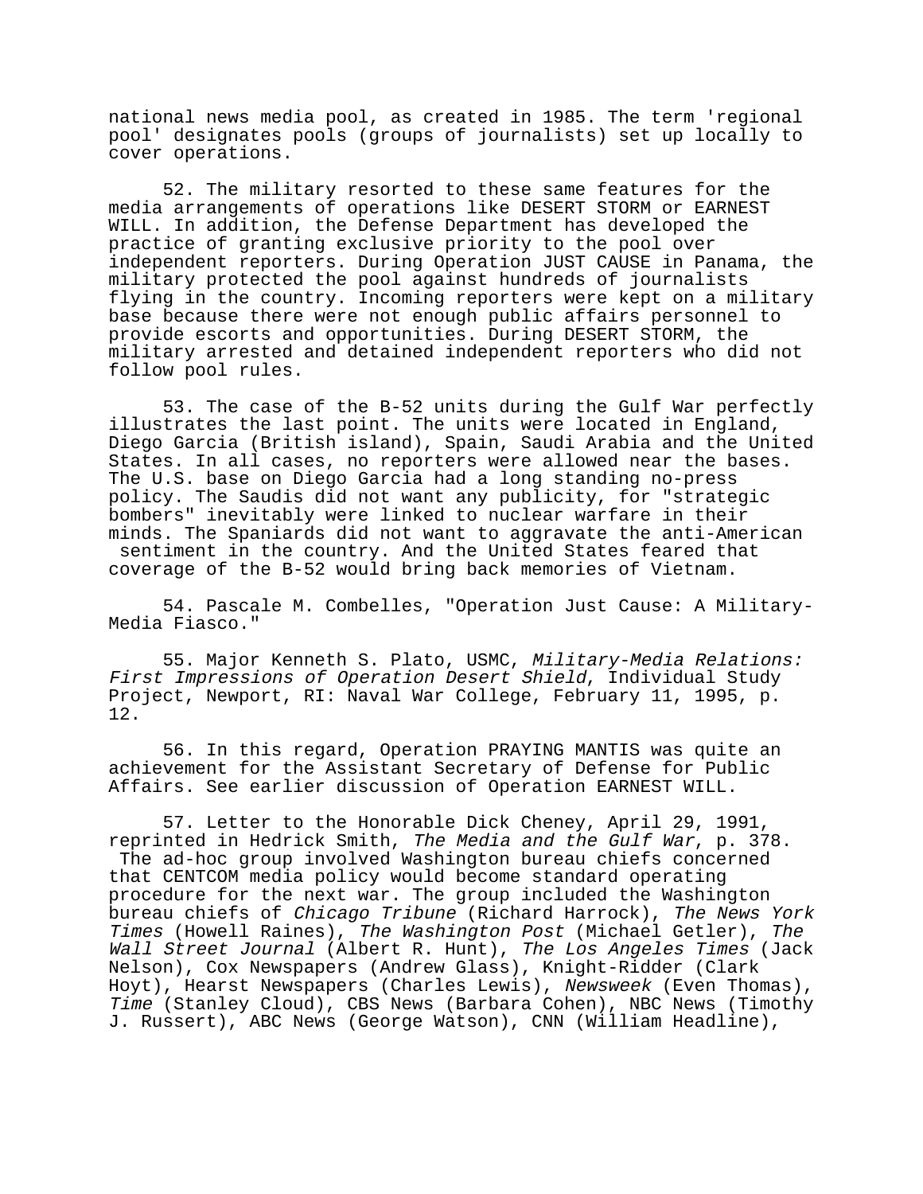national news media pool, as created in 1985. The term 'regional pool' designates pools (groups of journalists) set up locally to cover operations.

52. The military resorted to these same features for the media arrangements of operations like DESERT STORM or EARNEST WILL. In addition, the Defense Department has developed the practice of granting exclusive priority to the pool over independent reporters. During Operation JUST CAUSE in Panama, the military protected the pool against hundreds of journalists flying in the country. Incoming reporters were kept on a military base because there were not enough public affairs personnel to provide escorts and opportunities. During DESERT STORM, the military arrested and detained independent reporters who did not follow pool rules.

53. The case of the B-52 units during the Gulf War perfectly illustrates the last point. The units were located in England, Diego Garcia (British island), Spain, Saudi Arabia and the United States. In all cases, no reporters were allowed near the bases. The U.S. base on Diego Garcia had a long standing no-press policy. The Saudis did not want any publicity, for "strategic bombers" inevitably were linked to nuclear warfare in their minds. The Spaniards did not want to aggravate the anti-American sentiment in the country. And the United States feared that coverage of the B-52 would bring back memories of Vietnam.

54. Pascale M. Combelles, "Operation Just Cause: A Military-Media Fiasco."

55. Major Kenneth S. Plato, USMC, *Military-Media Relations: First Impressions of Operation Desert Shield*, Individual Study Project, Newport, RI: Naval War College, February 11, 1995, p. 12.

56. In this regard, Operation PRAYING MANTIS was quite an achievement for the Assistant Secretary of Defense for Public Affairs. See earlier discussion of Operation EARNEST WILL.

57. Letter to the Honorable Dick Cheney, April 29, 1991, reprinted in Hedrick Smith, *The Media and the Gulf War*, p. 378. The ad-hoc group involved Washington bureau chiefs concerned that CENTCOM media policy would become standard operating procedure for the next war. The group included the Washington bureau chiefs of *Chicago Tribune* (Richard Harrock), *The News York Times* (Howell Raines), *The Washington Post* (Michael Getler), *The Wall Street Journal* (Albert R. Hunt), *The Los Angeles Times* (Jack Nelson), Cox Newspapers (Andrew Glass), Knight-Ridder (Clark Hoyt), Hearst Newspapers (Charles Lewis), *Newsweek* (Even Thomas), *Time* (Stanley Cloud), CBS News (Barbara Cohen), NBC News (Timothy J. Russert), ABC News (George Watson), CNN (William Headline),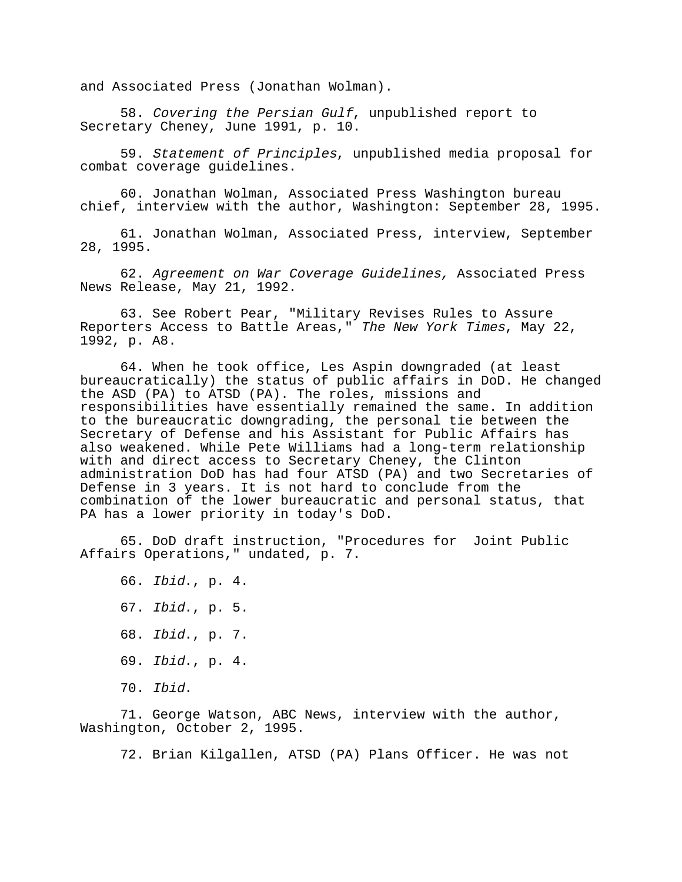and Associated Press (Jonathan Wolman).

58. *Covering the Persian Gulf*, unpublished report to Secretary Cheney, June 1991, p. 10.

59. *Statement of Principles*, unpublished media proposal for combat coverage guidelines.

60. Jonathan Wolman, Associated Press Washington bureau chief, interview with the author, Washington: September 28, 1995.

61. Jonathan Wolman, Associated Press, interview, September 28, 1995.

62. *Agreement on War Coverage Guidelines,* Associated Press News Release, May 21, 1992.

63. See Robert Pear, "Military Revises Rules to Assure Reporters Access to Battle Areas," *The New York Times*, May 22, 1992, p. A8.

64. When he took office, Les Aspin downgraded (at least bureaucratically) the status of public affairs in DoD. He changed the ASD (PA) to ATSD (PA). The roles, missions and responsibilities have essentially remained the same. In addition to the bureaucratic downgrading, the personal tie between the Secretary of Defense and his Assistant for Public Affairs has also weakened. While Pete Williams had a long-term relationship with and direct access to Secretary Cheney, the Clinton administration DoD has had four ATSD (PA) and two Secretaries of Defense in 3 years. It is not hard to conclude from the combination of the lower bureaucratic and personal status, that PA has a lower priority in today's DoD.

65. DoD draft instruction, "Procedures for Joint Public Affairs Operations," undated, p. 7.

66. *Ibid*., p. 4.

67. *Ibid*., p. 5.

68. *Ibid*., p. 7.

69. *Ibid*., p. 4.

70. *Ibid*.

71. George Watson, ABC News, interview with the author, Washington, October 2, 1995.

72. Brian Kilgallen, ATSD (PA) Plans Officer. He was not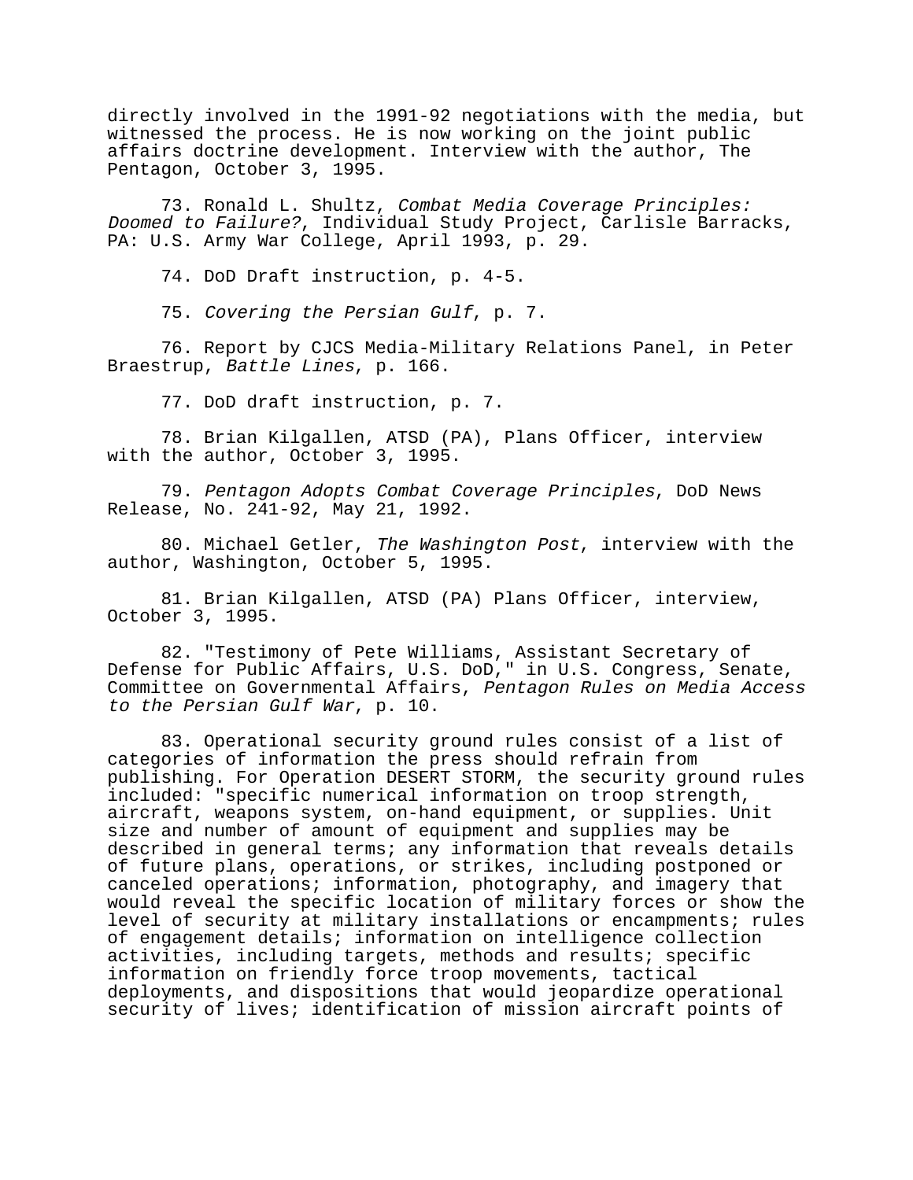directly involved in the 1991-92 negotiations with the media, but witnessed the process. He is now working on the joint public affairs doctrine development. Interview with the author, The Pentagon, October 3, 1995.

73. Ronald L. Shultz, *Combat Media Coverage Principles: Doomed to Failure?*, Individual Study Project, Carlisle Barracks, PA: U.S. Army War College, April 1993, p. 29.

74. DoD Draft instruction, p. 4-5.

75. *Covering the Persian Gulf*, p. 7.

76. Report by CJCS Media-Military Relations Panel, in Peter Braestrup, *Battle Lines*, p. 166.

77. DoD draft instruction, p. 7.

78. Brian Kilgallen, ATSD (PA), Plans Officer, interview with the author, October 3, 1995.

79. *Pentagon Adopts Combat Coverage Principles*, DoD News Release, No. 241-92, May 21, 1992.

80. Michael Getler, *The Washington Post*, interview with the author, Washington, October 5, 1995.

81. Brian Kilgallen, ATSD (PA) Plans Officer, interview, October 3, 1995.

82. "Testimony of Pete Williams, Assistant Secretary of Defense for Public Affairs, U.S. DoD," in U.S. Congress, Senate, Committee on Governmental Affairs, *Pentagon Rules on Media Access to the Persian Gulf War*, p. 10.

83. Operational security ground rules consist of a list of categories of information the press should refrain from publishing. For Operation DESERT STORM, the security ground rules included: "specific numerical information on troop strength, aircraft, weapons system, on-hand equipment, or supplies. Unit size and number of amount of equipment and supplies may be described in general terms; any information that reveals details of future plans, operations, or strikes, including postponed or canceled operations; information, photography, and imagery that would reveal the specific location of military forces or show the level of security at military installations or encampments; rules of engagement details; information on intelligence collection activities, including targets, methods and results; specific information on friendly force troop movements, tactical deployments, and dispositions that would jeopardize operational security of lives; identification of mission aircraft points of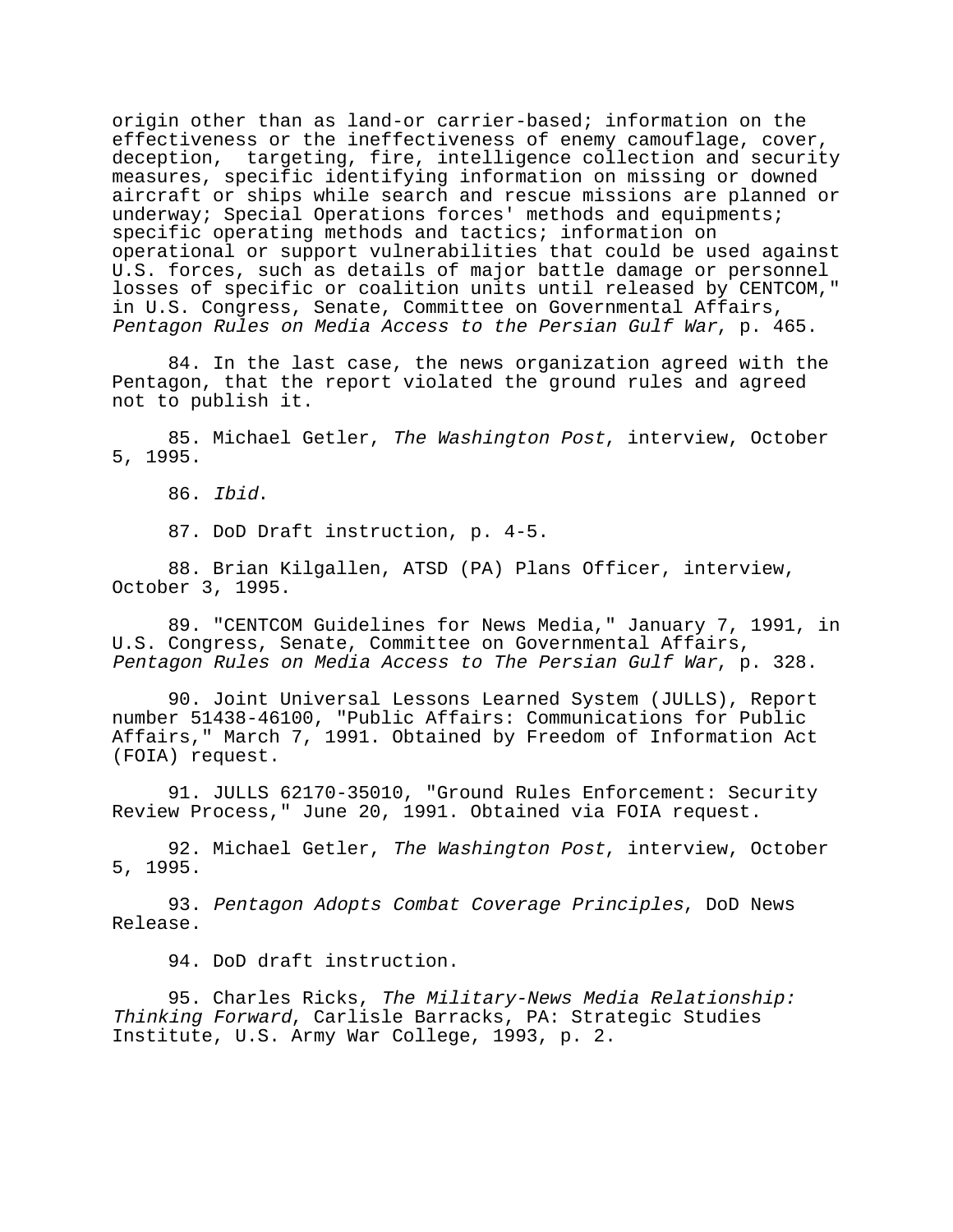origin other than as land-or carrier-based; information on the effectiveness or the ineffectiveness of enemy camouflage, cover, deception, targeting, fire, intelligence collection and security measures, specific identifying information on missing or downed aircraft or ships while search and rescue missions are planned or underway; Special Operations forces' methods and equipments; specific operating methods and tactics; information on operational or support vulnerabilities that could be used against U.S. forces, such as details of major battle damage or personnel losses of specific or coalition units until released by CENTCOM," in U.S. Congress, Senate, Committee on Governmental Affairs, *Pentagon Rules on Media Access to the Persian Gulf War*, p. 465.

84. In the last case, the news organization agreed with the Pentagon, that the report violated the ground rules and agreed not to publish it.

85. Michael Getler, *The Washington Post*, interview, October 5, 1995.

86. *Ibid*.

87. DoD Draft instruction, p. 4-5.

88. Brian Kilgallen, ATSD (PA) Plans Officer, interview, October 3, 1995.

89. "CENTCOM Guidelines for News Media," January 7, 1991, in U.S. Congress, Senate, Committee on Governmental Affairs, *Pentagon Rules on Media Access to The Persian Gulf War*, p. 328.

90. Joint Universal Lessons Learned System (JULLS), Report number 51438-46100, "Public Affairs: Communications for Public Affairs," March 7, 1991. Obtained by Freedom of Information Act (FOIA) request.

91. JULLS 62170-35010, "Ground Rules Enforcement: Security Review Process," June 20, 1991. Obtained via FOIA request.

92. Michael Getler, *The Washington Post*, interview, October 5, 1995.

93. *Pentagon Adopts Combat Coverage Principles*, DoD News Release.

94. DoD draft instruction.

95. Charles Ricks, *The Military-News Media Relationship: Thinking Forward*, Carlisle Barracks, PA: Strategic Studies Institute, U.S. Army War College, 1993, p. 2.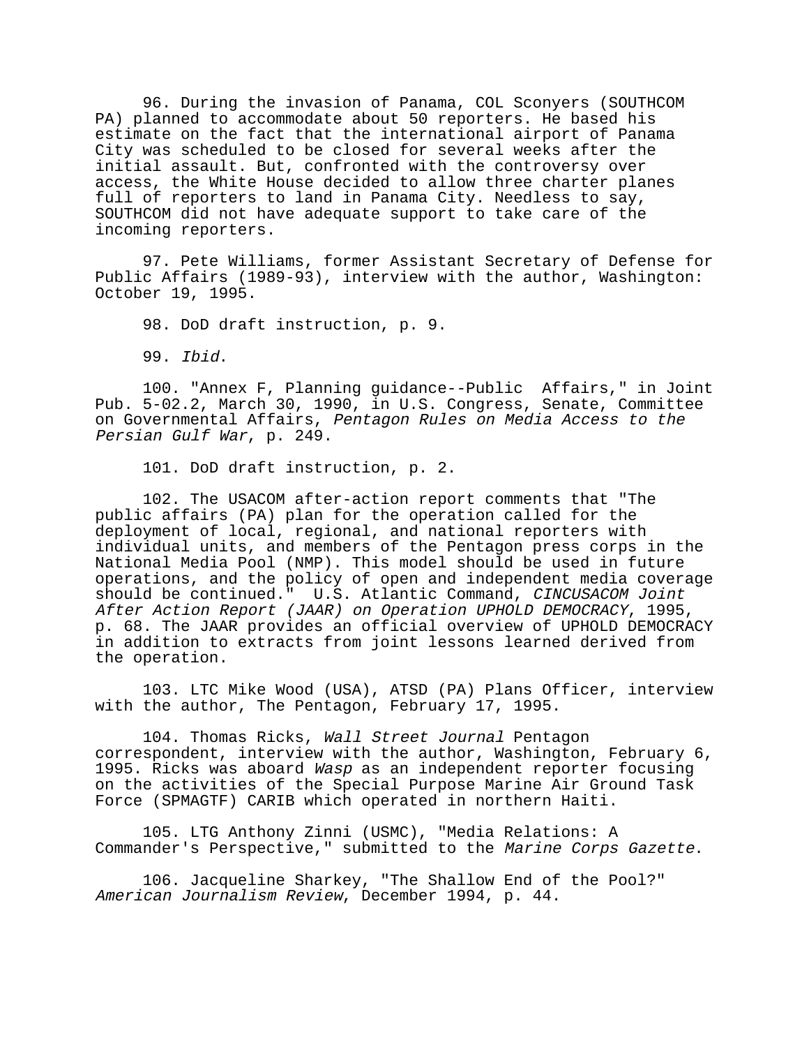96. During the invasion of Panama, COL Sconyers (SOUTHCOM PA) planned to accommodate about 50 reporters. He based his estimate on the fact that the international airport of Panama City was scheduled to be closed for several weeks after the initial assault. But, confronted with the controversy over access, the White House decided to allow three charter planes full of reporters to land in Panama City. Needless to say, SOUTHCOM did not have adequate support to take care of the incoming reporters.

97. Pete Williams, former Assistant Secretary of Defense for Public Affairs (1989-93), interview with the author, Washington: October 19, 1995.

98. DoD draft instruction, p. 9.

99. *Ibid*.

100. "Annex F, Planning guidance--Public Affairs," in Joint Pub. 5-02.2, March 30, 1990, in U.S. Congress, Senate, Committee on Governmental Affairs, *Pentagon Rules on Media Access to the Persian Gulf War*, p. 249.

101. DoD draft instruction, p. 2.

102. The USACOM after-action report comments that "The public affairs (PA) plan for the operation called for the deployment of local, regional, and national reporters with individual units, and members of the Pentagon press corps in the National Media Pool (NMP). This model should be used in future operations, and the policy of open and independent media coverage should be continued." U.S. Atlantic Command, *CINCUSACOM Joint After Action Report (JAAR) on Operation UPHOLD DEMOCRACY*, 1995, p. 68. The JAAR provides an official overview of UPHOLD DEMOCRACY in addition to extracts from joint lessons learned derived from the operation.

103. LTC Mike Wood (USA), ATSD (PA) Plans Officer, interview with the author, The Pentagon, February 17, 1995.

104. Thomas Ricks, *Wall Street Journal* Pentagon correspondent, interview with the author, Washington, February 6, 1995. Ricks was aboard *Wasp* as an independent reporter focusing on the activities of the Special Purpose Marine Air Ground Task Force (SPMAGTF) CARIB which operated in northern Haiti.

105. LTG Anthony Zinni (USMC), "Media Relations: A Commander's Perspective," submitted to the *Marine Corps Gazette*.

106. Jacqueline Sharkey, "The Shallow End of the Pool?" *American Journalism Review*, December 1994, p. 44.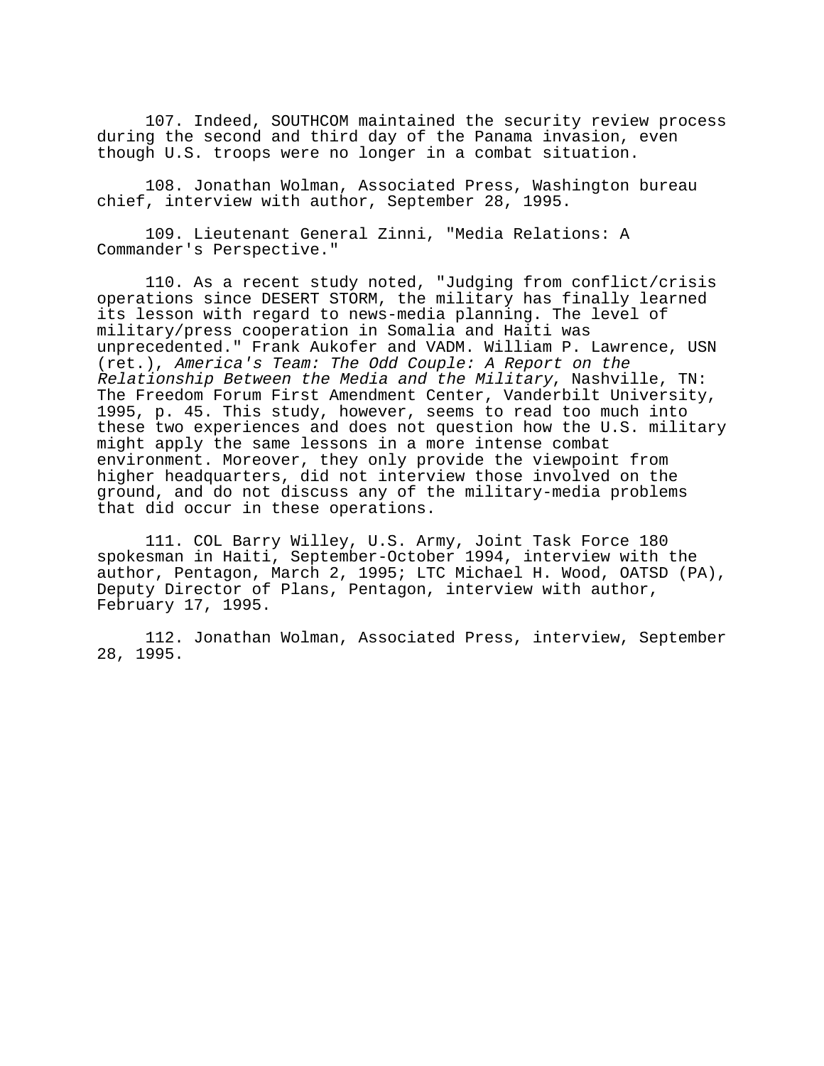107. Indeed, SOUTHCOM maintained the security review process during the second and third day of the Panama invasion, even though U.S. troops were no longer in a combat situation.

108. Jonathan Wolman, Associated Press, Washington bureau chief, interview with author, September 28, 1995.

109. Lieutenant General Zinni, "Media Relations: A Commander's Perspective."

110. As a recent study noted, "Judging from conflict/crisis operations since DESERT STORM, the military has finally learned its lesson with regard to news-media planning. The level of military/press cooperation in Somalia and Haiti was unprecedented." Frank Aukofer and VADM. William P. Lawrence, USN (ret.), *America's Team: The Odd Couple: A Report on the Relationship Between the Media and the Military*, Nashville, TN: The Freedom Forum First Amendment Center, Vanderbilt University, 1995, p. 45. This study, however, seems to read too much into these two experiences and does not question how the U.S. military might apply the same lessons in a more intense combat environment. Moreover, they only provide the viewpoint from higher headquarters, did not interview those involved on the ground, and do not discuss any of the military-media problems that did occur in these operations.

111. COL Barry Willey, U.S. Army, Joint Task Force 180 spokesman in Haiti, September-October 1994, interview with the author, Pentagon, March 2, 1995; LTC Michael H. Wood, OATSD (PA), Deputy Director of Plans, Pentagon, interview with author, February 17, 1995.

112. Jonathan Wolman, Associated Press, interview, September 28, 1995.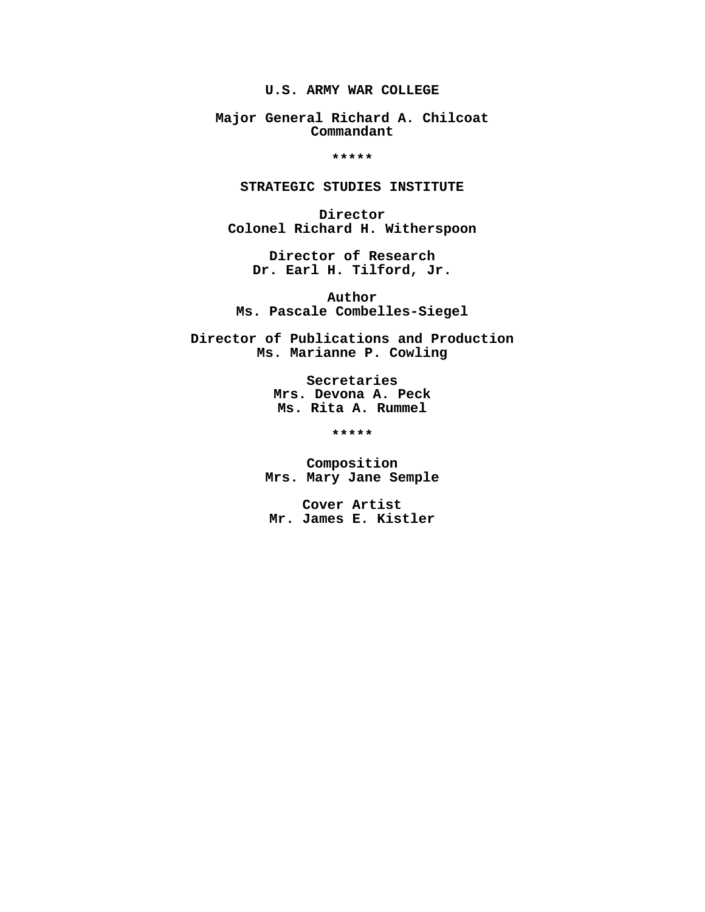**U.S. ARMY WAR COLLEGE**

**Major General Richard A. Chilcoat**
**Commandant**

*****

**STRATEGIC STUDIES INSTITUTE**

**Director**
**Colonel Richard H. Witherspoon**

**Director of Research**
**Dr. Earl H. Tilford, Jr.**

**Author**
**Ms. Pascale Combelles-Siegel**

**Director of Publications and Production**
**Ms. Marianne P. Cowling**

**Secretaries**
**Mrs. Devona A. Peck**
**Ms. Rita A. Rummel**

*****

**Composition**
**Mrs. Mary Jane Semple**

**Cover Artist**
**Mr. James E. Kistler**